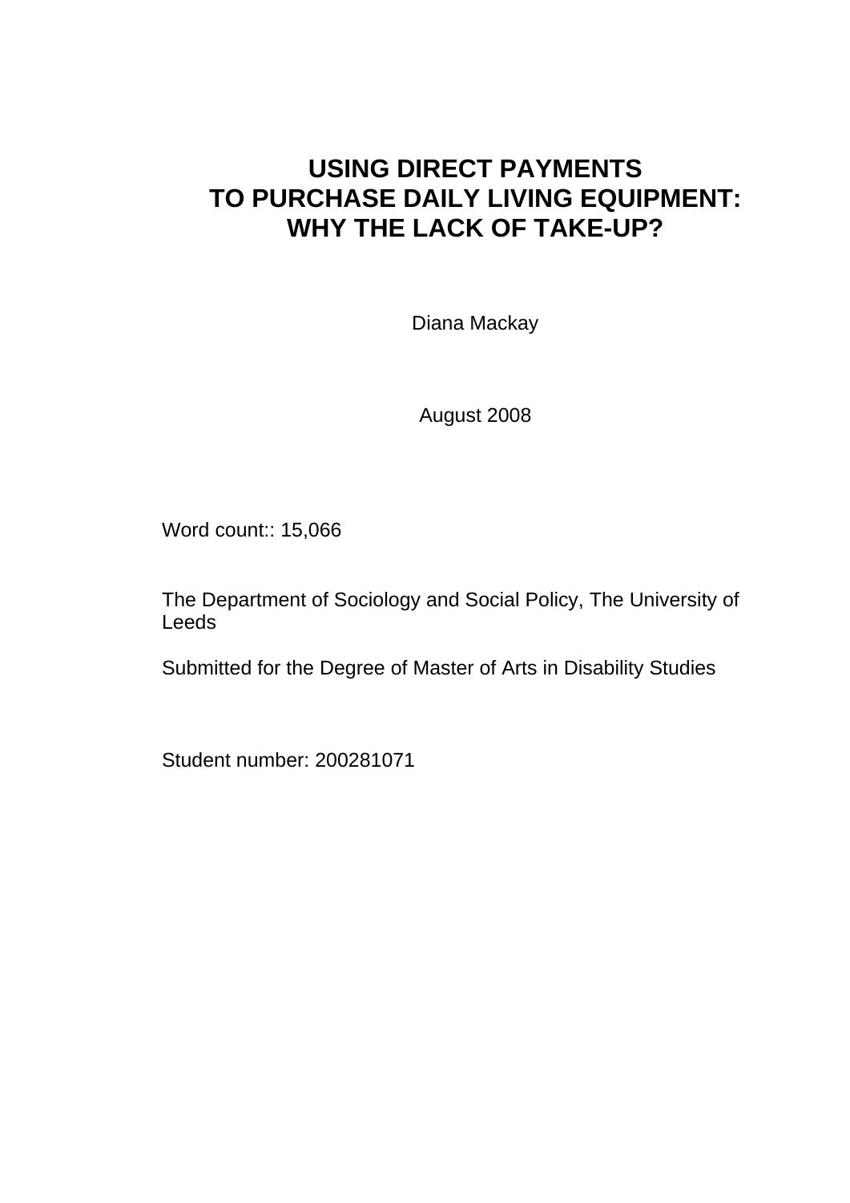# USING DIRECT PAYMENTS TO PURCHASE DAILY LIVING EQUIPMENT: WHY THE LACK OF TAKE-UP?

Diana Mackay

August 2008

Word count:: 15,066

The Department of Sociology and Social Policy, The University of Leeds

Submitted for the Degree of Master of Arts in Disability Studies

Student number: 200281071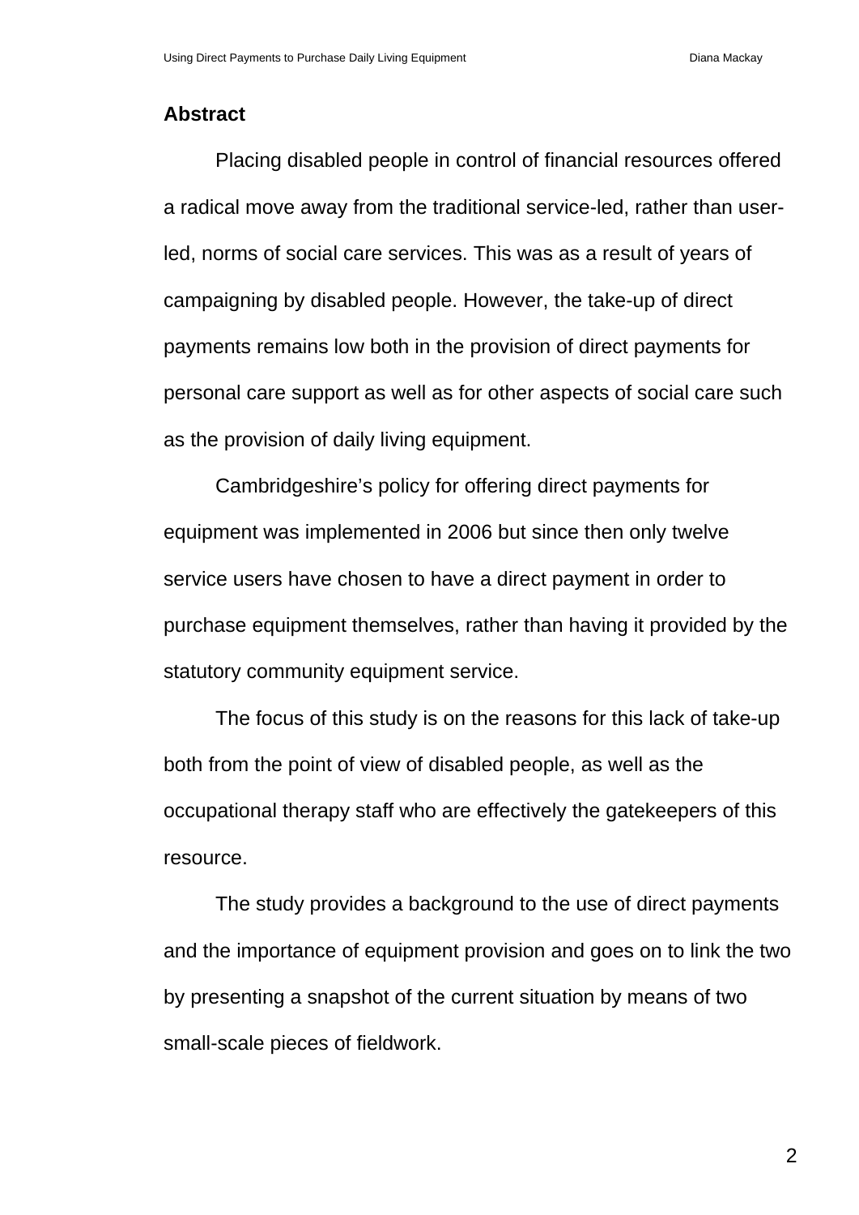## Abstract

Placing disabled people in control of financial resources offered a radical move away from the traditional service-led, rather than user-led, norms of social care services. This was as a result of years of campaigning by disabled people. However, the take-up of direct payments remains low both in the provision of direct payments for personal care support as well as for other aspects of social care such as the provision of daily living equipment.

Cambridgeshire's policy for offering direct payments for equipment was implemented in 2006 but since then only twelve service users have chosen to have a direct payment in order to purchase equipment themselves, rather than having it provided by the statutory community equipment service.

The focus of this study is on the reasons for this lack of take-up both from the point of view of disabled people, as well as the occupational therapy staff who are effectively the gatekeepers of this resource.

The study provides a background to the use of direct payments and the importance of equipment provision and goes on to link the two by presenting a snapshot of the current situation by means of two small-scale pieces of fieldwork.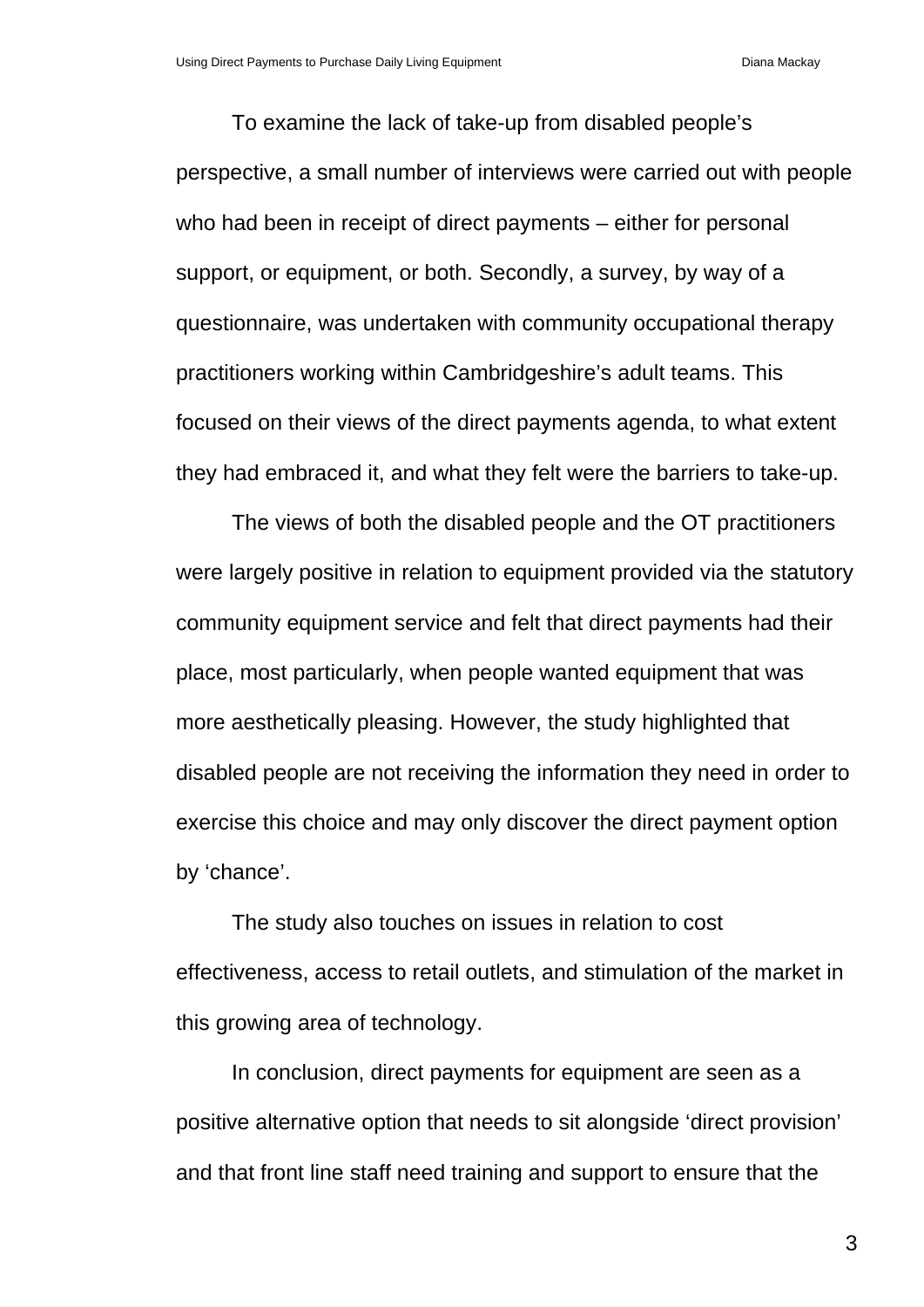To examine the lack of take-up from disabled people's perspective, a small number of interviews were carried out with people who had been in receipt of direct payments – either for personal support, or equipment, or both. Secondly, a survey, by way of a questionnaire, was undertaken with community occupational therapy practitioners working within Cambridgeshire's adult teams. This focused on their views of the direct payments agenda, to what extent they had embraced it, and what they felt were the barriers to take-up.

The views of both the disabled people and the OT practitioners were largely positive in relation to equipment provided via the statutory community equipment service and felt that direct payments had their place, most particularly, when people wanted equipment that was more aesthetically pleasing. However, the study highlighted that disabled people are not receiving the information they need in order to exercise this choice and may only discover the direct payment option by 'chance'.

The study also touches on issues in relation to cost effectiveness, access to retail outlets, and stimulation of the market in this growing area of technology.

In conclusion, direct payments for equipment are seen as a positive alternative option that needs to sit alongside 'direct provision' and that front line staff need training and support to ensure that the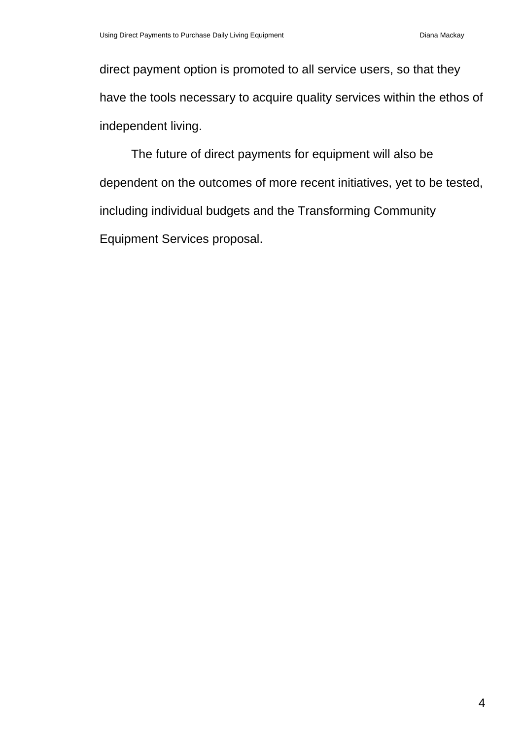direct payment option is promoted to all service users, so that they have the tools necessary to acquire quality services within the ethos of independent living.

The future of direct payments for equipment will also be dependent on the outcomes of more recent initiatives, yet to be tested, including individual budgets and the Transforming Community Equipment Services proposal.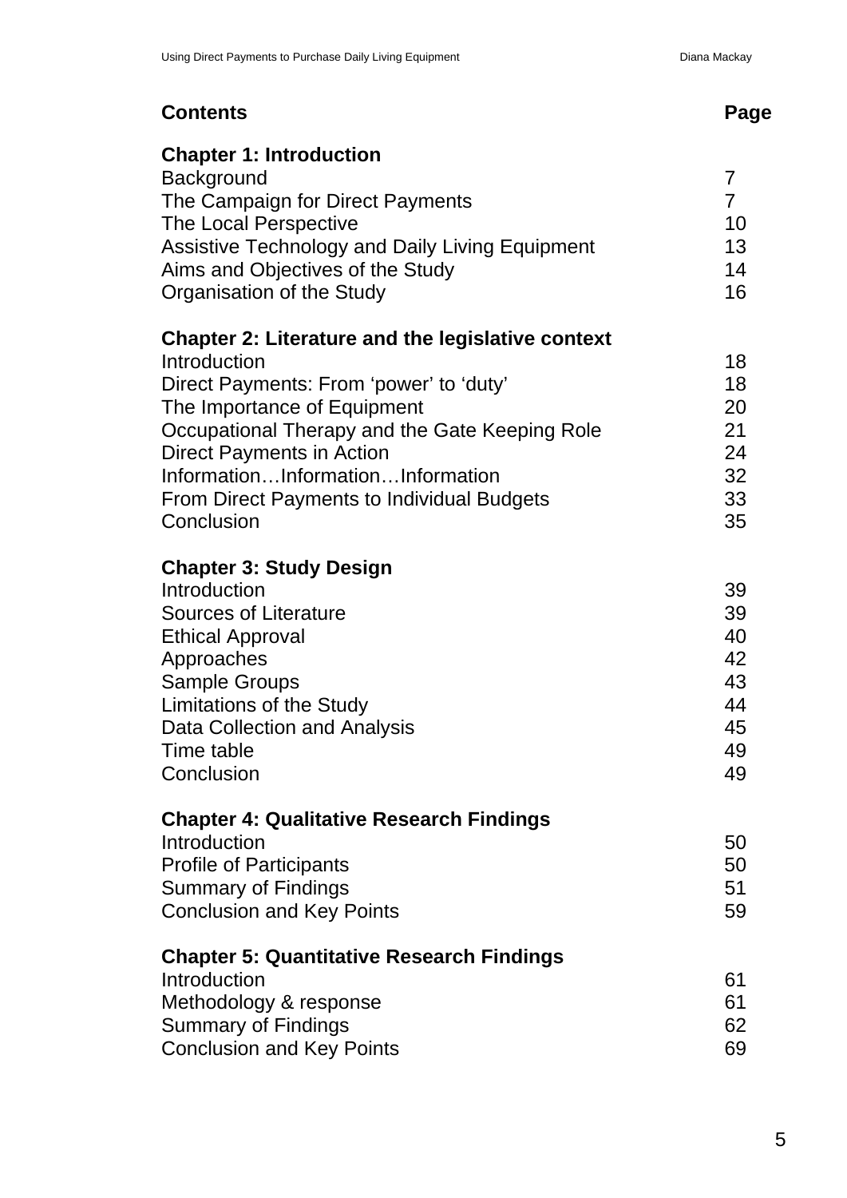## Contents

| Contents | Page |
|---|---|
| **Chapter 1: Introduction** | |
| Background | 7 |
| The Campaign for Direct Payments | 7 |
| The Local Perspective | 10 |
| Assistive Technology and Daily Living Equipment | 13 |
| Aims and Objectives of the Study | 14 |
| Organisation of the Study | 16 |
| **Chapter 2: Literature and the legislative context** | |
| Introduction | 18 |
| Direct Payments: From 'power' to 'duty' | 18 |
| The Importance of Equipment | 20 |
| Occupational Therapy and the Gate Keeping Role | 21 |
| Direct Payments in Action | 24 |
| Information…Information…Information | 32 |
| From Direct Payments to Individual Budgets | 33 |
| Conclusion | 35 |
| **Chapter 3: Study Design** | |
| Introduction | 39 |
| Sources of Literature | 39 |
| Ethical Approval | 40 |
| Approaches | 42 |
| Sample Groups | 43 |
| Limitations of the Study | 44 |
| Data Collection and Analysis | 45 |
| Time table | 49 |
| Conclusion | 49 |
| **Chapter 4: Qualitative Research Findings** | |
| Introduction | 50 |
| Profile of Participants | 50 |
| Summary of Findings | 51 |
| Conclusion and Key Points | 59 |
| **Chapter 5: Quantitative Research Findings** | |
| Introduction | 61 |
| Methodology & response | 61 |
| Summary of Findings | 62 |
| Conclusion and Key Points | 69 |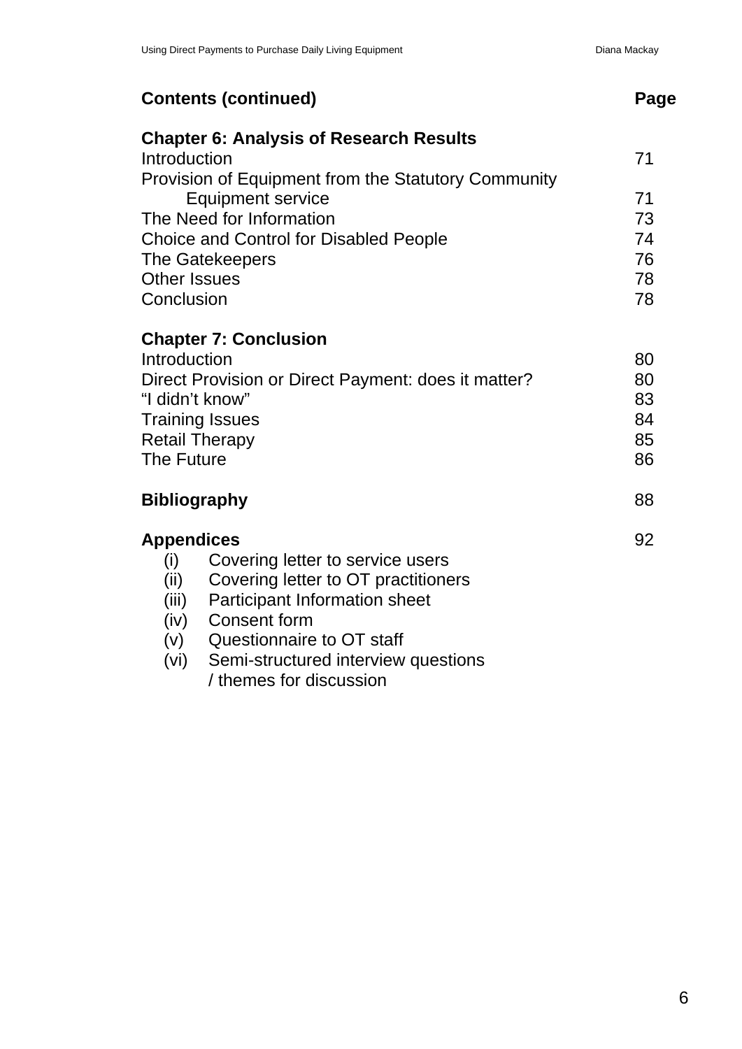## Contents (continued)

| | Page |
|---|---|
| **Chapter 6: Analysis of Research Results** | |
| Introduction | 71 |
| Provision of Equipment from the Statutory Community Equipment service | 71 |
| The Need for Information | 73 |
| Choice and Control for Disabled People | 74 |
| The Gatekeepers | 76 |
| Other Issues | 78 |
| Conclusion | 78 |
| **Chapter 7: Conclusion** | |
| Introduction | 80 |
| Direct Provision or Direct Payment: does it matter? | 80 |
| "I didn't know" | 83 |
| Training Issues | 84 |
| Retail Therapy | 85 |
| The Future | 86 |
| **Bibliography** | 88 |
| **Appendices** | 92 |

(i) Covering letter to service users
(ii) Covering letter to OT practitioners
(iii) Participant Information sheet
(iv) Consent form
(v) Questionnaire to OT staff
(vi) Semi-structured interview questions / themes for discussion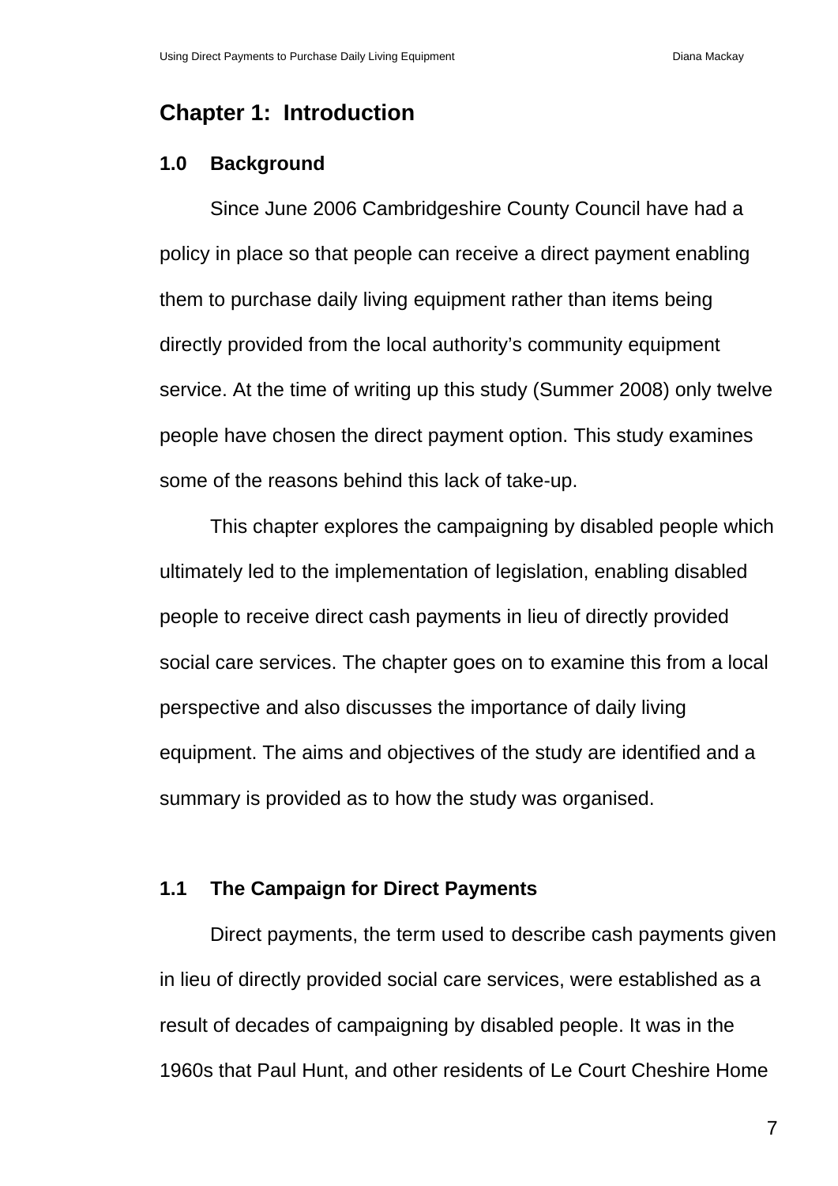## Chapter 1: Introduction

### 1.0 Background

Since June 2006 Cambridgeshire County Council have had a policy in place so that people can receive a direct payment enabling them to purchase daily living equipment rather than items being directly provided from the local authority's community equipment service. At the time of writing up this study (Summer 2008) only twelve people have chosen the direct payment option. This study examines some of the reasons behind this lack of take-up.

This chapter explores the campaigning by disabled people which ultimately led to the implementation of legislation, enabling disabled people to receive direct cash payments in lieu of directly provided social care services. The chapter goes on to examine this from a local perspective and also discusses the importance of daily living equipment. The aims and objectives of the study are identified and a summary is provided as to how the study was organised.

### 1.1 The Campaign for Direct Payments

Direct payments, the term used to describe cash payments given in lieu of directly provided social care services, were established as a result of decades of campaigning by disabled people. It was in the 1960s that Paul Hunt, and other residents of Le Court Cheshire Home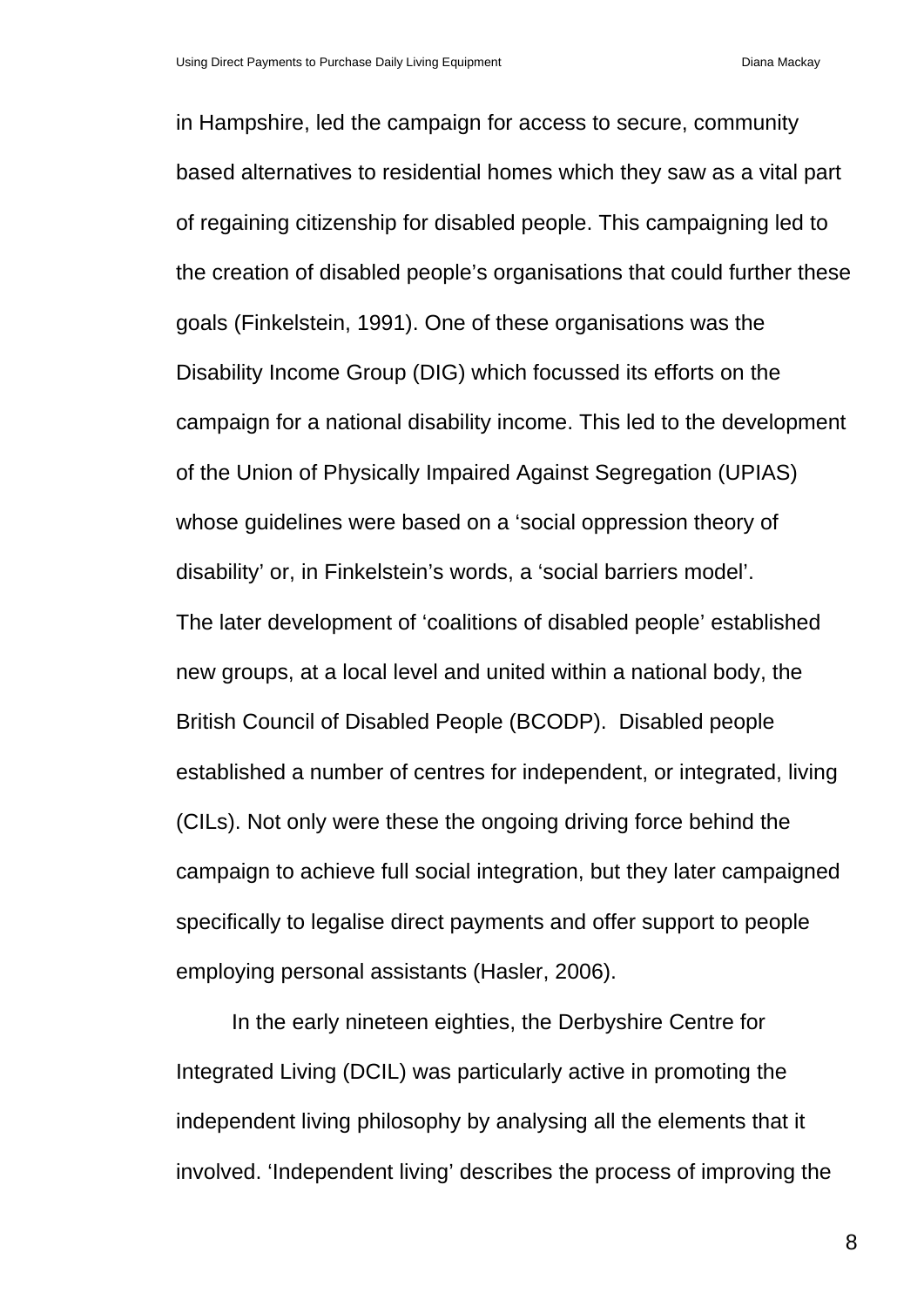in Hampshire, led the campaign for access to secure, community based alternatives to residential homes which they saw as a vital part of regaining citizenship for disabled people. This campaigning led to the creation of disabled people's organisations that could further these goals (Finkelstein, 1991). One of these organisations was the Disability Income Group (DIG) which focussed its efforts on the campaign for a national disability income. This led to the development of the Union of Physically Impaired Against Segregation (UPIAS) whose guidelines were based on a 'social oppression theory of disability' or, in Finkelstein's words, a 'social barriers model'. The later development of 'coalitions of disabled people' established new groups, at a local level and united within a national body, the British Council of Disabled People (BCODP). Disabled people established a number of centres for independent, or integrated, living (CILs). Not only were these the ongoing driving force behind the campaign to achieve full social integration, but they later campaigned specifically to legalise direct payments and offer support to people employing personal assistants (Hasler, 2006).

In the early nineteen eighties, the Derbyshire Centre for Integrated Living (DCIL) was particularly active in promoting the independent living philosophy by analysing all the elements that it involved. 'Independent living' describes the process of improving the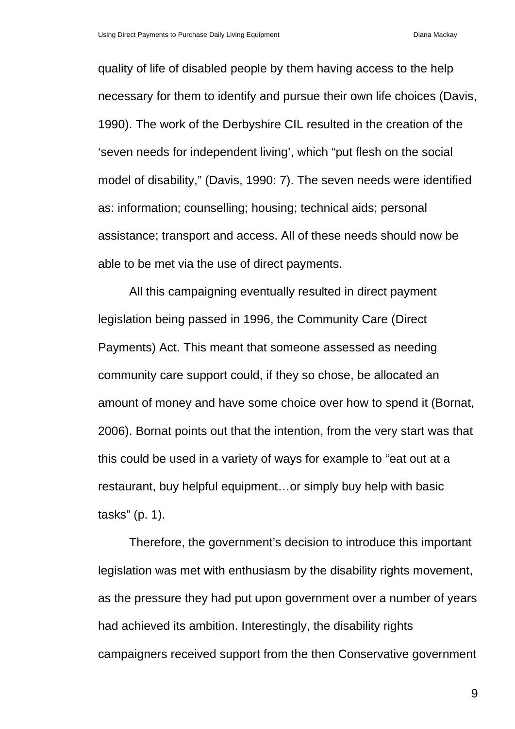quality of life of disabled people by them having access to the help necessary for them to identify and pursue their own life choices (Davis, 1990). The work of the Derbyshire CIL resulted in the creation of the 'seven needs for independent living', which "put flesh on the social model of disability," (Davis, 1990: 7). The seven needs were identified as: information; counselling; housing; technical aids; personal assistance; transport and access. All of these needs should now be able to be met via the use of direct payments.

All this campaigning eventually resulted in direct payment legislation being passed in 1996, the Community Care (Direct Payments) Act. This meant that someone assessed as needing community care support could, if they so chose, be allocated an amount of money and have some choice over how to spend it (Bornat, 2006). Bornat points out that the intention, from the very start was that this could be used in a variety of ways for example to "eat out at a restaurant, buy helpful equipment…or simply buy help with basic tasks" (p. 1).

Therefore, the government's decision to introduce this important legislation was met with enthusiasm by the disability rights movement, as the pressure they had put upon government over a number of years had achieved its ambition. Interestingly, the disability rights campaigners received support from the then Conservative government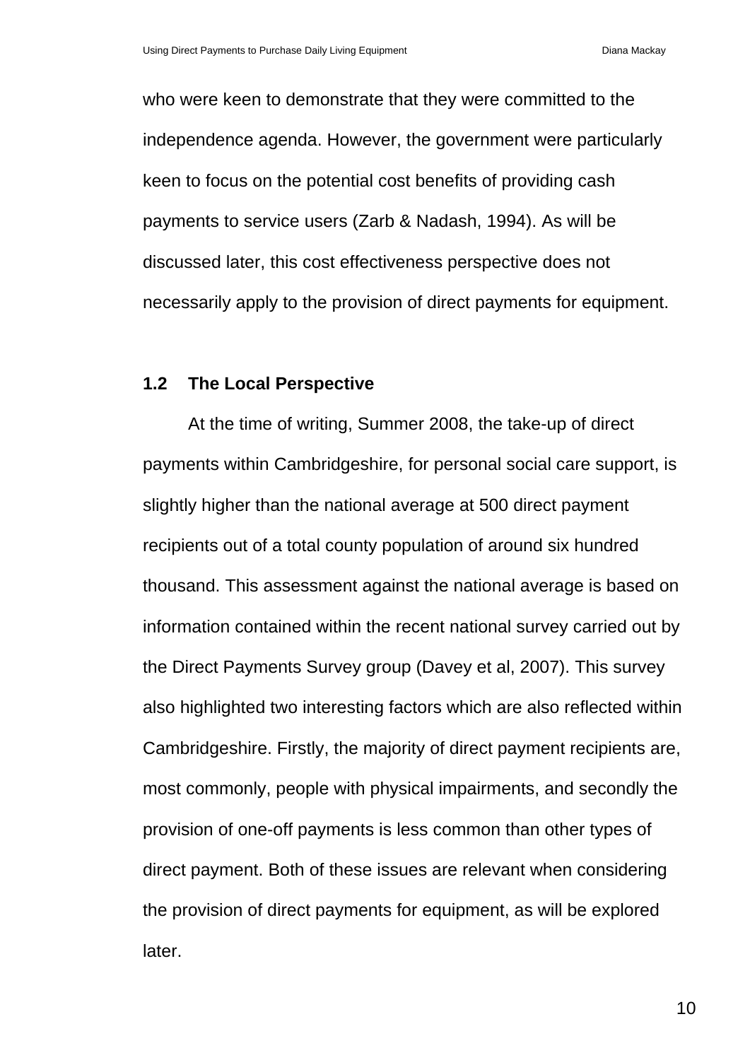who were keen to demonstrate that they were committed to the independence agenda. However, the government were particularly keen to focus on the potential cost benefits of providing cash payments to service users (Zarb & Nadash, 1994). As will be discussed later, this cost effectiveness perspective does not necessarily apply to the provision of direct payments for equipment.

## 1.2 The Local Perspective

At the time of writing, Summer 2008, the take-up of direct payments within Cambridgeshire, for personal social care support, is slightly higher than the national average at 500 direct payment recipients out of a total county population of around six hundred thousand. This assessment against the national average is based on information contained within the recent national survey carried out by the Direct Payments Survey group (Davey et al, 2007). This survey also highlighted two interesting factors which are also reflected within Cambridgeshire. Firstly, the majority of direct payment recipients are, most commonly, people with physical impairments, and secondly the provision of one-off payments is less common than other types of direct payment. Both of these issues are relevant when considering the provision of direct payments for equipment, as will be explored later.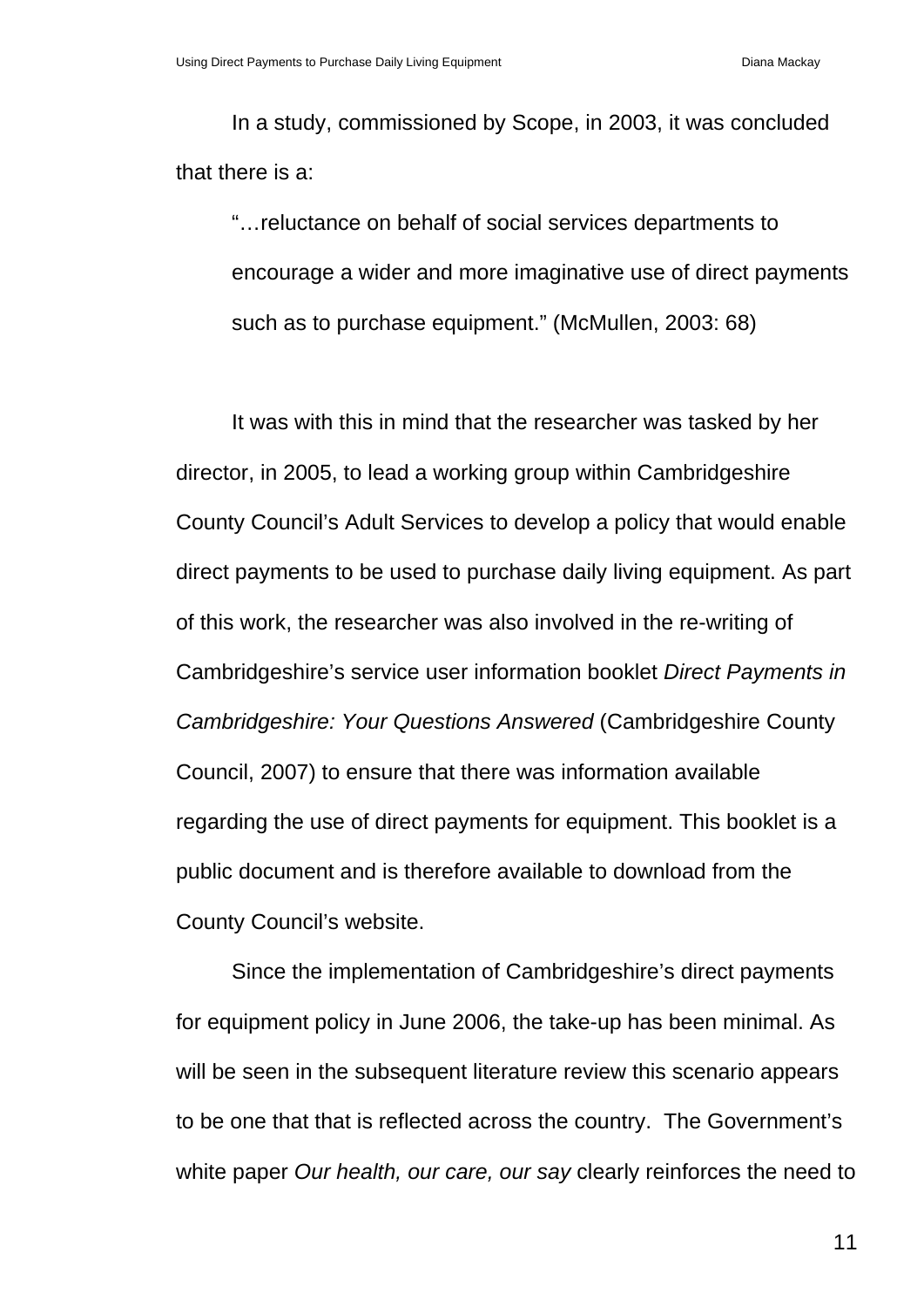In a study, commissioned by Scope, in 2003, it was concluded that there is a:

> "…reluctance on behalf of social services departments to encourage a wider and more imaginative use of direct payments such as to purchase equipment." (McMullen, 2003: 68)

It was with this in mind that the researcher was tasked by her director, in 2005, to lead a working group within Cambridgeshire County Council's Adult Services to develop a policy that would enable direct payments to be used to purchase daily living equipment. As part of this work, the researcher was also involved in the re-writing of Cambridgeshire's service user information booklet *Direct Payments in Cambridgeshire: Your Questions Answered* (Cambridgeshire County Council, 2007) to ensure that there was information available regarding the use of direct payments for equipment. This booklet is a public document and is therefore available to download from the County Council's website.

Since the implementation of Cambridgeshire's direct payments for equipment policy in June 2006, the take-up has been minimal. As will be seen in the subsequent literature review this scenario appears to be one that that is reflected across the country. The Government's white paper *Our health, our care, our say* clearly reinforces the need to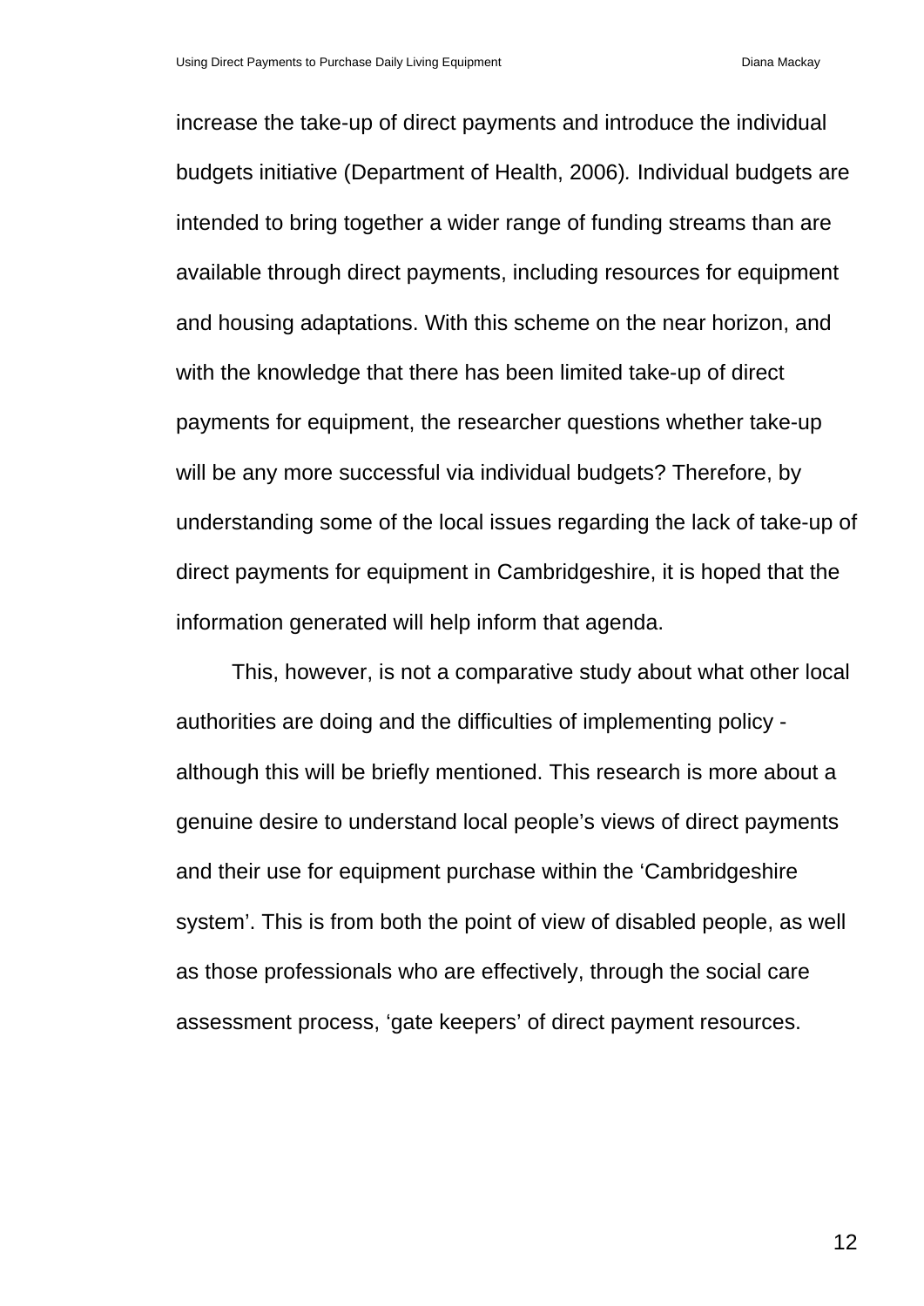increase the take-up of direct payments and introduce the individual budgets initiative (Department of Health, 2006). Individual budgets are intended to bring together a wider range of funding streams than are available through direct payments, including resources for equipment and housing adaptations. With this scheme on the near horizon, and with the knowledge that there has been limited take-up of direct payments for equipment, the researcher questions whether take-up will be any more successful via individual budgets? Therefore, by understanding some of the local issues regarding the lack of take-up of direct payments for equipment in Cambridgeshire, it is hoped that the information generated will help inform that agenda.

This, however, is not a comparative study about what other local authorities are doing and the difficulties of implementing policy - although this will be briefly mentioned. This research is more about a genuine desire to understand local people's views of direct payments and their use for equipment purchase within the 'Cambridgeshire system'. This is from both the point of view of disabled people, as well as those professionals who are effectively, through the social care assessment process, 'gate keepers' of direct payment resources.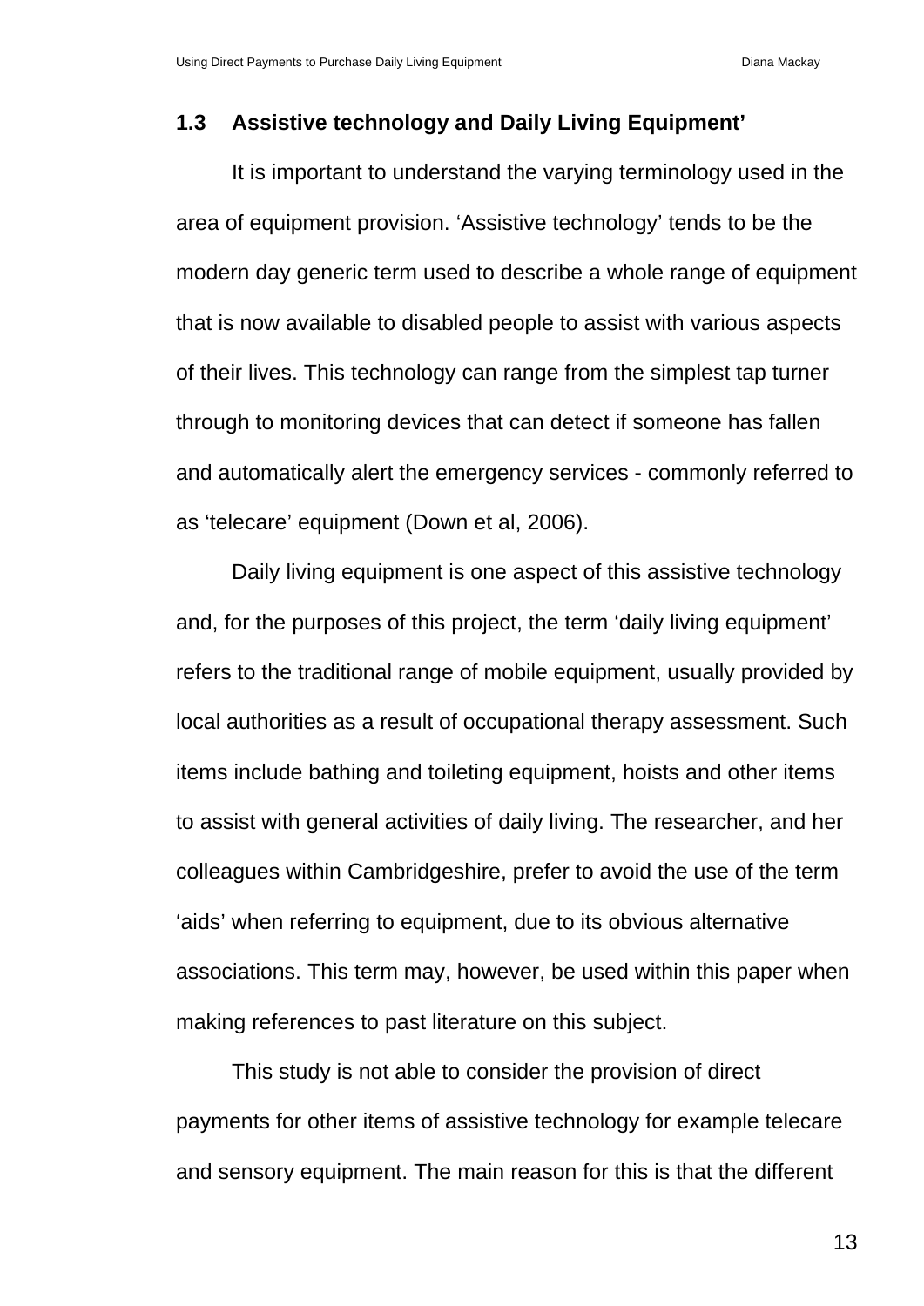## 1.3 Assistive technology and Daily Living Equipment'

It is important to understand the varying terminology used in the area of equipment provision. 'Assistive technology' tends to be the modern day generic term used to describe a whole range of equipment that is now available to disabled people to assist with various aspects of their lives. This technology can range from the simplest tap turner through to monitoring devices that can detect if someone has fallen and automatically alert the emergency services - commonly referred to as 'telecare' equipment (Down et al, 2006).

Daily living equipment is one aspect of this assistive technology and, for the purposes of this project, the term 'daily living equipment' refers to the traditional range of mobile equipment, usually provided by local authorities as a result of occupational therapy assessment. Such items include bathing and toileting equipment, hoists and other items to assist with general activities of daily living. The researcher, and her colleagues within Cambridgeshire, prefer to avoid the use of the term 'aids' when referring to equipment, due to its obvious alternative associations. This term may, however, be used within this paper when making references to past literature on this subject.

This study is not able to consider the provision of direct payments for other items of assistive technology for example telecare and sensory equipment. The main reason for this is that the different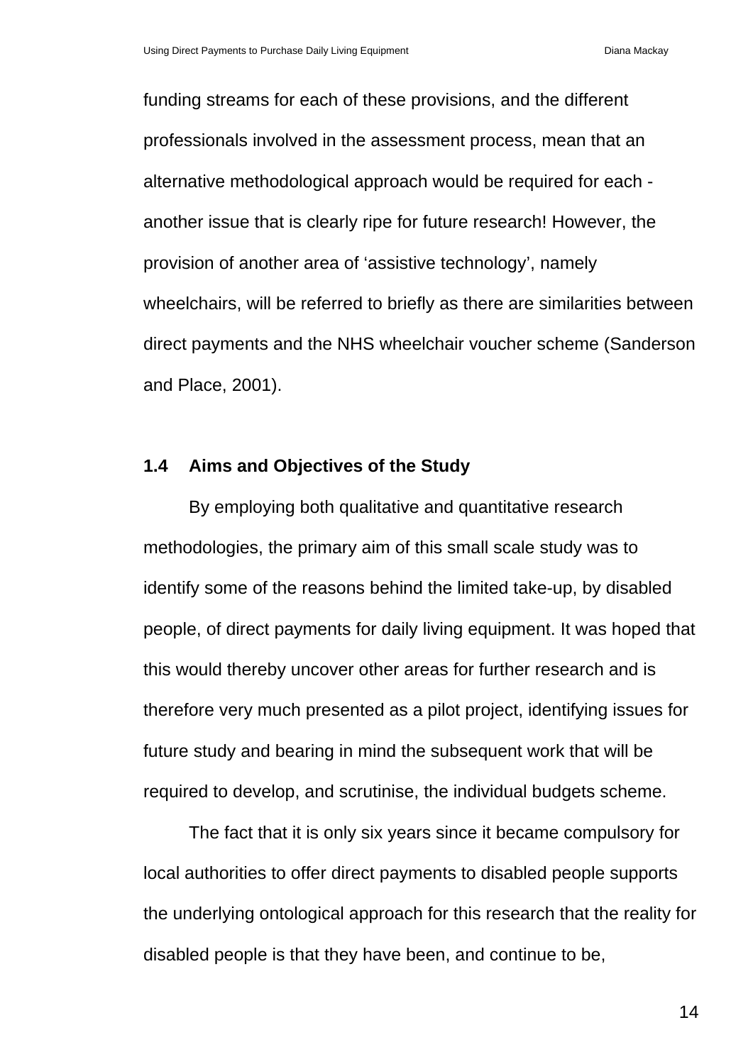funding streams for each of these provisions, and the different professionals involved in the assessment process, mean that an alternative methodological approach would be required for each - another issue that is clearly ripe for future research! However, the provision of another area of 'assistive technology', namely wheelchairs, will be referred to briefly as there are similarities between direct payments and the NHS wheelchair voucher scheme (Sanderson and Place, 2001).

## 1.4 Aims and Objectives of the Study

By employing both qualitative and quantitative research methodologies, the primary aim of this small scale study was to identify some of the reasons behind the limited take-up, by disabled people, of direct payments for daily living equipment. It was hoped that this would thereby uncover other areas for further research and is therefore very much presented as a pilot project, identifying issues for future study and bearing in mind the subsequent work that will be required to develop, and scrutinise, the individual budgets scheme.

The fact that it is only six years since it became compulsory for local authorities to offer direct payments to disabled people supports the underlying ontological approach for this research that the reality for disabled people is that they have been, and continue to be,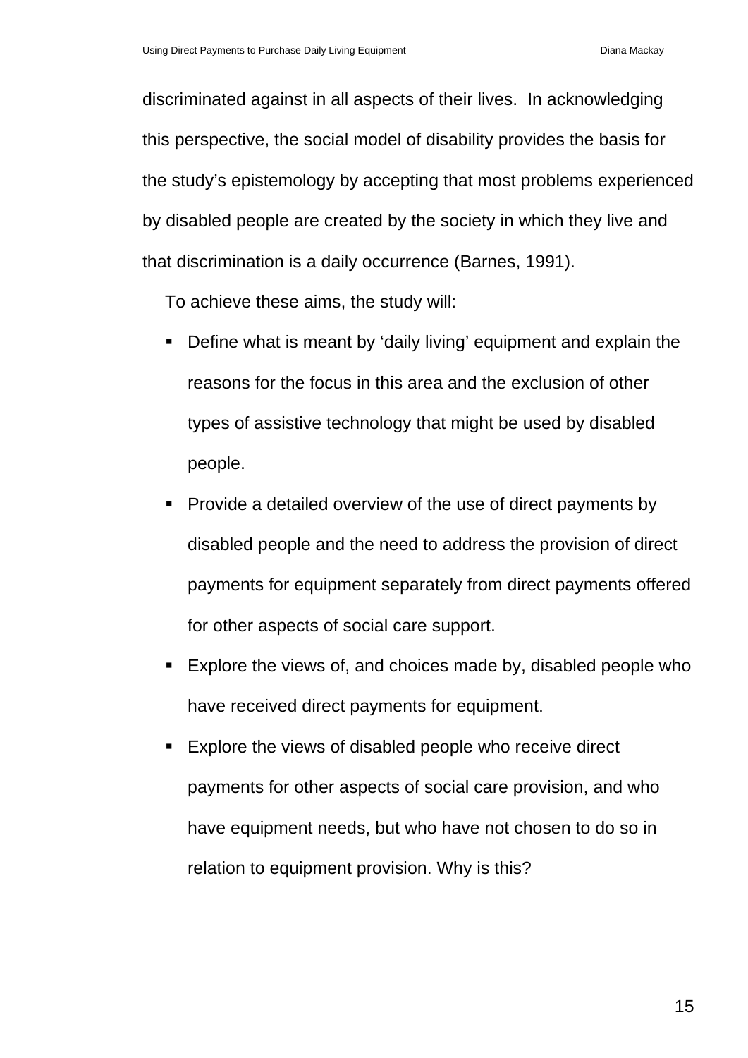discriminated against in all aspects of their lives. In acknowledging this perspective, the social model of disability provides the basis for the study's epistemology by accepting that most problems experienced by disabled people are created by the society in which they live and that discrimination is a daily occurrence (Barnes, 1991).

To achieve these aims, the study will:

- Define what is meant by 'daily living' equipment and explain the reasons for the focus in this area and the exclusion of other types of assistive technology that might be used by disabled people.
- Provide a detailed overview of the use of direct payments by disabled people and the need to address the provision of direct payments for equipment separately from direct payments offered for other aspects of social care support.
- Explore the views of, and choices made by, disabled people who have received direct payments for equipment.
- Explore the views of disabled people who receive direct payments for other aspects of social care provision, and who have equipment needs, but who have not chosen to do so in relation to equipment provision. Why is this?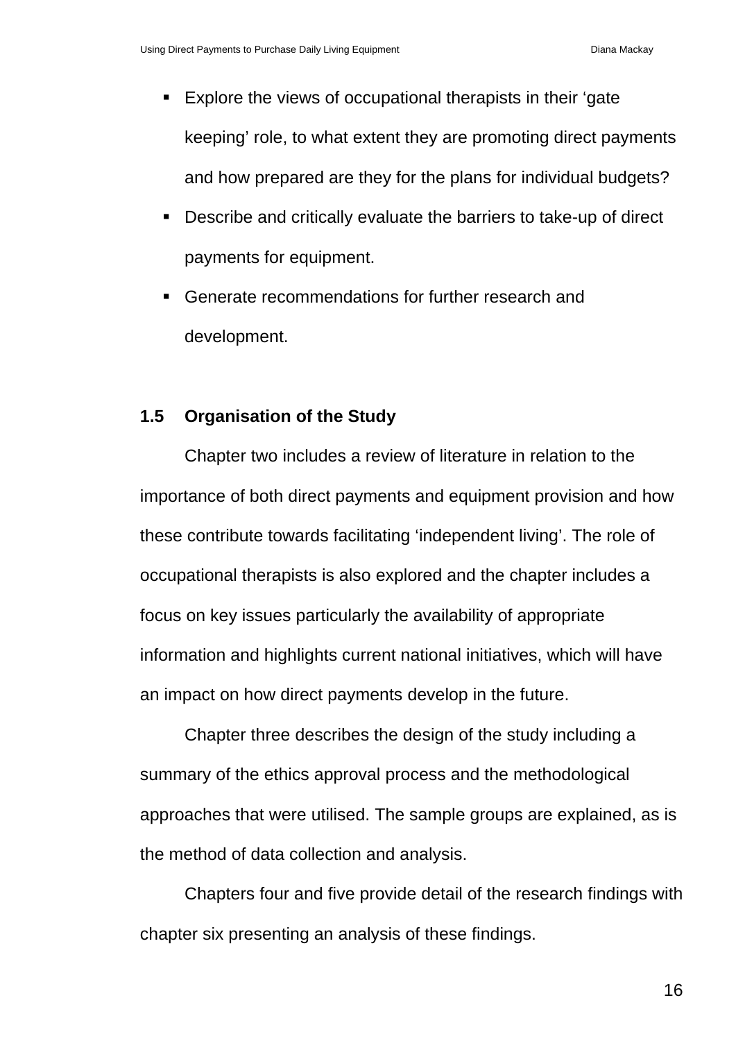- Explore the views of occupational therapists in their 'gate keeping' role, to what extent they are promoting direct payments and how prepared are they for the plans for individual budgets?
- Describe and critically evaluate the barriers to take-up of direct payments for equipment.
- Generate recommendations for further research and development.

### 1.5 Organisation of the Study

Chapter two includes a review of literature in relation to the importance of both direct payments and equipment provision and how these contribute towards facilitating 'independent living'. The role of occupational therapists is also explored and the chapter includes a focus on key issues particularly the availability of appropriate information and highlights current national initiatives, which will have an impact on how direct payments develop in the future.

Chapter three describes the design of the study including a summary of the ethics approval process and the methodological approaches that were utilised. The sample groups are explained, as is the method of data collection and analysis.

Chapters four and five provide detail of the research findings with chapter six presenting an analysis of these findings.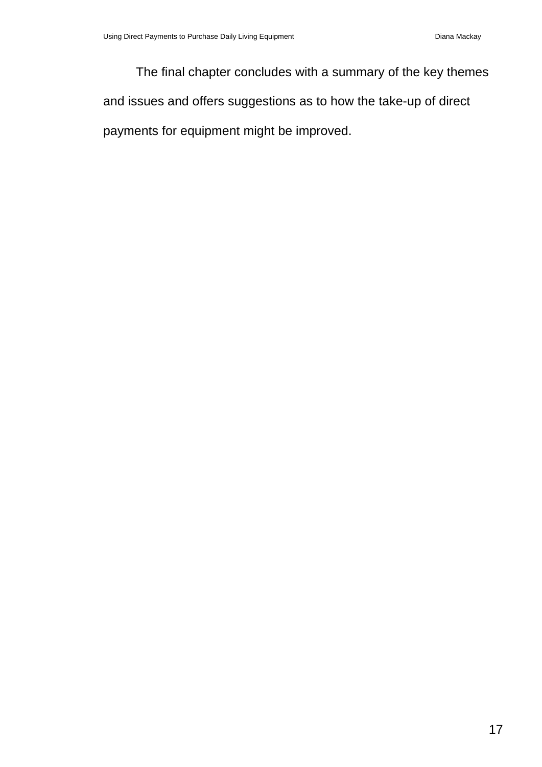The final chapter concludes with a summary of the key themes and issues and offers suggestions as to how the take-up of direct payments for equipment might be improved.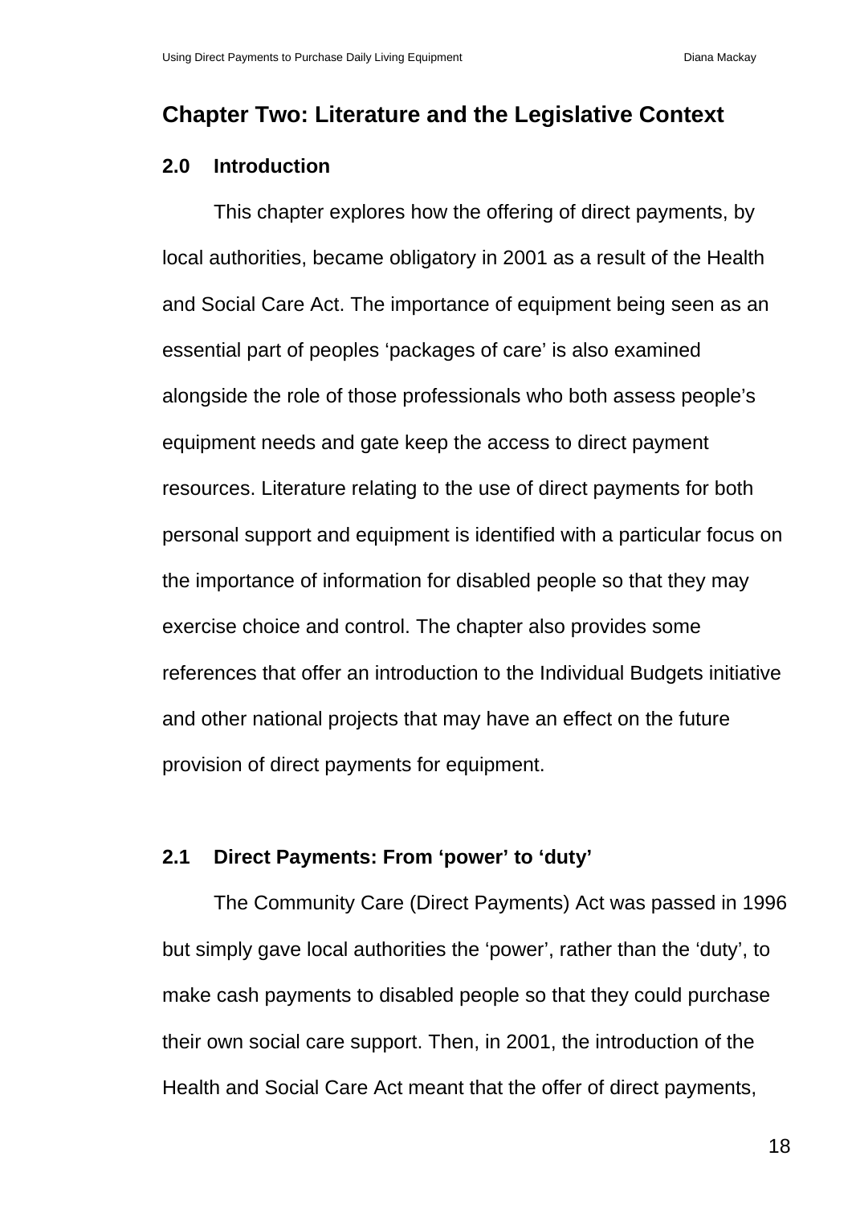# Chapter Two: Literature and the Legislative Context

## 2.0 Introduction

This chapter explores how the offering of direct payments, by local authorities, became obligatory in 2001 as a result of the Health and Social Care Act. The importance of equipment being seen as an essential part of peoples 'packages of care' is also examined alongside the role of those professionals who both assess people's equipment needs and gate keep the access to direct payment resources. Literature relating to the use of direct payments for both personal support and equipment is identified with a particular focus on the importance of information for disabled people so that they may exercise choice and control. The chapter also provides some references that offer an introduction to the Individual Budgets initiative and other national projects that may have an effect on the future provision of direct payments for equipment.

## 2.1 Direct Payments: From 'power' to 'duty'

The Community Care (Direct Payments) Act was passed in 1996 but simply gave local authorities the 'power', rather than the 'duty', to make cash payments to disabled people so that they could purchase their own social care support. Then, in 2001, the introduction of the Health and Social Care Act meant that the offer of direct payments,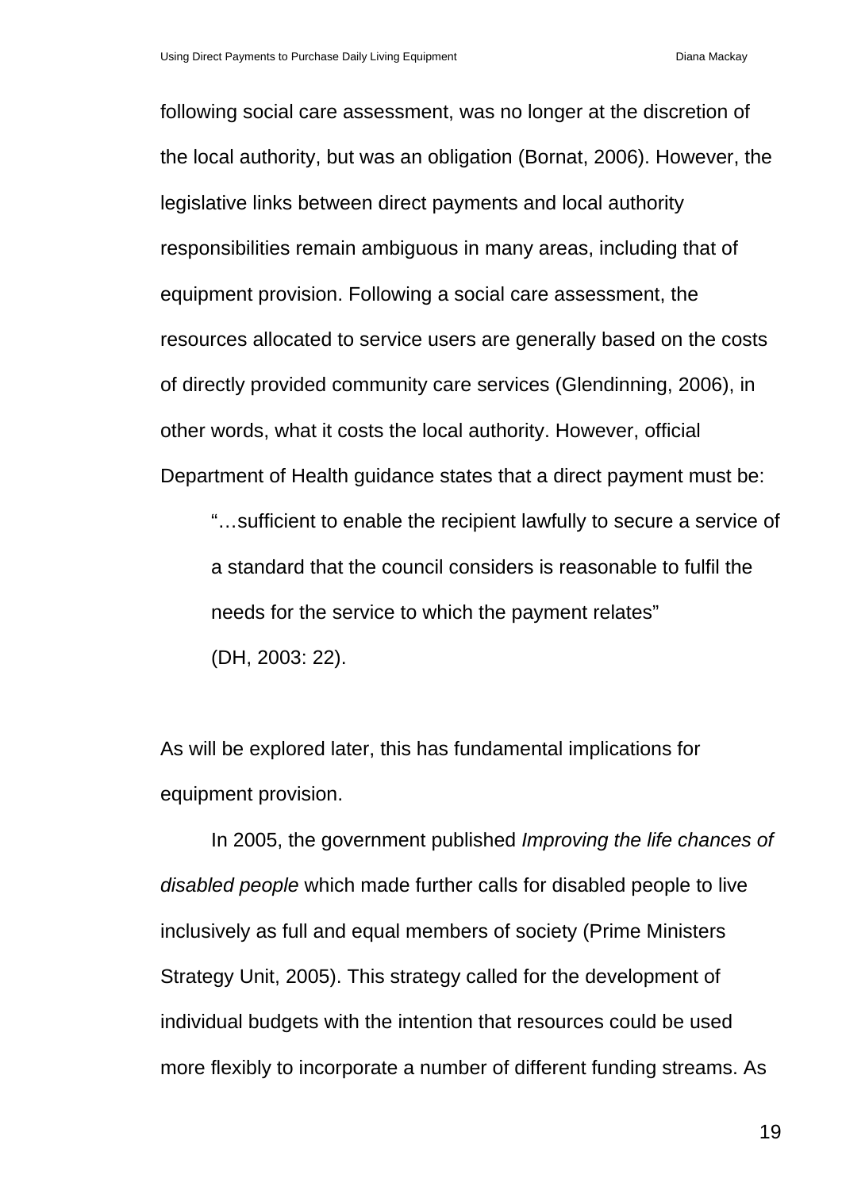following social care assessment, was no longer at the discretion of the local authority, but was an obligation (Bornat, 2006). However, the legislative links between direct payments and local authority responsibilities remain ambiguous in many areas, including that of equipment provision. Following a social care assessment, the resources allocated to service users are generally based on the costs of directly provided community care services (Glendinning, 2006), in other words, what it costs the local authority. However, official Department of Health guidance states that a direct payment must be:

> "…sufficient to enable the recipient lawfully to secure a service of a standard that the council considers is reasonable to fulfil the needs for the service to which the payment relates"
> (DH, 2003: 22).

As will be explored later, this has fundamental implications for equipment provision.

In 2005, the government published *Improving the life chances of disabled people* which made further calls for disabled people to live inclusively as full and equal members of society (Prime Ministers Strategy Unit, 2005). This strategy called for the development of individual budgets with the intention that resources could be used more flexibly to incorporate a number of different funding streams. As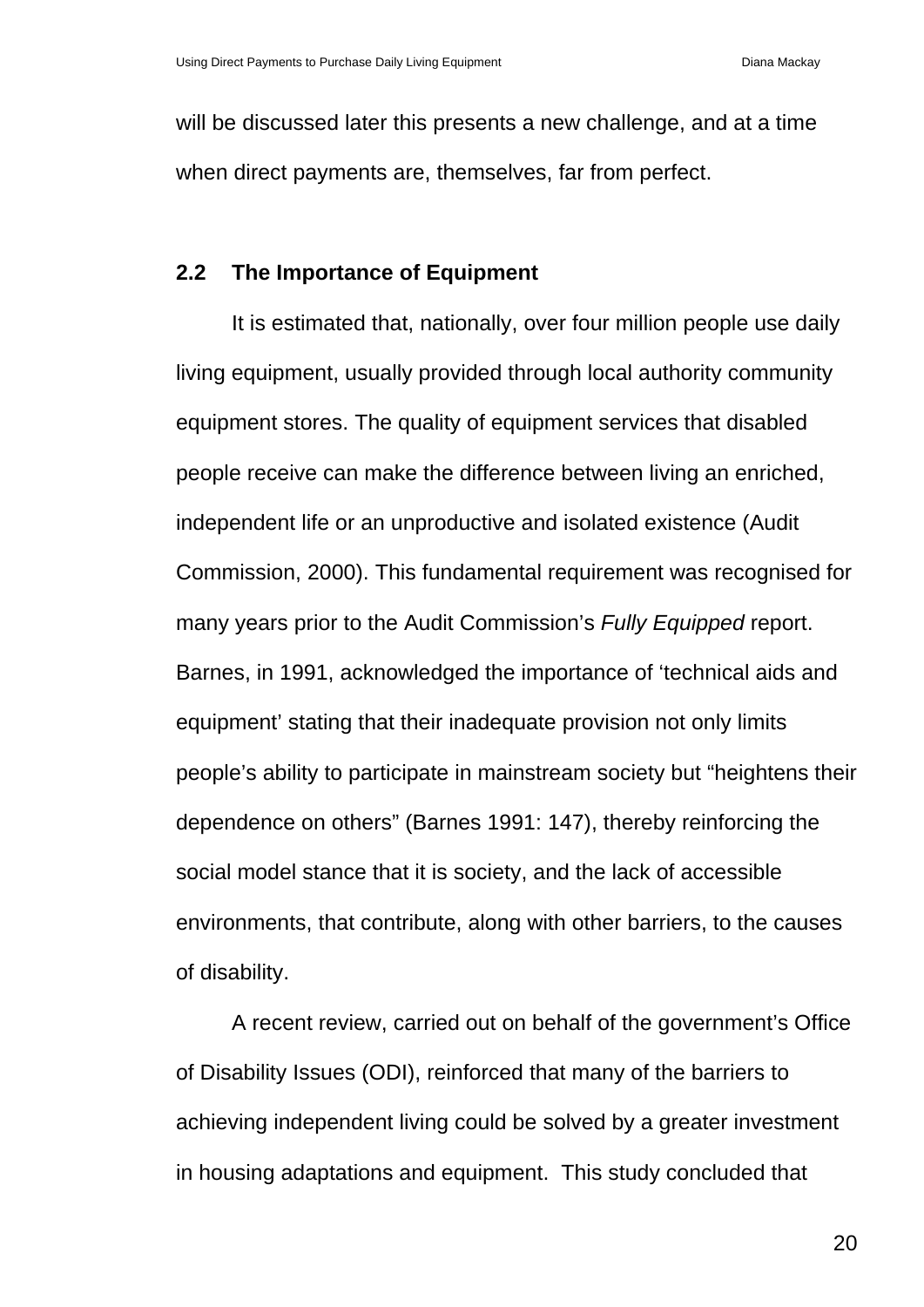will be discussed later this presents a new challenge, and at a time when direct payments are, themselves, far from perfect.

## 2.2 The Importance of Equipment

It is estimated that, nationally, over four million people use daily living equipment, usually provided through local authority community equipment stores. The quality of equipment services that disabled people receive can make the difference between living an enriched, independent life or an unproductive and isolated existence (Audit Commission, 2000). This fundamental requirement was recognised for many years prior to the Audit Commission's *Fully Equipped* report. Barnes, in 1991, acknowledged the importance of 'technical aids and equipment' stating that their inadequate provision not only limits people's ability to participate in mainstream society but "heightens their dependence on others" (Barnes 1991: 147), thereby reinforcing the social model stance that it is society, and the lack of accessible environments, that contribute, along with other barriers, to the causes of disability.

A recent review, carried out on behalf of the government's Office of Disability Issues (ODI), reinforced that many of the barriers to achieving independent living could be solved by a greater investment in housing adaptations and equipment. This study concluded that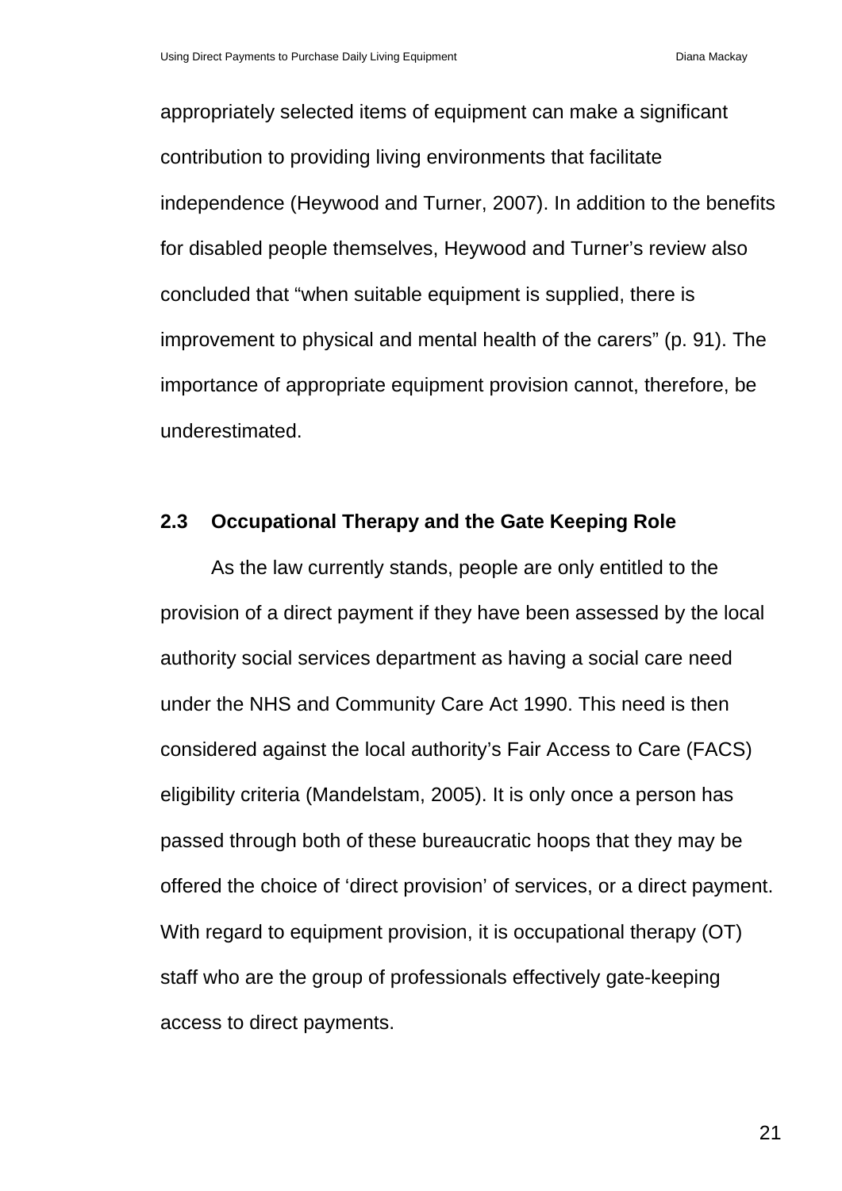appropriately selected items of equipment can make a significant contribution to providing living environments that facilitate independence (Heywood and Turner, 2007). In addition to the benefits for disabled people themselves, Heywood and Turner's review also concluded that "when suitable equipment is supplied, there is improvement to physical and mental health of the carers" (p. 91). The importance of appropriate equipment provision cannot, therefore, be underestimated.

### 2.3 Occupational Therapy and the Gate Keeping Role

As the law currently stands, people are only entitled to the provision of a direct payment if they have been assessed by the local authority social services department as having a social care need under the NHS and Community Care Act 1990. This need is then considered against the local authority's Fair Access to Care (FACS) eligibility criteria (Mandelstam, 2005). It is only once a person has passed through both of these bureaucratic hoops that they may be offered the choice of 'direct provision' of services, or a direct payment. With regard to equipment provision, it is occupational therapy (OT) staff who are the group of professionals effectively gate-keeping access to direct payments.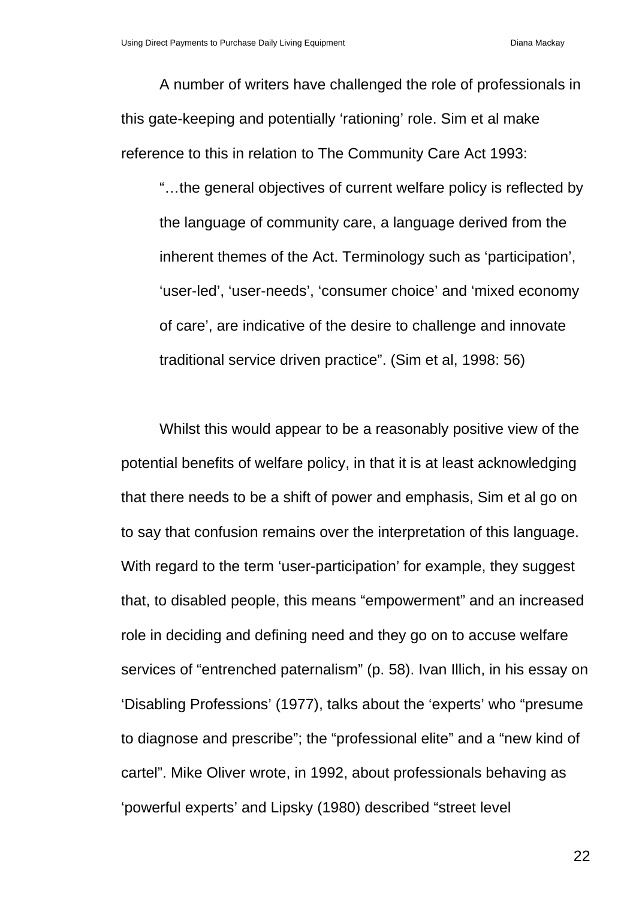A number of writers have challenged the role of professionals in this gate-keeping and potentially 'rationing' role. Sim et al make reference to this in relation to The Community Care Act 1993:

> "…the general objectives of current welfare policy is reflected by the language of community care, a language derived from the inherent themes of the Act. Terminology such as 'participation', 'user-led', 'user-needs', 'consumer choice' and 'mixed economy of care', are indicative of the desire to challenge and innovate traditional service driven practice". (Sim et al, 1998: 56)

Whilst this would appear to be a reasonably positive view of the potential benefits of welfare policy, in that it is at least acknowledging that there needs to be a shift of power and emphasis, Sim et al go on to say that confusion remains over the interpretation of this language. With regard to the term 'user-participation' for example, they suggest that, to disabled people, this means "empowerment" and an increased role in deciding and defining need and they go on to accuse welfare services of "entrenched paternalism" (p. 58). Ivan Illich, in his essay on 'Disabling Professions' (1977), talks about the 'experts' who "presume to diagnose and prescribe"; the "professional elite" and a "new kind of cartel". Mike Oliver wrote, in 1992, about professionals behaving as 'powerful experts' and Lipsky (1980) described "street level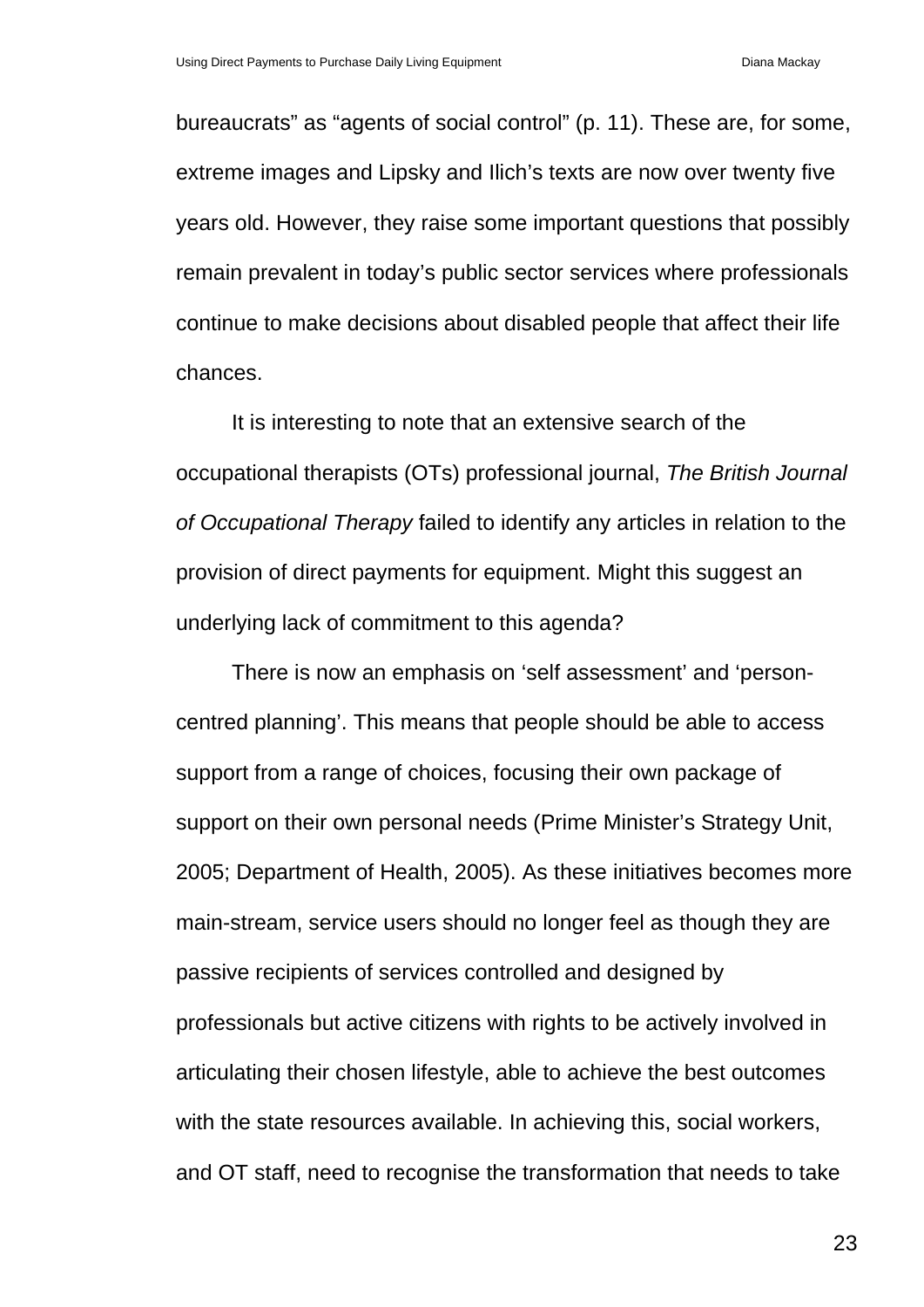bureaucrats" as "agents of social control" (p. 11). These are, for some, extreme images and Lipsky and Ilich's texts are now over twenty five years old. However, they raise some important questions that possibly remain prevalent in today's public sector services where professionals continue to make decisions about disabled people that affect their life chances.

It is interesting to note that an extensive search of the occupational therapists (OTs) professional journal, *The British Journal of Occupational Therapy* failed to identify any articles in relation to the provision of direct payments for equipment. Might this suggest an underlying lack of commitment to this agenda?

There is now an emphasis on 'self assessment' and 'person-centred planning'. This means that people should be able to access support from a range of choices, focusing their own package of support on their own personal needs (Prime Minister's Strategy Unit, 2005; Department of Health, 2005). As these initiatives becomes more main-stream, service users should no longer feel as though they are passive recipients of services controlled and designed by professionals but active citizens with rights to be actively involved in articulating their chosen lifestyle, able to achieve the best outcomes with the state resources available. In achieving this, social workers, and OT staff, need to recognise the transformation that needs to take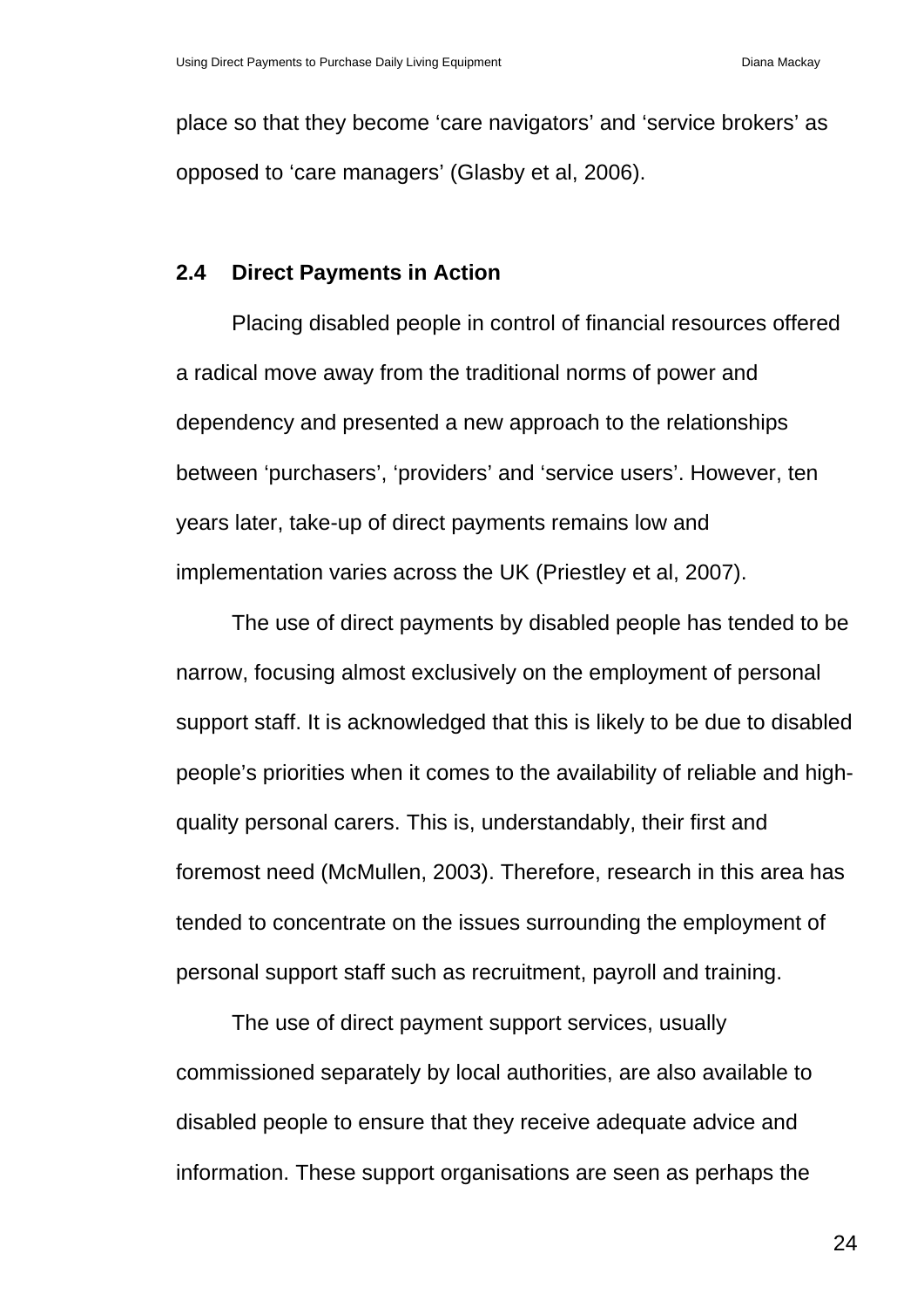place so that they become 'care navigators' and 'service brokers' as opposed to 'care managers' (Glasby et al, 2006).

## 2.4 Direct Payments in Action

Placing disabled people in control of financial resources offered a radical move away from the traditional norms of power and dependency and presented a new approach to the relationships between 'purchasers', 'providers' and 'service users'. However, ten years later, take-up of direct payments remains low and implementation varies across the UK (Priestley et al, 2007).

The use of direct payments by disabled people has tended to be narrow, focusing almost exclusively on the employment of personal support staff. It is acknowledged that this is likely to be due to disabled people's priorities when it comes to the availability of reliable and high-quality personal carers. This is, understandably, their first and foremost need (McMullen, 2003). Therefore, research in this area has tended to concentrate on the issues surrounding the employment of personal support staff such as recruitment, payroll and training.

The use of direct payment support services, usually commissioned separately by local authorities, are also available to disabled people to ensure that they receive adequate advice and information. These support organisations are seen as perhaps the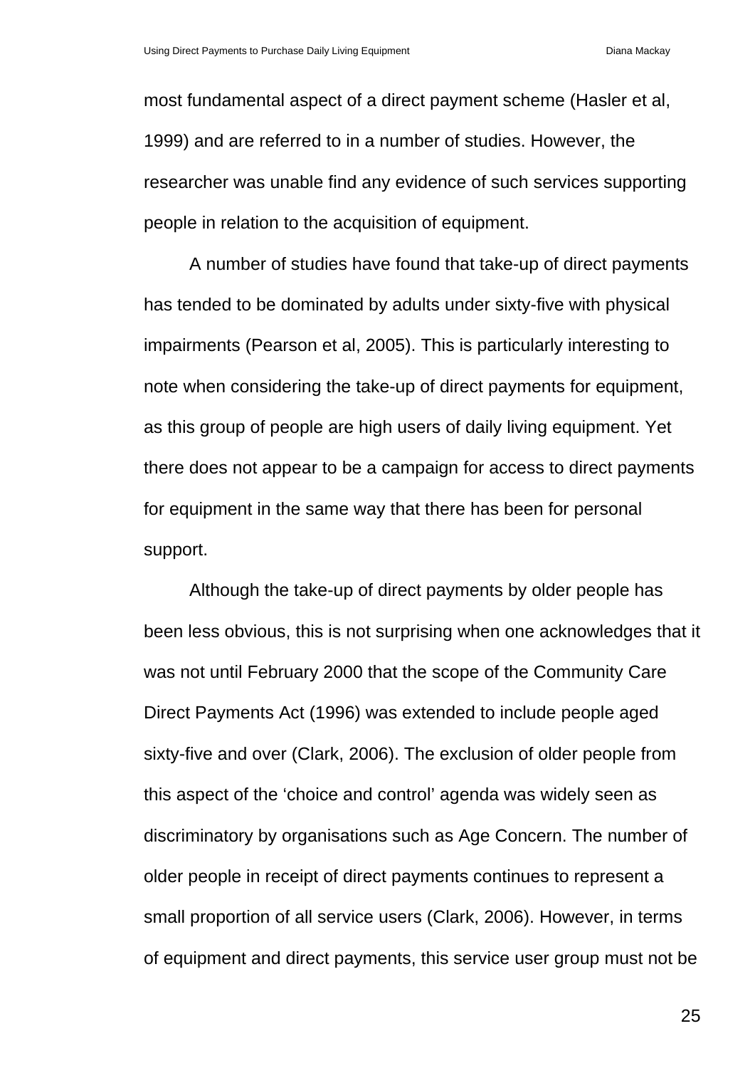most fundamental aspect of a direct payment scheme (Hasler et al, 1999) and are referred to in a number of studies. However, the researcher was unable find any evidence of such services supporting people in relation to the acquisition of equipment.

A number of studies have found that take-up of direct payments has tended to be dominated by adults under sixty-five with physical impairments (Pearson et al, 2005). This is particularly interesting to note when considering the take-up of direct payments for equipment, as this group of people are high users of daily living equipment. Yet there does not appear to be a campaign for access to direct payments for equipment in the same way that there has been for personal support.

Although the take-up of direct payments by older people has been less obvious, this is not surprising when one acknowledges that it was not until February 2000 that the scope of the Community Care Direct Payments Act (1996) was extended to include people aged sixty-five and over (Clark, 2006). The exclusion of older people from this aspect of the 'choice and control' agenda was widely seen as discriminatory by organisations such as Age Concern. The number of older people in receipt of direct payments continues to represent a small proportion of all service users (Clark, 2006). However, in terms of equipment and direct payments, this service user group must not be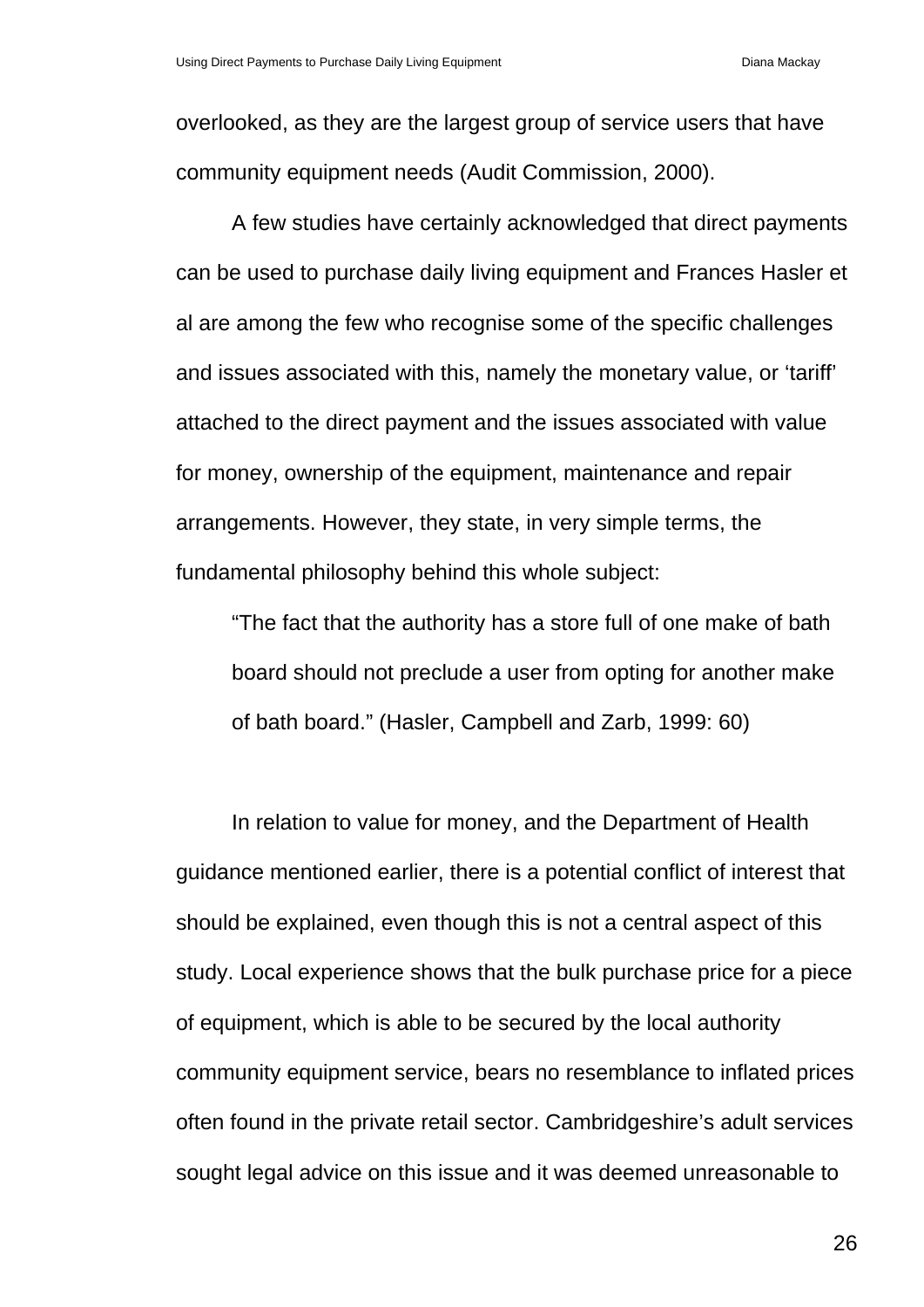overlooked, as they are the largest group of service users that have community equipment needs (Audit Commission, 2000).

A few studies have certainly acknowledged that direct payments can be used to purchase daily living equipment and Frances Hasler et al are among the few who recognise some of the specific challenges and issues associated with this, namely the monetary value, or 'tariff' attached to the direct payment and the issues associated with value for money, ownership of the equipment, maintenance and repair arrangements. However, they state, in very simple terms, the fundamental philosophy behind this whole subject:

> "The fact that the authority has a store full of one make of bath board should not preclude a user from opting for another make of bath board." (Hasler, Campbell and Zarb, 1999: 60)

In relation to value for money, and the Department of Health guidance mentioned earlier, there is a potential conflict of interest that should be explained, even though this is not a central aspect of this study. Local experience shows that the bulk purchase price for a piece of equipment, which is able to be secured by the local authority community equipment service, bears no resemblance to inflated prices often found in the private retail sector. Cambridgeshire's adult services sought legal advice on this issue and it was deemed unreasonable to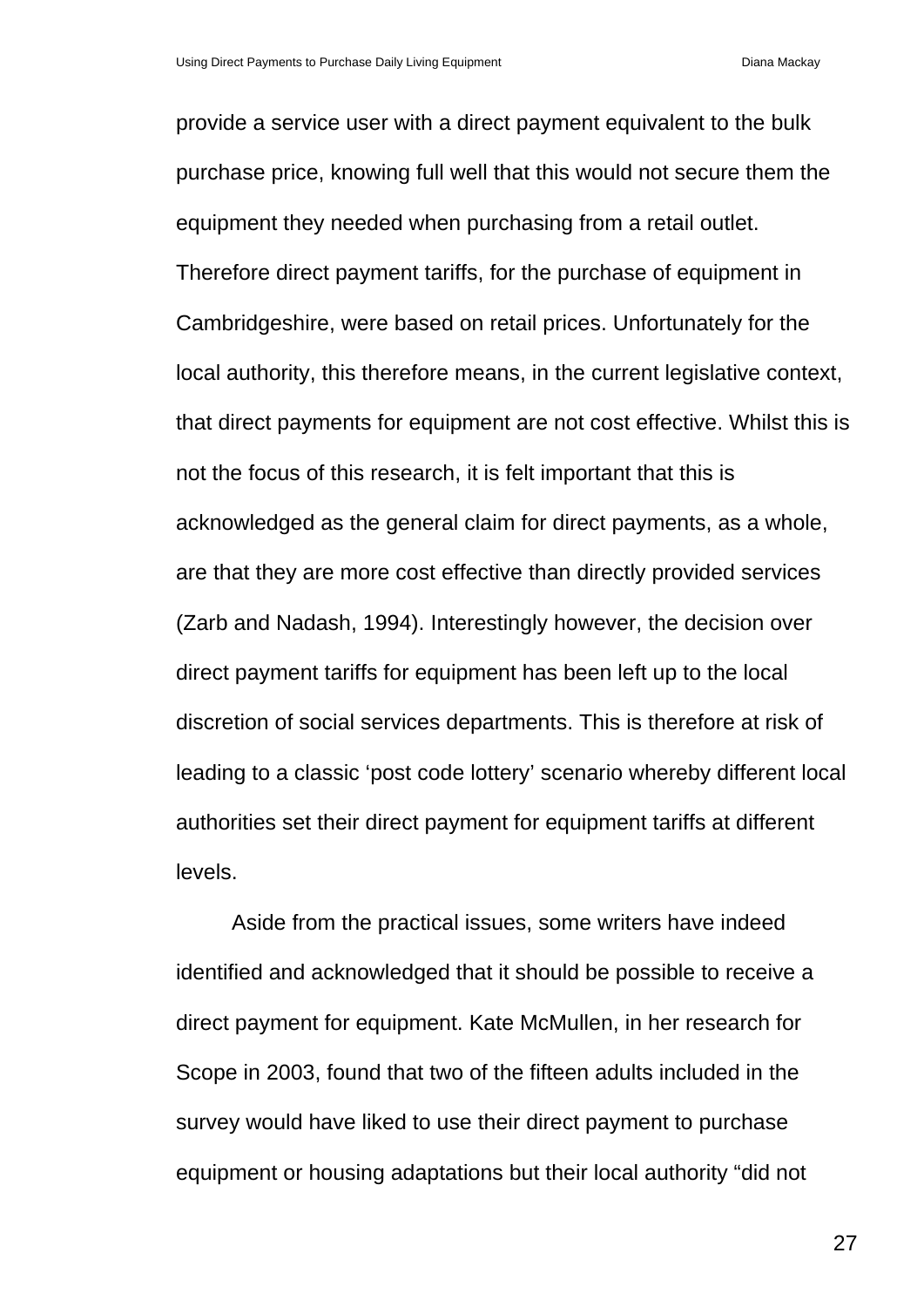provide a service user with a direct payment equivalent to the bulk purchase price, knowing full well that this would not secure them the equipment they needed when purchasing from a retail outlet. Therefore direct payment tariffs, for the purchase of equipment in Cambridgeshire, were based on retail prices. Unfortunately for the local authority, this therefore means, in the current legislative context, that direct payments for equipment are not cost effective. Whilst this is not the focus of this research, it is felt important that this is acknowledged as the general claim for direct payments, as a whole, are that they are more cost effective than directly provided services (Zarb and Nadash, 1994). Interestingly however, the decision over direct payment tariffs for equipment has been left up to the local discretion of social services departments. This is therefore at risk of leading to a classic 'post code lottery' scenario whereby different local authorities set their direct payment for equipment tariffs at different levels.

Aside from the practical issues, some writers have indeed identified and acknowledged that it should be possible to receive a direct payment for equipment. Kate McMullen, in her research for Scope in 2003, found that two of the fifteen adults included in the survey would have liked to use their direct payment to purchase equipment or housing adaptations but their local authority "did not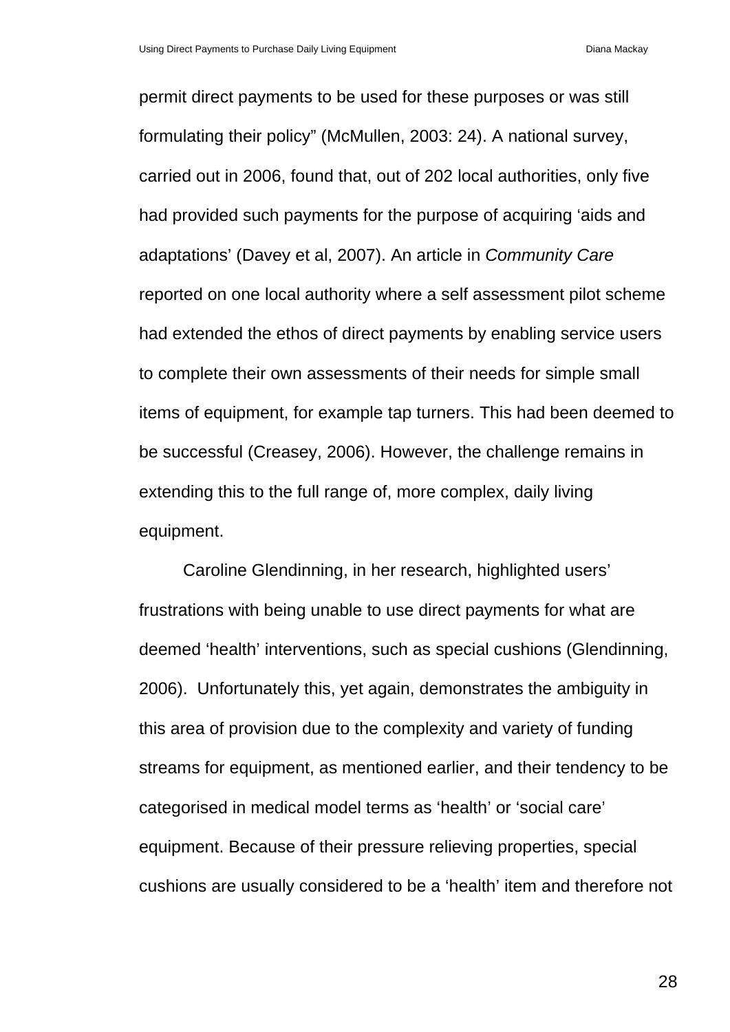permit direct payments to be used for these purposes or was still formulating their policy" (McMullen, 2003: 24). A national survey, carried out in 2006, found that, out of 202 local authorities, only five had provided such payments for the purpose of acquiring 'aids and adaptations' (Davey et al, 2007). An article in *Community Care* reported on one local authority where a self assessment pilot scheme had extended the ethos of direct payments by enabling service users to complete their own assessments of their needs for simple small items of equipment, for example tap turners. This had been deemed to be successful (Creasey, 2006). However, the challenge remains in extending this to the full range of, more complex, daily living equipment.

Caroline Glendinning, in her research, highlighted users' frustrations with being unable to use direct payments for what are deemed 'health' interventions, such as special cushions (Glendinning, 2006). Unfortunately this, yet again, demonstrates the ambiguity in this area of provision due to the complexity and variety of funding streams for equipment, as mentioned earlier, and their tendency to be categorised in medical model terms as 'health' or 'social care' equipment. Because of their pressure relieving properties, special cushions are usually considered to be a 'health' item and therefore not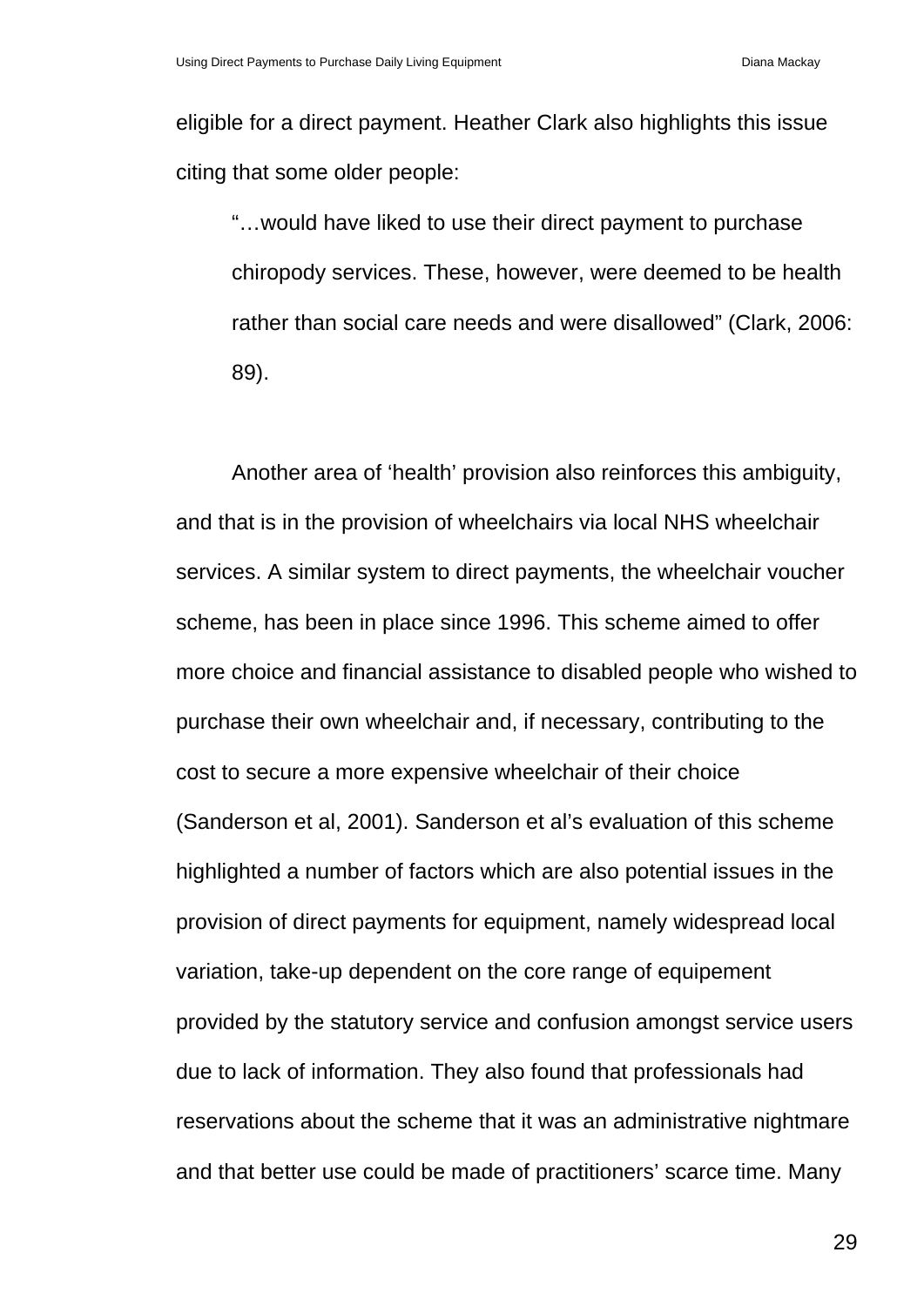eligible for a direct payment. Heather Clark also highlights this issue citing that some older people:

> "…would have liked to use their direct payment to purchase chiropody services. These, however, were deemed to be health rather than social care needs and were disallowed" (Clark, 2006: 89).

Another area of 'health' provision also reinforces this ambiguity, and that is in the provision of wheelchairs via local NHS wheelchair services. A similar system to direct payments, the wheelchair voucher scheme, has been in place since 1996. This scheme aimed to offer more choice and financial assistance to disabled people who wished to purchase their own wheelchair and, if necessary, contributing to the cost to secure a more expensive wheelchair of their choice (Sanderson et al, 2001). Sanderson et al's evaluation of this scheme highlighted a number of factors which are also potential issues in the provision of direct payments for equipment, namely widespread local variation, take-up dependent on the core range of equipement provided by the statutory service and confusion amongst service users due to lack of information. They also found that professionals had reservations about the scheme that it was an administrative nightmare and that better use could be made of practitioners' scarce time. Many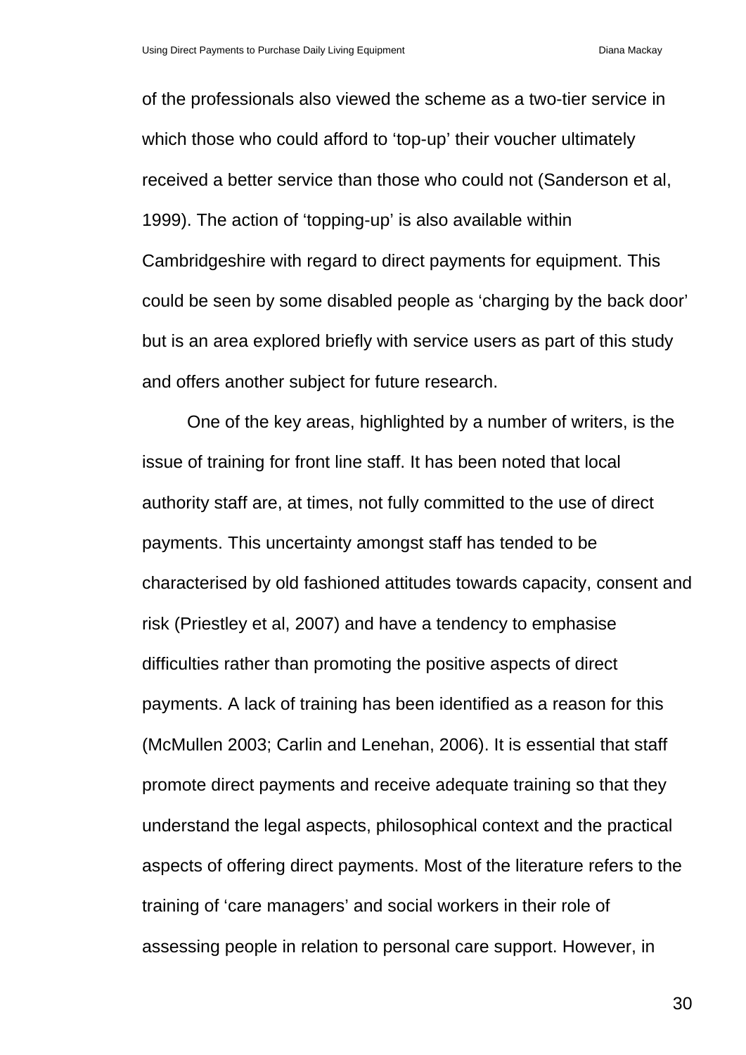of the professionals also viewed the scheme as a two-tier service in which those who could afford to 'top-up' their voucher ultimately received a better service than those who could not (Sanderson et al, 1999). The action of 'topping-up' is also available within Cambridgeshire with regard to direct payments for equipment. This could be seen by some disabled people as 'charging by the back door' but is an area explored briefly with service users as part of this study and offers another subject for future research.

One of the key areas, highlighted by a number of writers, is the issue of training for front line staff. It has been noted that local authority staff are, at times, not fully committed to the use of direct payments. This uncertainty amongst staff has tended to be characterised by old fashioned attitudes towards capacity, consent and risk (Priestley et al, 2007) and have a tendency to emphasise difficulties rather than promoting the positive aspects of direct payments. A lack of training has been identified as a reason for this (McMullen 2003; Carlin and Lenehan, 2006). It is essential that staff promote direct payments and receive adequate training so that they understand the legal aspects, philosophical context and the practical aspects of offering direct payments. Most of the literature refers to the training of 'care managers' and social workers in their role of assessing people in relation to personal care support. However, in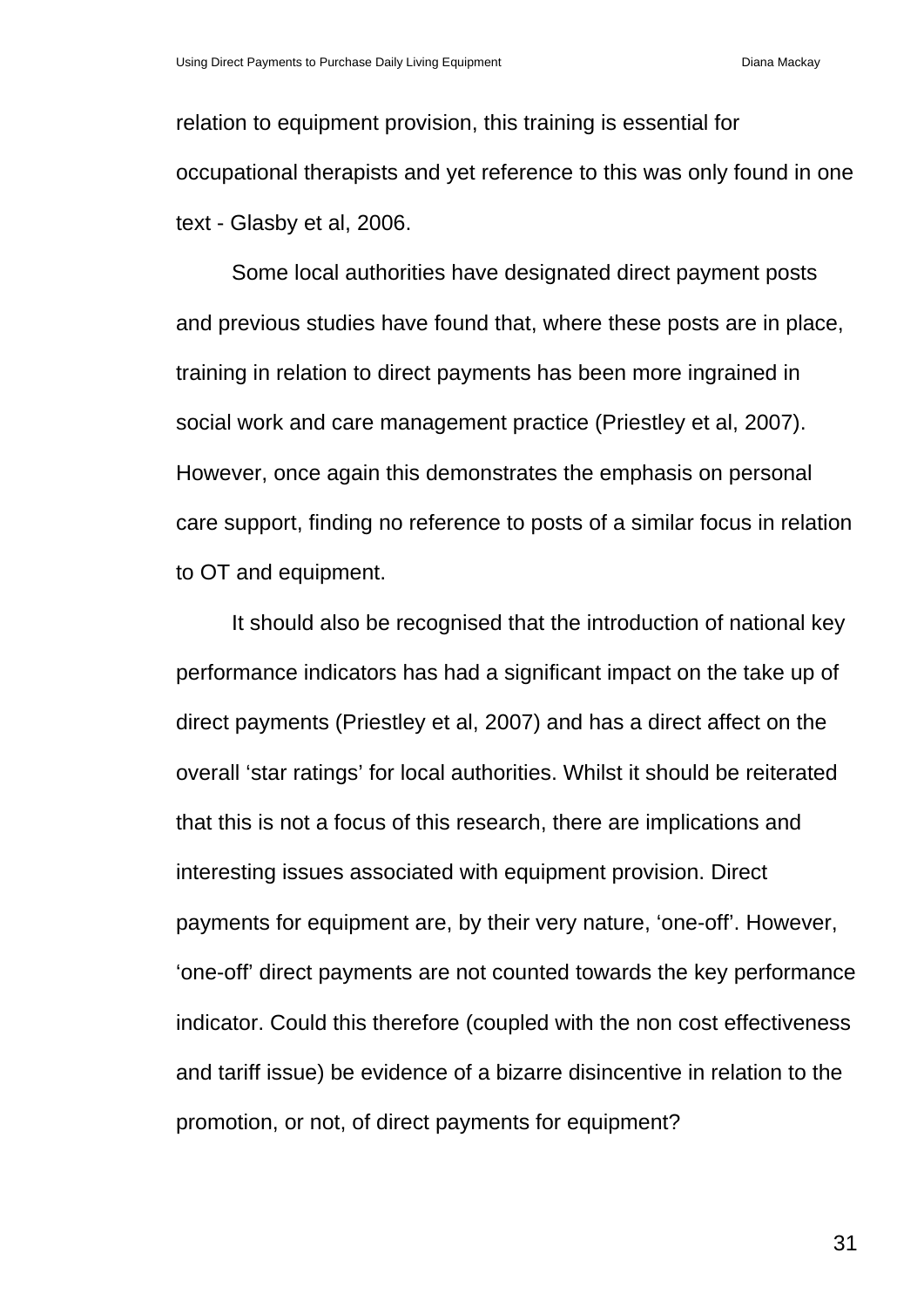relation to equipment provision, this training is essential for occupational therapists and yet reference to this was only found in one text - Glasby et al, 2006.

Some local authorities have designated direct payment posts and previous studies have found that, where these posts are in place, training in relation to direct payments has been more ingrained in social work and care management practice (Priestley et al, 2007). However, once again this demonstrates the emphasis on personal care support, finding no reference to posts of a similar focus in relation to OT and equipment.

It should also be recognised that the introduction of national key performance indicators has had a significant impact on the take up of direct payments (Priestley et al, 2007) and has a direct affect on the overall 'star ratings' for local authorities. Whilst it should be reiterated that this is not a focus of this research, there are implications and interesting issues associated with equipment provision. Direct payments for equipment are, by their very nature, 'one-off'. However, 'one-off' direct payments are not counted towards the key performance indicator. Could this therefore (coupled with the non cost effectiveness and tariff issue) be evidence of a bizarre disincentive in relation to the promotion, or not, of direct payments for equipment?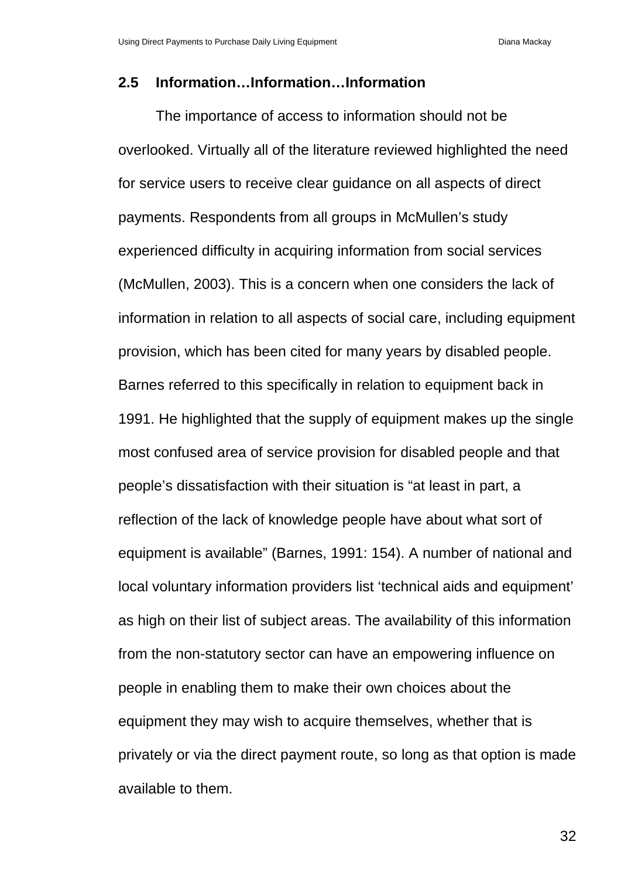## 2.5 Information…Information…Information

The importance of access to information should not be overlooked. Virtually all of the literature reviewed highlighted the need for service users to receive clear guidance on all aspects of direct payments. Respondents from all groups in McMullen's study experienced difficulty in acquiring information from social services (McMullen, 2003). This is a concern when one considers the lack of information in relation to all aspects of social care, including equipment provision, which has been cited for many years by disabled people. Barnes referred to this specifically in relation to equipment back in 1991. He highlighted that the supply of equipment makes up the single most confused area of service provision for disabled people and that people's dissatisfaction with their situation is "at least in part, a reflection of the lack of knowledge people have about what sort of equipment is available" (Barnes, 1991: 154). A number of national and local voluntary information providers list 'technical aids and equipment' as high on their list of subject areas. The availability of this information from the non-statutory sector can have an empowering influence on people in enabling them to make their own choices about the equipment they may wish to acquire themselves, whether that is privately or via the direct payment route, so long as that option is made available to them.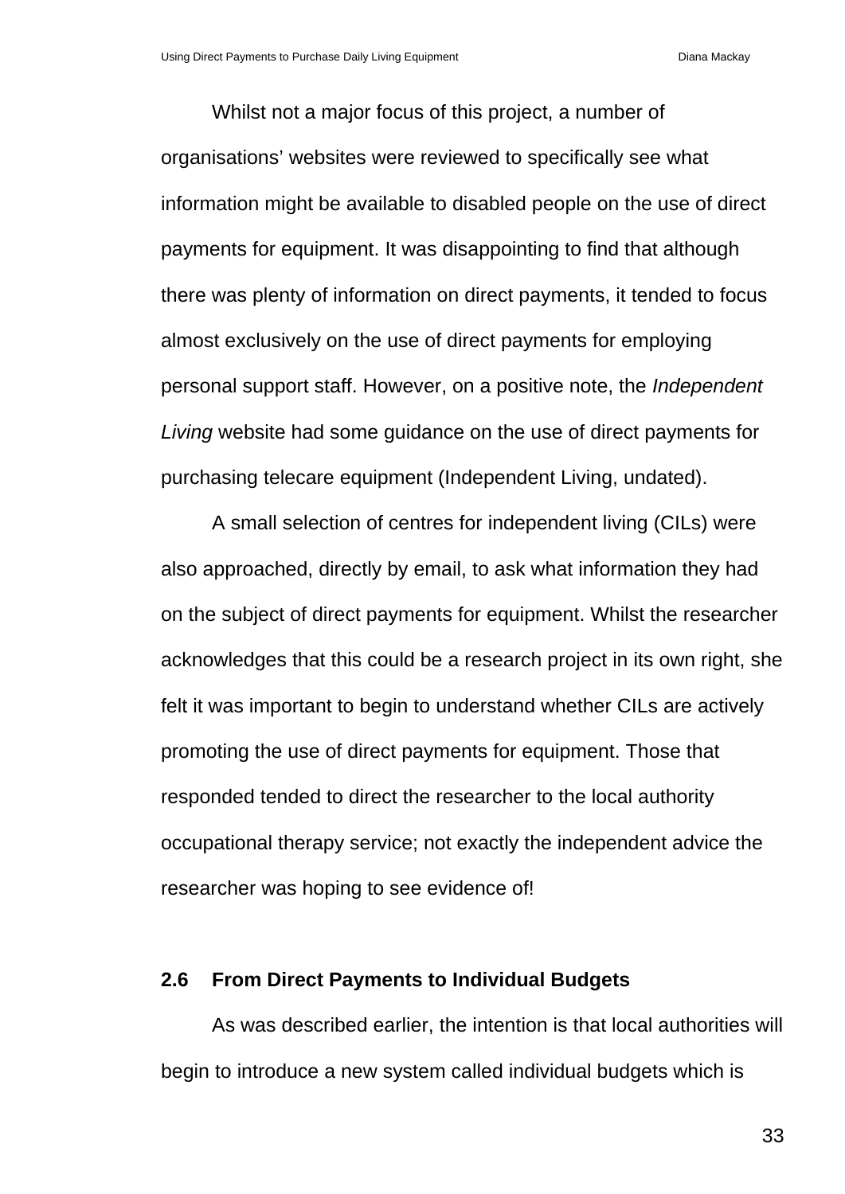Whilst not a major focus of this project, a number of organisations' websites were reviewed to specifically see what information might be available to disabled people on the use of direct payments for equipment. It was disappointing to find that although there was plenty of information on direct payments, it tended to focus almost exclusively on the use of direct payments for employing personal support staff. However, on a positive note, the *Independent Living* website had some guidance on the use of direct payments for purchasing telecare equipment (Independent Living, undated).

A small selection of centres for independent living (CILs) were also approached, directly by email, to ask what information they had on the subject of direct payments for equipment. Whilst the researcher acknowledges that this could be a research project in its own right, she felt it was important to begin to understand whether CILs are actively promoting the use of direct payments for equipment. Those that responded tended to direct the researcher to the local authority occupational therapy service; not exactly the independent advice the researcher was hoping to see evidence of!

## 2.6 From Direct Payments to Individual Budgets

As was described earlier, the intention is that local authorities will begin to introduce a new system called individual budgets which is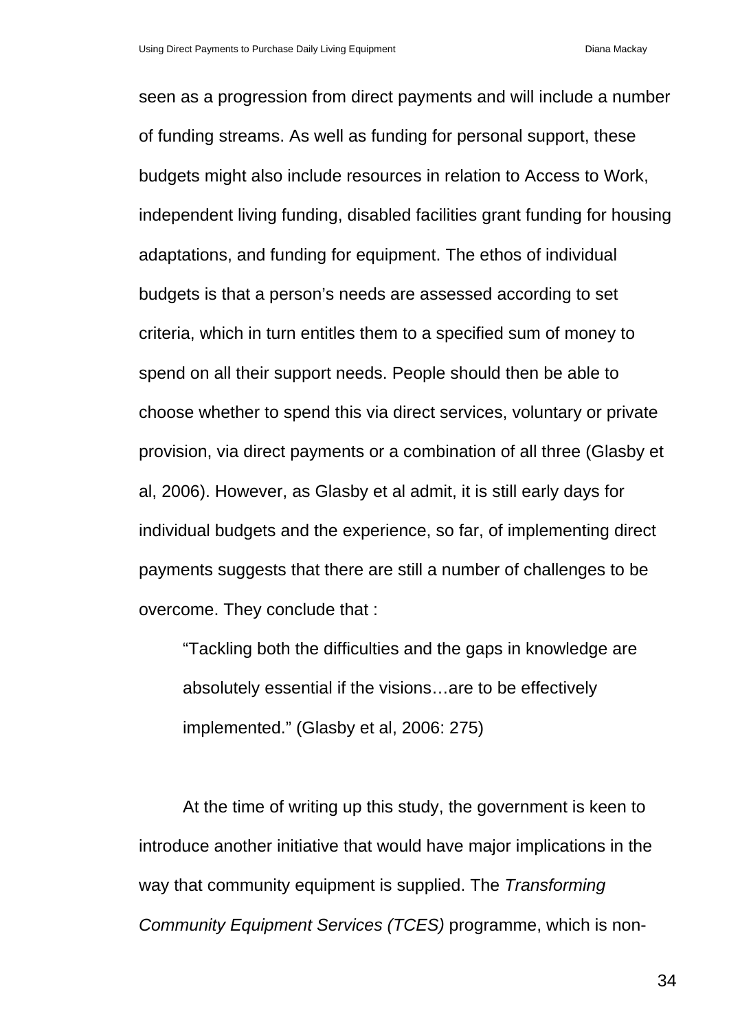seen as a progression from direct payments and will include a number of funding streams. As well as funding for personal support, these budgets might also include resources in relation to Access to Work, independent living funding, disabled facilities grant funding for housing adaptations, and funding for equipment. The ethos of individual budgets is that a person's needs are assessed according to set criteria, which in turn entitles them to a specified sum of money to spend on all their support needs. People should then be able to choose whether to spend this via direct services, voluntary or private provision, via direct payments or a combination of all three (Glasby et al, 2006). However, as Glasby et al admit, it is still early days for individual budgets and the experience, so far, of implementing direct payments suggests that there are still a number of challenges to be overcome. They conclude that :

> "Tackling both the difficulties and the gaps in knowledge are absolutely essential if the visions…are to be effectively implemented." (Glasby et al, 2006: 275)

At the time of writing up this study, the government is keen to introduce another initiative that would have major implications in the way that community equipment is supplied. The *Transforming Community Equipment Services (TCES)* programme, which is non-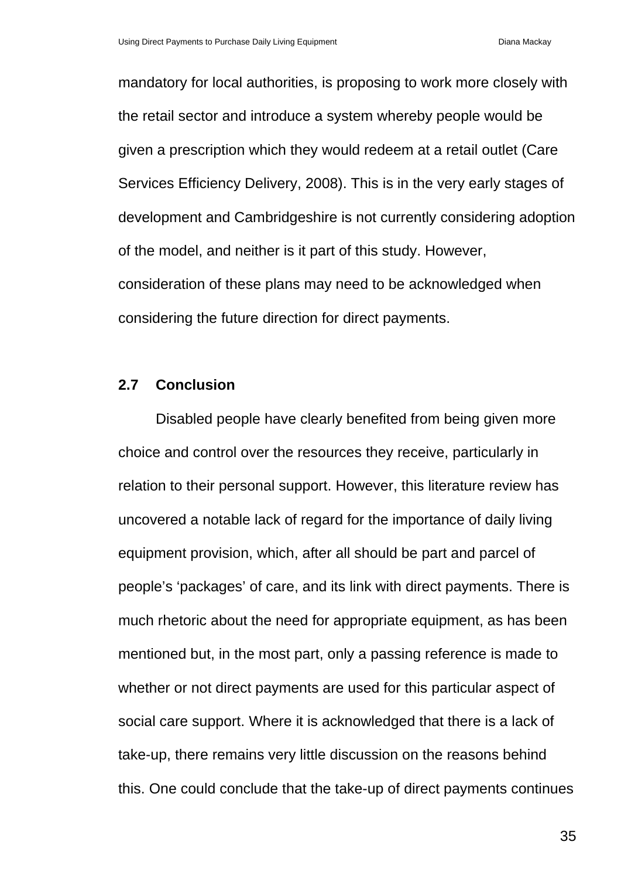mandatory for local authorities, is proposing to work more closely with the retail sector and introduce a system whereby people would be given a prescription which they would redeem at a retail outlet (Care Services Efficiency Delivery, 2008). This is in the very early stages of development and Cambridgeshire is not currently considering adoption of the model, and neither is it part of this study. However, consideration of these plans may need to be acknowledged when considering the future direction for direct payments.

### 2.7 Conclusion

Disabled people have clearly benefited from being given more choice and control over the resources they receive, particularly in relation to their personal support. However, this literature review has uncovered a notable lack of regard for the importance of daily living equipment provision, which, after all should be part and parcel of people's 'packages' of care, and its link with direct payments. There is much rhetoric about the need for appropriate equipment, as has been mentioned but, in the most part, only a passing reference is made to whether or not direct payments are used for this particular aspect of social care support. Where it is acknowledged that there is a lack of take-up, there remains very little discussion on the reasons behind this. One could conclude that the take-up of direct payments continues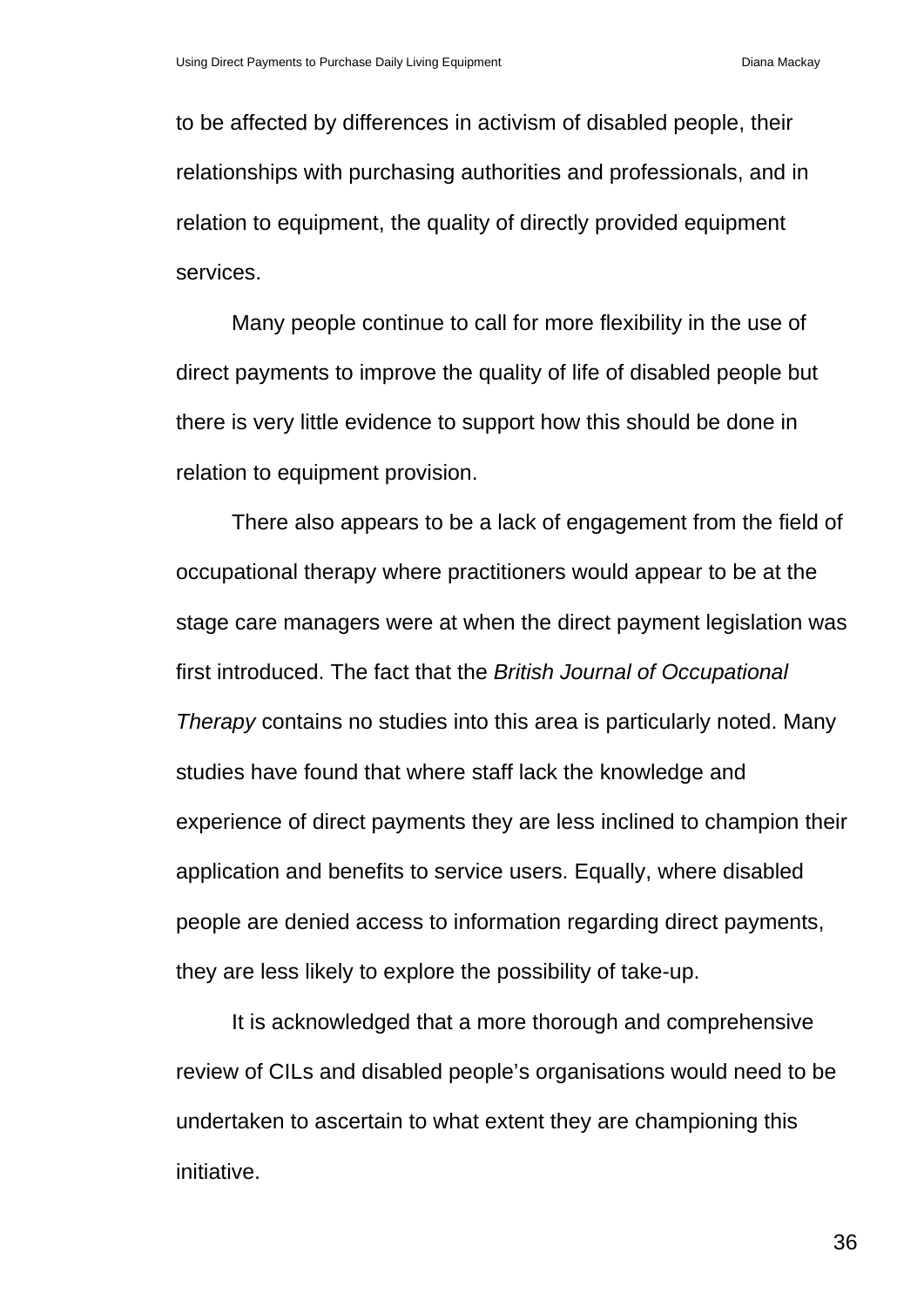to be affected by differences in activism of disabled people, their relationships with purchasing authorities and professionals, and in relation to equipment, the quality of directly provided equipment services.

Many people continue to call for more flexibility in the use of direct payments to improve the quality of life of disabled people but there is very little evidence to support how this should be done in relation to equipment provision.

There also appears to be a lack of engagement from the field of occupational therapy where practitioners would appear to be at the stage care managers were at when the direct payment legislation was first introduced. The fact that the *British Journal of Occupational Therapy* contains no studies into this area is particularly noted. Many studies have found that where staff lack the knowledge and experience of direct payments they are less inclined to champion their application and benefits to service users. Equally, where disabled people are denied access to information regarding direct payments, they are less likely to explore the possibility of take-up.

It is acknowledged that a more thorough and comprehensive review of CILs and disabled people's organisations would need to be undertaken to ascertain to what extent they are championing this initiative.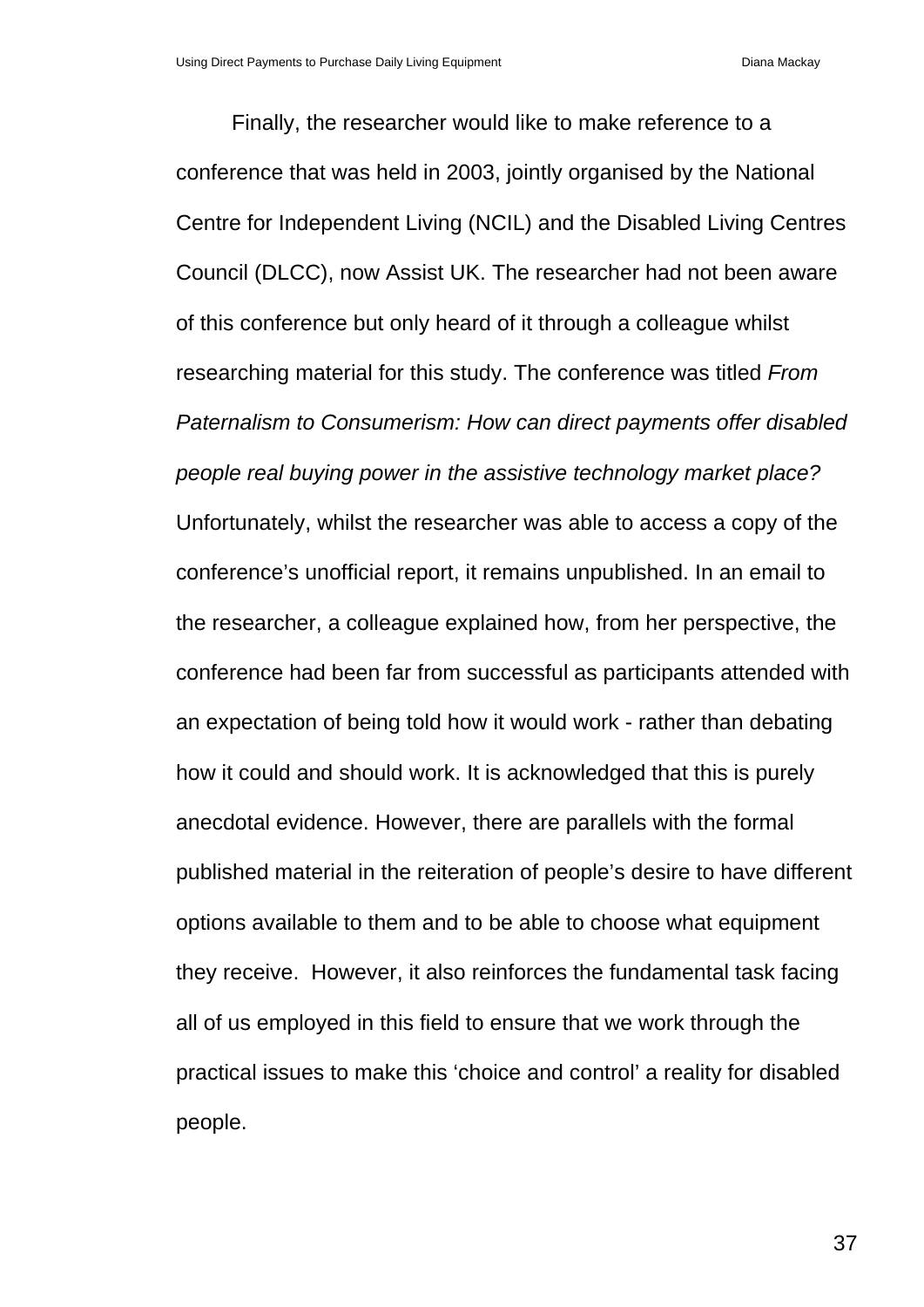Finally, the researcher would like to make reference to a conference that was held in 2003, jointly organised by the National Centre for Independent Living (NCIL) and the Disabled Living Centres Council (DLCC), now Assist UK. The researcher had not been aware of this conference but only heard of it through a colleague whilst researching material for this study. The conference was titled *From Paternalism to Consumerism: How can direct payments offer disabled people real buying power in the assistive technology market place?* Unfortunately, whilst the researcher was able to access a copy of the conference's unofficial report, it remains unpublished. In an email to the researcher, a colleague explained how, from her perspective, the conference had been far from successful as participants attended with an expectation of being told how it would work - rather than debating how it could and should work. It is acknowledged that this is purely anecdotal evidence. However, there are parallels with the formal published material in the reiteration of people's desire to have different options available to them and to be able to choose what equipment they receive. However, it also reinforces the fundamental task facing all of us employed in this field to ensure that we work through the practical issues to make this 'choice and control' a reality for disabled people.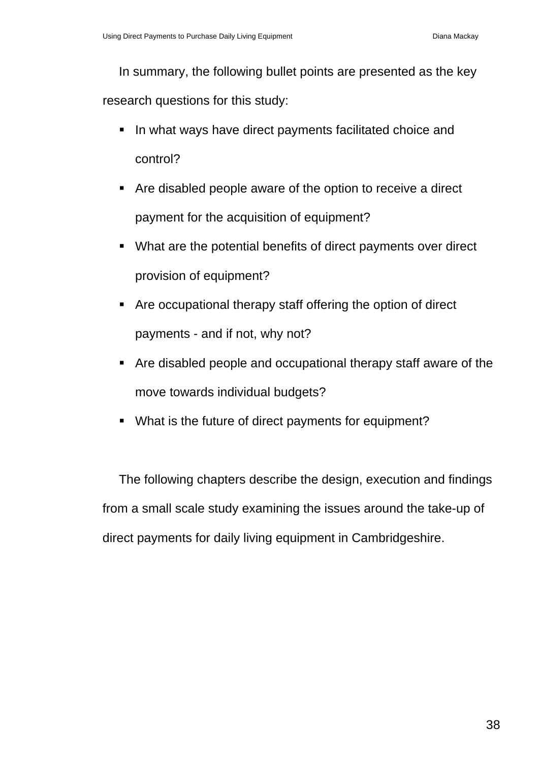In summary, the following bullet points are presented as the key research questions for this study:

- In what ways have direct payments facilitated choice and control?
- Are disabled people aware of the option to receive a direct payment for the acquisition of equipment?
- What are the potential benefits of direct payments over direct provision of equipment?
- Are occupational therapy staff offering the option of direct payments - and if not, why not?
- Are disabled people and occupational therapy staff aware of the move towards individual budgets?
- What is the future of direct payments for equipment?

The following chapters describe the design, execution and findings from a small scale study examining the issues around the take-up of direct payments for daily living equipment in Cambridgeshire.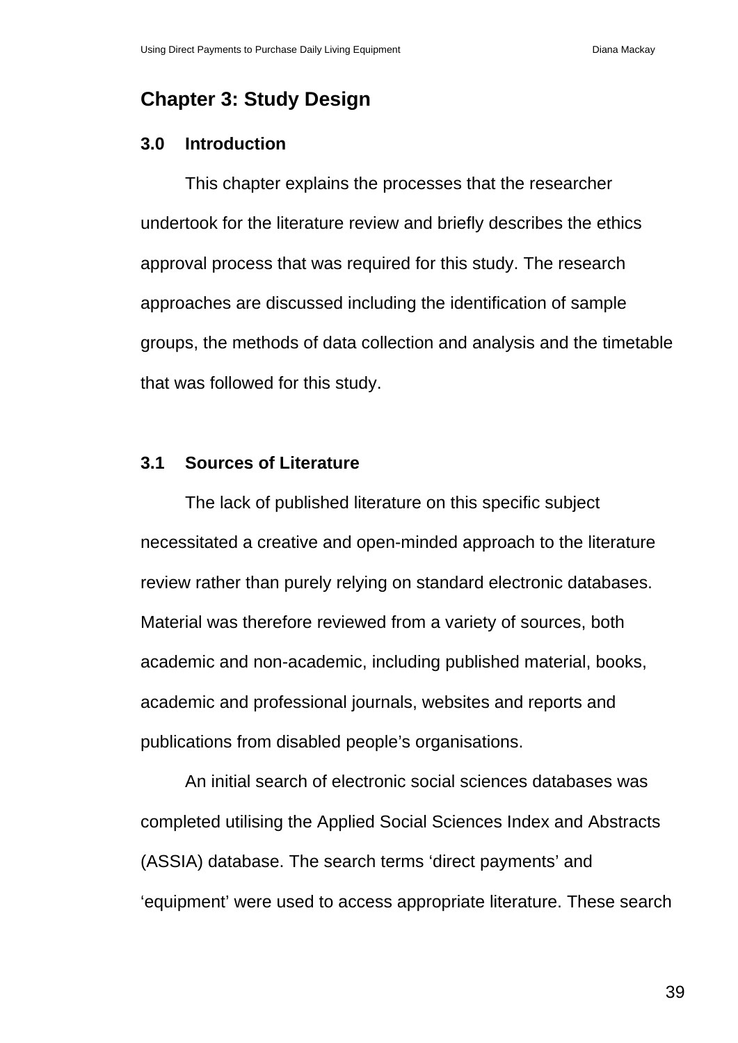# Chapter 3: Study Design

## 3.0 Introduction

This chapter explains the processes that the researcher undertook for the literature review and briefly describes the ethics approval process that was required for this study. The research approaches are discussed including the identification of sample groups, the methods of data collection and analysis and the timetable that was followed for this study.

## 3.1 Sources of Literature

The lack of published literature on this specific subject necessitated a creative and open-minded approach to the literature review rather than purely relying on standard electronic databases. Material was therefore reviewed from a variety of sources, both academic and non-academic, including published material, books, academic and professional journals, websites and reports and publications from disabled people's organisations.

An initial search of electronic social sciences databases was completed utilising the Applied Social Sciences Index and Abstracts (ASSIA) database. The search terms 'direct payments' and 'equipment' were used to access appropriate literature. These search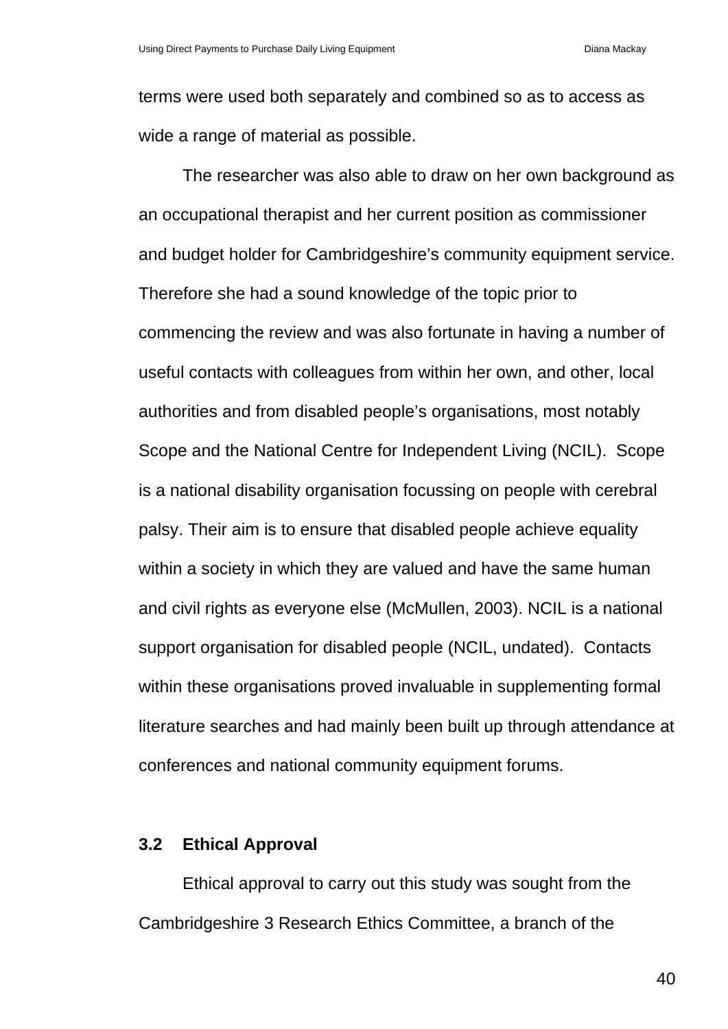terms were used both separately and combined so as to access as wide a range of material as possible.

The researcher was also able to draw on her own background as an occupational therapist and her current position as commissioner and budget holder for Cambridgeshire's community equipment service. Therefore she had a sound knowledge of the topic prior to commencing the review and was also fortunate in having a number of useful contacts with colleagues from within her own, and other, local authorities and from disabled people's organisations, most notably Scope and the National Centre for Independent Living (NCIL). Scope is a national disability organisation focussing on people with cerebral palsy. Their aim is to ensure that disabled people achieve equality within a society in which they are valued and have the same human and civil rights as everyone else (McMullen, 2003). NCIL is a national support organisation for disabled people (NCIL, undated). Contacts within these organisations proved invaluable in supplementing formal literature searches and had mainly been built up through attendance at conferences and national community equipment forums.

## 3.2 Ethical Approval

Ethical approval to carry out this study was sought from the Cambridgeshire 3 Research Ethics Committee, a branch of the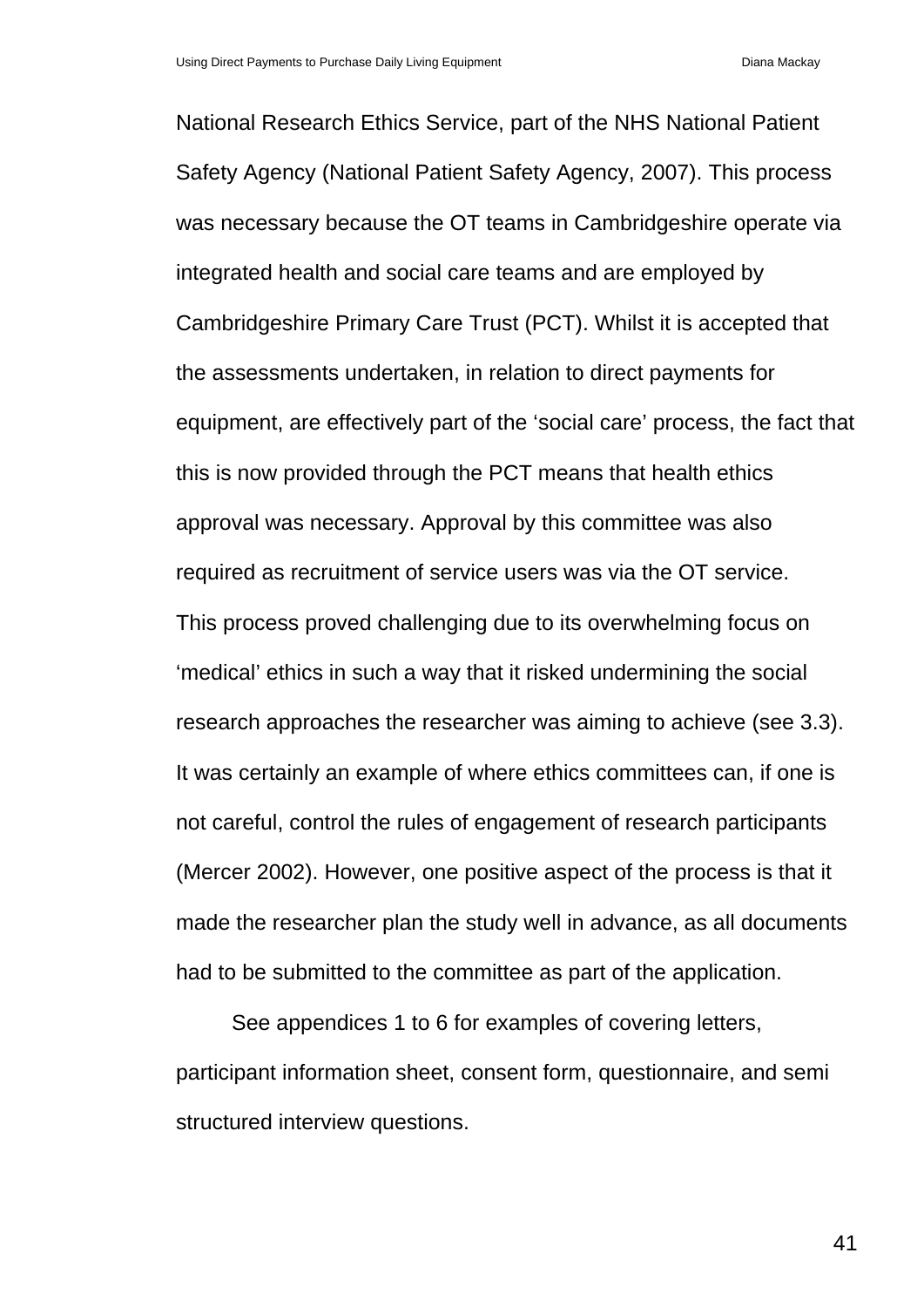National Research Ethics Service, part of the NHS National Patient Safety Agency (National Patient Safety Agency, 2007). This process was necessary because the OT teams in Cambridgeshire operate via integrated health and social care teams and are employed by Cambridgeshire Primary Care Trust (PCT). Whilst it is accepted that the assessments undertaken, in relation to direct payments for equipment, are effectively part of the 'social care' process, the fact that this is now provided through the PCT means that health ethics approval was necessary. Approval by this committee was also required as recruitment of service users was via the OT service. This process proved challenging due to its overwhelming focus on 'medical' ethics in such a way that it risked undermining the social research approaches the researcher was aiming to achieve (see 3.3). It was certainly an example of where ethics committees can, if one is not careful, control the rules of engagement of research participants (Mercer 2002). However, one positive aspect of the process is that it made the researcher plan the study well in advance, as all documents had to be submitted to the committee as part of the application.

See appendices 1 to 6 for examples of covering letters, participant information sheet, consent form, questionnaire, and semi structured interview questions.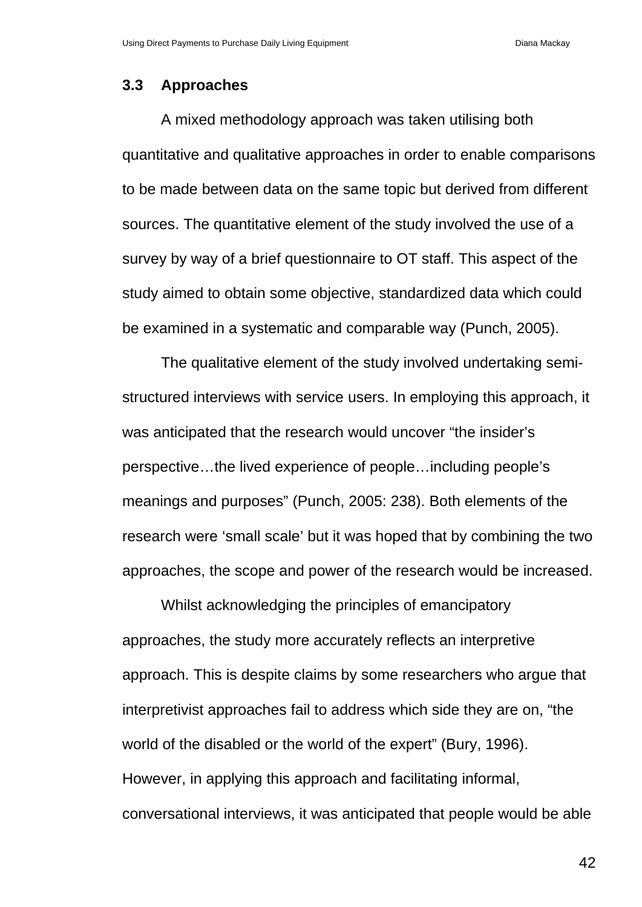## 3.3 Approaches

A mixed methodology approach was taken utilising both quantitative and qualitative approaches in order to enable comparisons to be made between data on the same topic but derived from different sources. The quantitative element of the study involved the use of a survey by way of a brief questionnaire to OT staff. This aspect of the study aimed to obtain some objective, standardized data which could be examined in a systematic and comparable way (Punch, 2005).

The qualitative element of the study involved undertaking semi-structured interviews with service users. In employing this approach, it was anticipated that the research would uncover "the insider's perspective…the lived experience of people…including people's meanings and purposes" (Punch, 2005: 238). Both elements of the research were 'small scale' but it was hoped that by combining the two approaches, the scope and power of the research would be increased.

Whilst acknowledging the principles of emancipatory approaches, the study more accurately reflects an interpretive approach. This is despite claims by some researchers who argue that interpretivist approaches fail to address which side they are on, "the world of the disabled or the world of the expert" (Bury, 1996). However, in applying this approach and facilitating informal, conversational interviews, it was anticipated that people would be able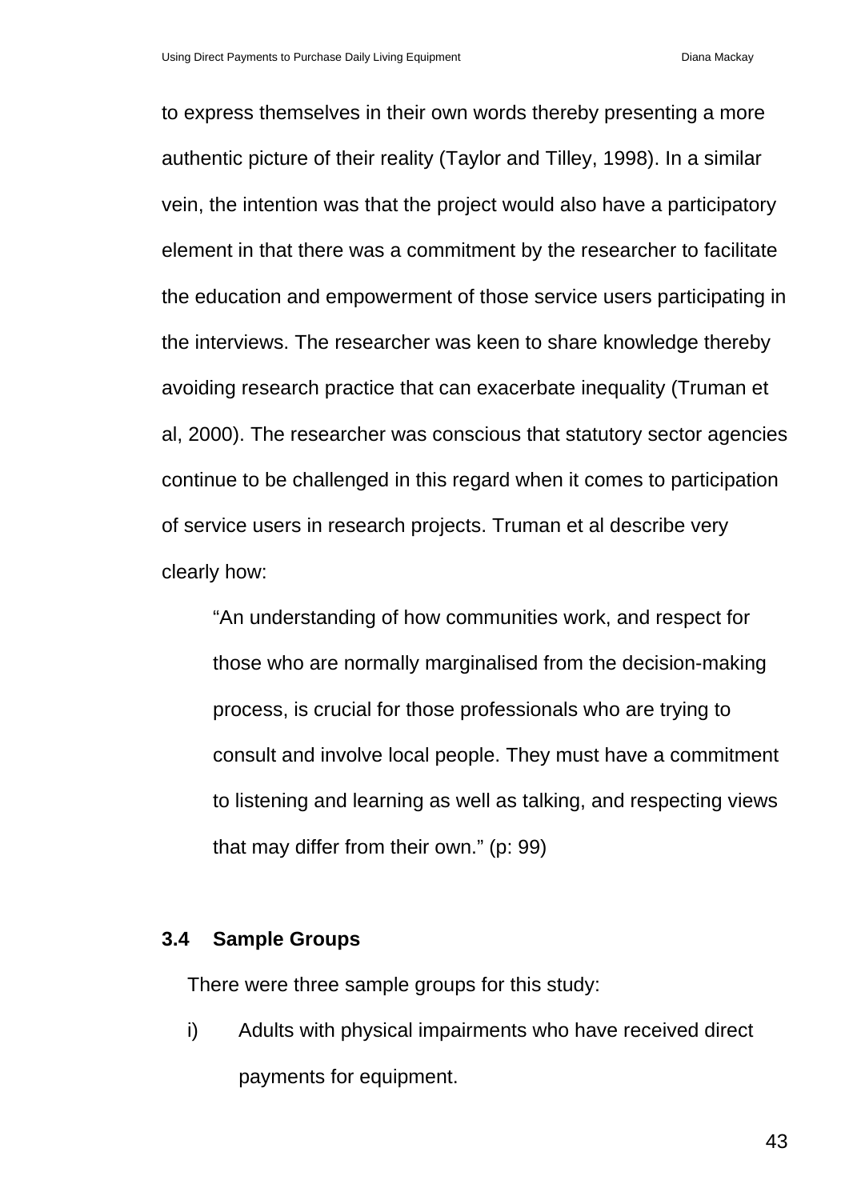to express themselves in their own words thereby presenting a more authentic picture of their reality (Taylor and Tilley, 1998). In a similar vein, the intention was that the project would also have a participatory element in that there was a commitment by the researcher to facilitate the education and empowerment of those service users participating in the interviews. The researcher was keen to share knowledge thereby avoiding research practice that can exacerbate inequality (Truman et al, 2000). The researcher was conscious that statutory sector agencies continue to be challenged in this regard when it comes to participation of service users in research projects. Truman et al describe very clearly how:

> "An understanding of how communities work, and respect for those who are normally marginalised from the decision-making process, is crucial for those professionals who are trying to consult and involve local people. They must have a commitment to listening and learning as well as talking, and respecting views that may differ from their own." (p: 99)

### 3.4 Sample Groups

There were three sample groups for this study:

i) Adults with physical impairments who have received direct payments for equipment.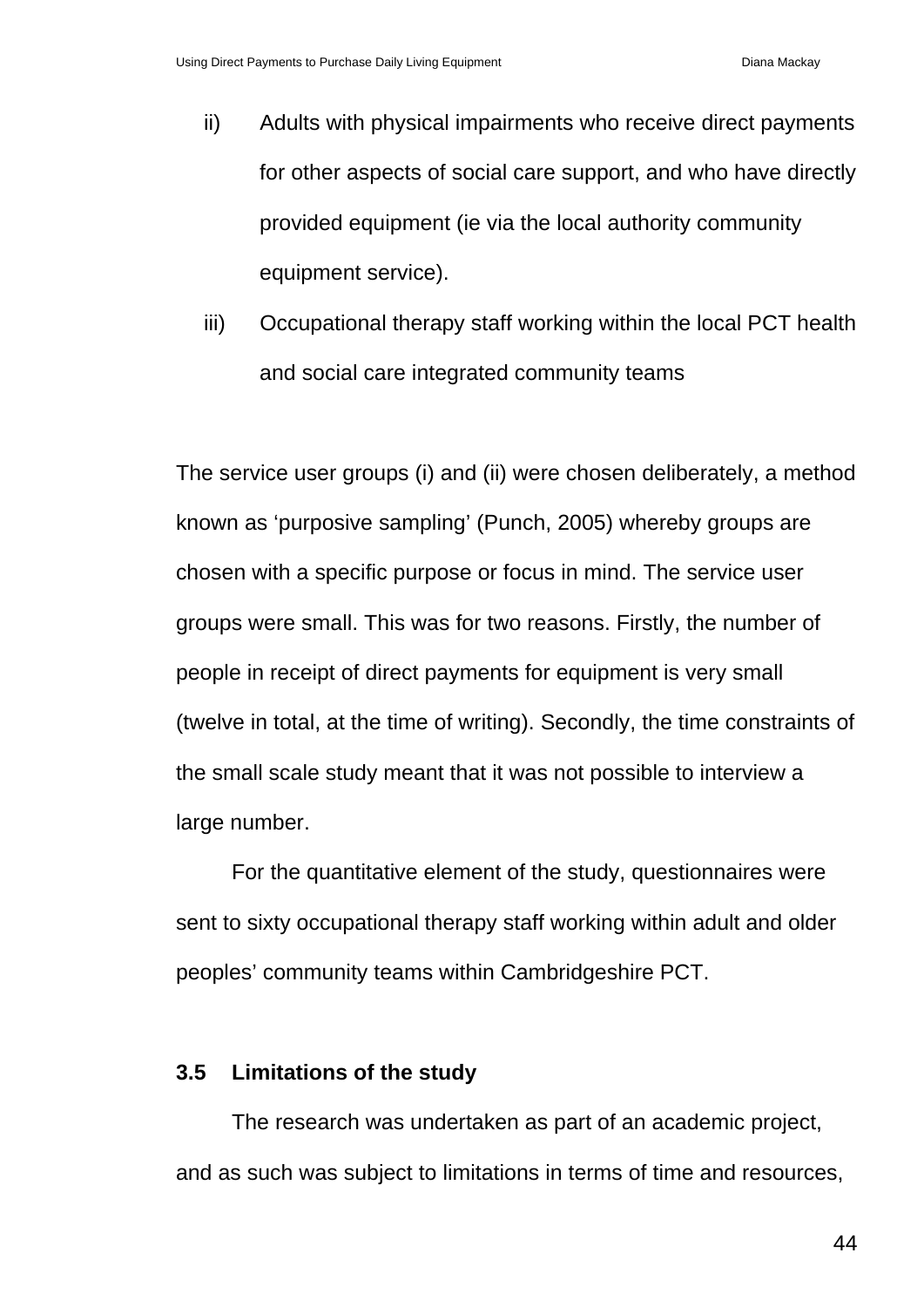ii) Adults with physical impairments who receive direct payments for other aspects of social care support, and who have directly provided equipment (ie via the local authority community equipment service).

iii) Occupational therapy staff working within the local PCT health and social care integrated community teams

The service user groups (i) and (ii) were chosen deliberately, a method known as 'purposive sampling' (Punch, 2005) whereby groups are chosen with a specific purpose or focus in mind. The service user groups were small. This was for two reasons. Firstly, the number of people in receipt of direct payments for equipment is very small (twelve in total, at the time of writing). Secondly, the time constraints of the small scale study meant that it was not possible to interview a large number.

For the quantitative element of the study, questionnaires were sent to sixty occupational therapy staff working within adult and older peoples' community teams within Cambridgeshire PCT.

### 3.5 Limitations of the study

The research was undertaken as part of an academic project, and as such was subject to limitations in terms of time and resources,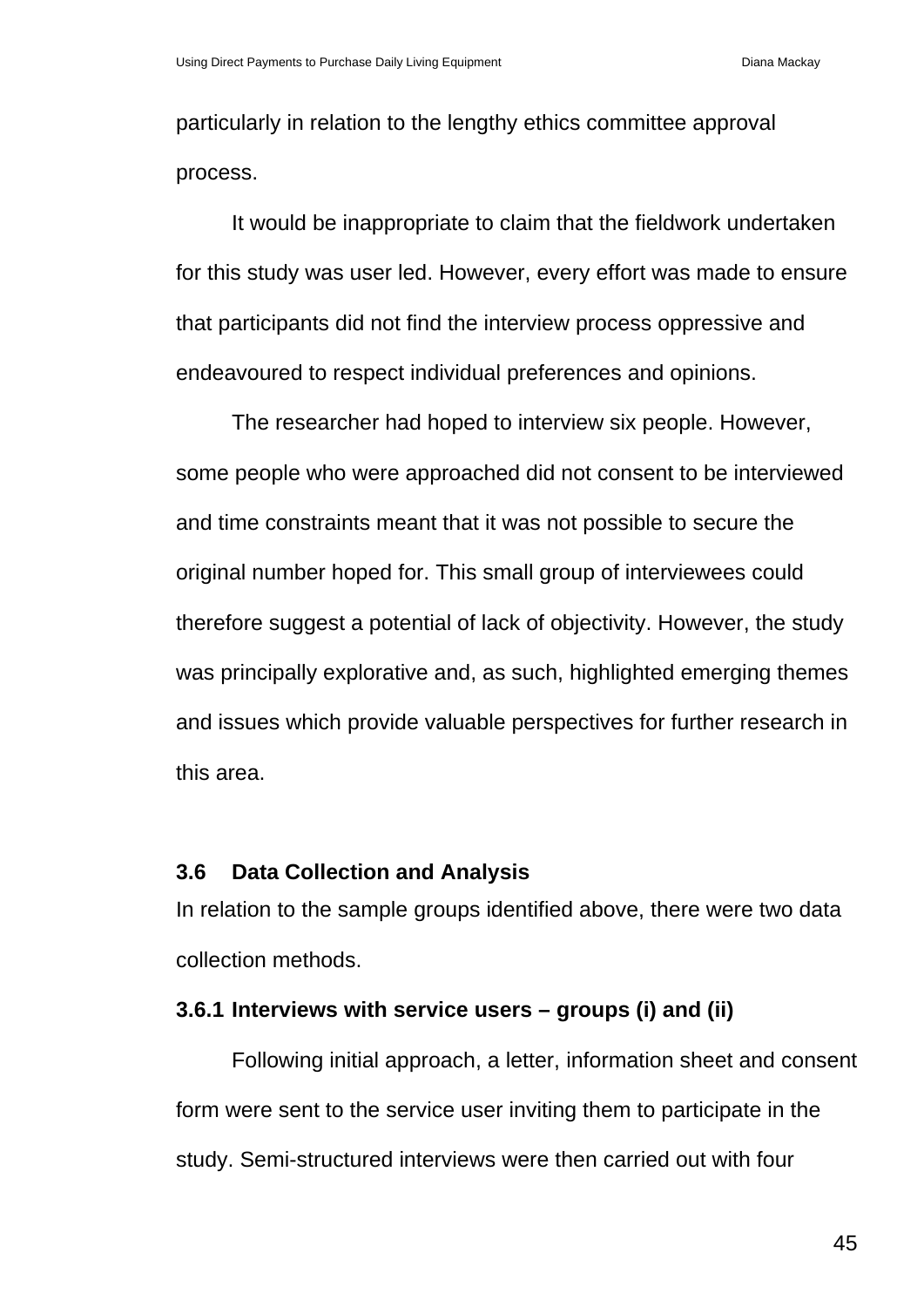particularly in relation to the lengthy ethics committee approval process.

It would be inappropriate to claim that the fieldwork undertaken for this study was user led. However, every effort was made to ensure that participants did not find the interview process oppressive and endeavoured to respect individual preferences and opinions.

The researcher had hoped to interview six people. However, some people who were approached did not consent to be interviewed and time constraints meant that it was not possible to secure the original number hoped for. This small group of interviewees could therefore suggest a potential of lack of objectivity. However, the study was principally explorative and, as such, highlighted emerging themes and issues which provide valuable perspectives for further research in this area.

### 3.6 Data Collection and Analysis

In relation to the sample groups identified above, there were two data collection methods.

#### 3.6.1 Interviews with service users – groups (i) and (ii)

Following initial approach, a letter, information sheet and consent form were sent to the service user inviting them to participate in the study. Semi-structured interviews were then carried out with four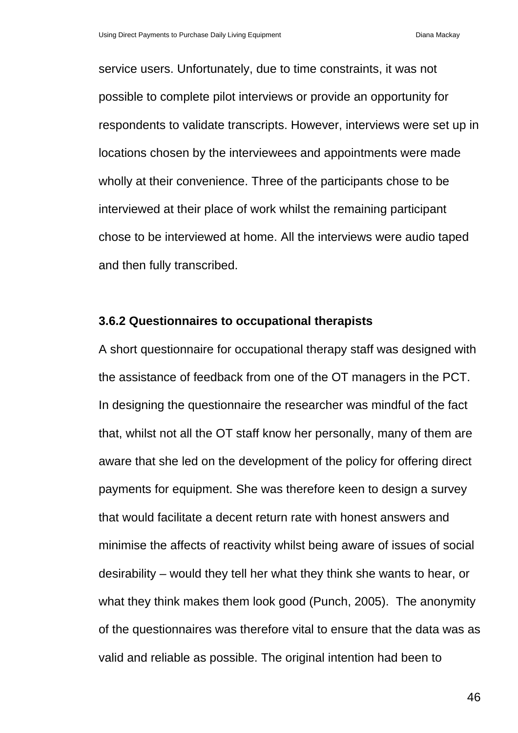service users. Unfortunately, due to time constraints, it was not possible to complete pilot interviews or provide an opportunity for respondents to validate transcripts. However, interviews were set up in locations chosen by the interviewees and appointments were made wholly at their convenience. Three of the participants chose to be interviewed at their place of work whilst the remaining participant chose to be interviewed at home. All the interviews were audio taped and then fully transcribed.

### 3.6.2 Questionnaires to occupational therapists

A short questionnaire for occupational therapy staff was designed with the assistance of feedback from one of the OT managers in the PCT. In designing the questionnaire the researcher was mindful of the fact that, whilst not all the OT staff know her personally, many of them are aware that she led on the development of the policy for offering direct payments for equipment. She was therefore keen to design a survey that would facilitate a decent return rate with honest answers and minimise the affects of reactivity whilst being aware of issues of social desirability – would they tell her what they think she wants to hear, or what they think makes them look good (Punch, 2005). The anonymity of the questionnaires was therefore vital to ensure that the data was as valid and reliable as possible. The original intention had been to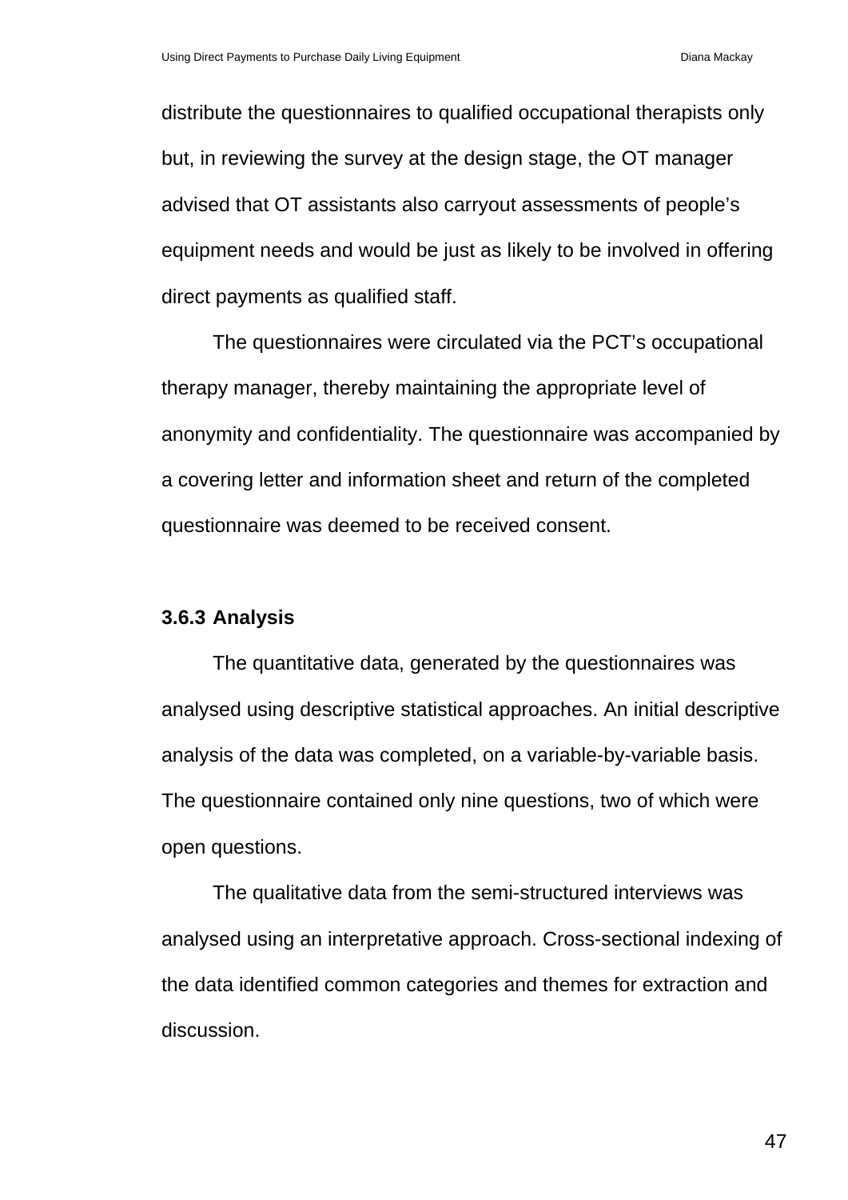distribute the questionnaires to qualified occupational therapists only but, in reviewing the survey at the design stage, the OT manager advised that OT assistants also carryout assessments of people's equipment needs and would be just as likely to be involved in offering direct payments as qualified staff.

The questionnaires were circulated via the PCT's occupational therapy manager, thereby maintaining the appropriate level of anonymity and confidentiality. The questionnaire was accompanied by a covering letter and information sheet and return of the completed questionnaire was deemed to be received consent.

#### 3.6.3 Analysis

The quantitative data, generated by the questionnaires was analysed using descriptive statistical approaches. An initial descriptive analysis of the data was completed, on a variable-by-variable basis. The questionnaire contained only nine questions, two of which were open questions.

The qualitative data from the semi-structured interviews was analysed using an interpretative approach. Cross-sectional indexing of the data identified common categories and themes for extraction and discussion.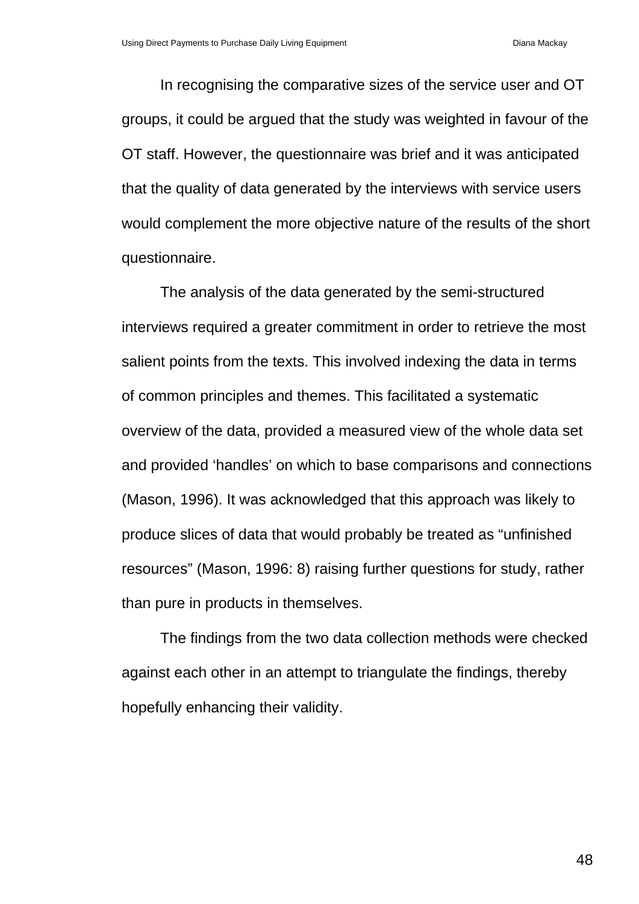In recognising the comparative sizes of the service user and OT groups, it could be argued that the study was weighted in favour of the OT staff. However, the questionnaire was brief and it was anticipated that the quality of data generated by the interviews with service users would complement the more objective nature of the results of the short questionnaire.

The analysis of the data generated by the semi-structured interviews required a greater commitment in order to retrieve the most salient points from the texts. This involved indexing the data in terms of common principles and themes. This facilitated a systematic overview of the data, provided a measured view of the whole data set and provided 'handles' on which to base comparisons and connections (Mason, 1996). It was acknowledged that this approach was likely to produce slices of data that would probably be treated as "unfinished resources" (Mason, 1996: 8) raising further questions for study, rather than pure in products in themselves.

The findings from the two data collection methods were checked against each other in an attempt to triangulate the findings, thereby hopefully enhancing their validity.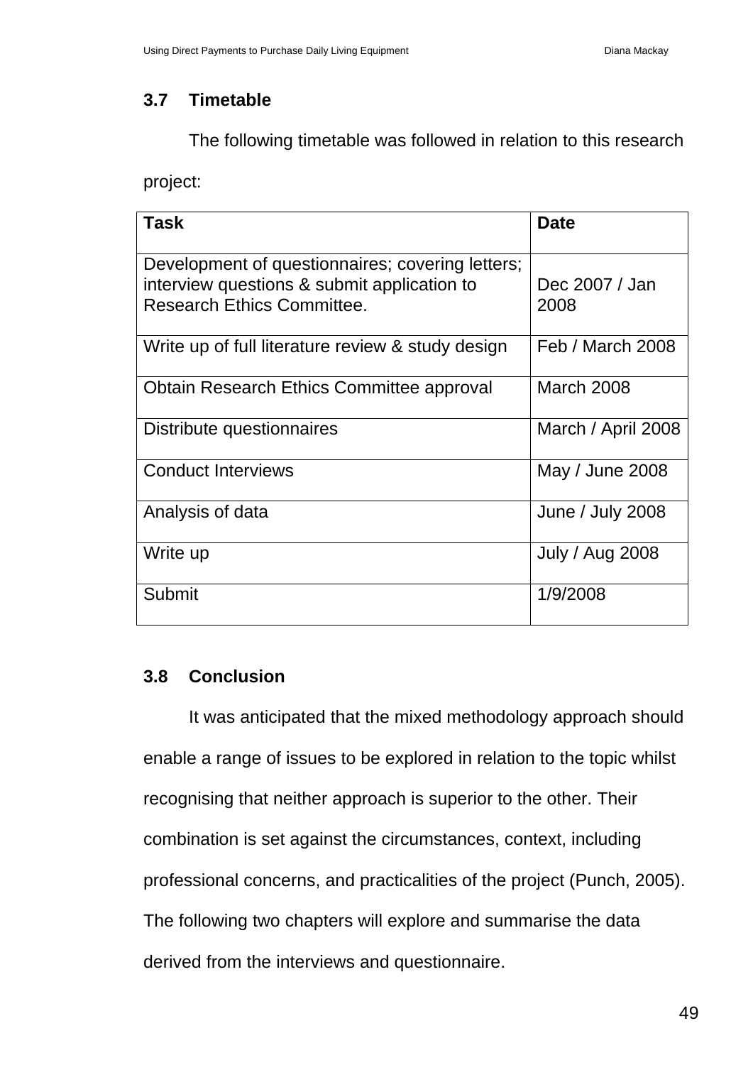## 3.7 Timetable

The following timetable was followed in relation to this research project:

| Task | Date |
|---|---|
| Development of questionnaires; covering letters; interview questions & submit application to Research Ethics Committee. | Dec 2007 / Jan 2008 |
| Write up of full literature review & study design | Feb / March 2008 |
| Obtain Research Ethics Committee approval | March 2008 |
| Distribute questionnaires | March / April 2008 |
| Conduct Interviews | May / June 2008 |
| Analysis of data | June / July 2008 |
| Write up | July / Aug 2008 |
| Submit | 1/9/2008 |

## 3.8 Conclusion

It was anticipated that the mixed methodology approach should enable a range of issues to be explored in relation to the topic whilst recognising that neither approach is superior to the other. Their combination is set against the circumstances, context, including professional concerns, and practicalities of the project (Punch, 2005). The following two chapters will explore and summarise the data derived from the interviews and questionnaire.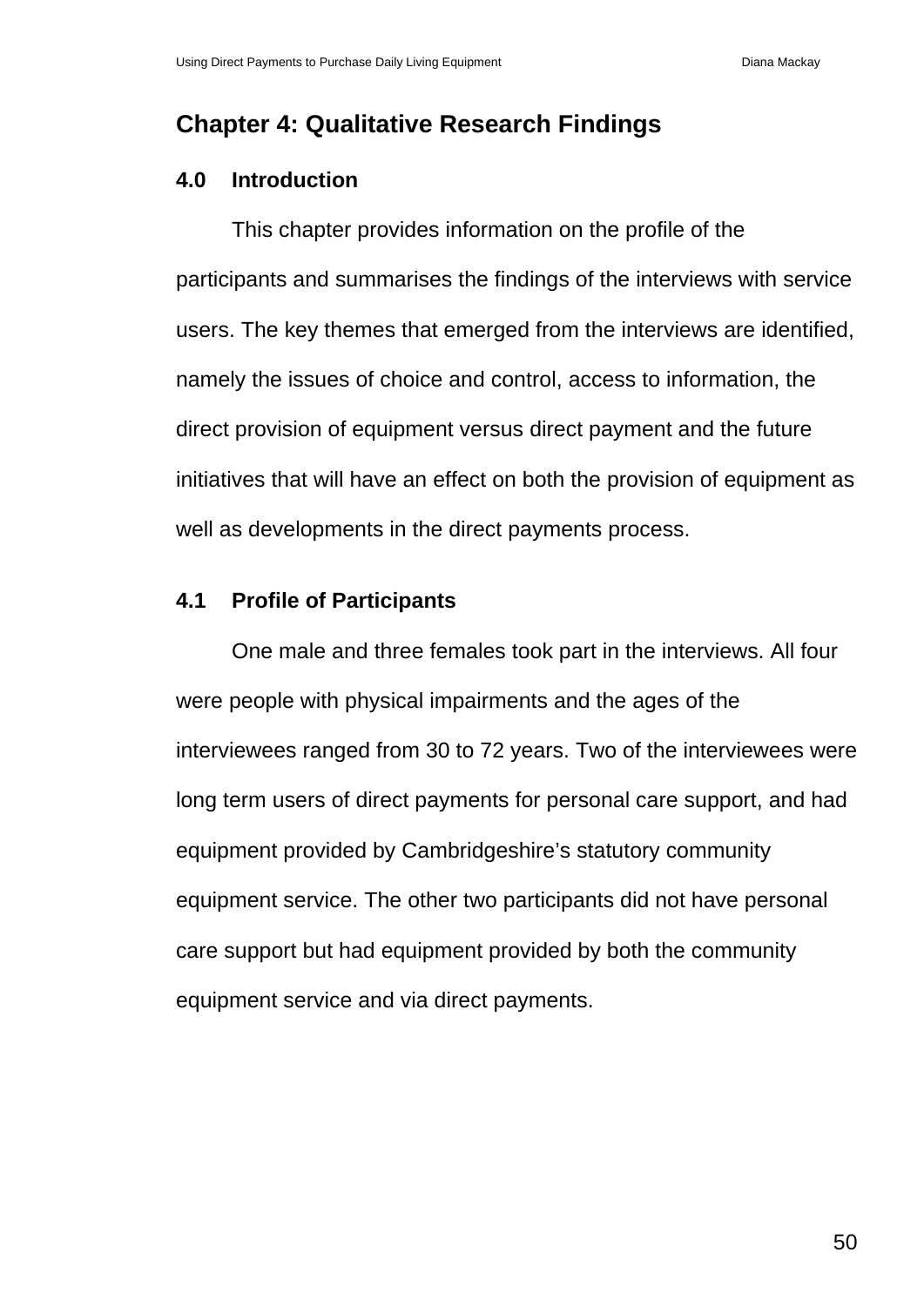# Chapter 4: Qualitative Research Findings

## 4.0 Introduction

This chapter provides information on the profile of the participants and summarises the findings of the interviews with service users. The key themes that emerged from the interviews are identified, namely the issues of choice and control, access to information, the direct provision of equipment versus direct payment and the future initiatives that will have an effect on both the provision of equipment as well as developments in the direct payments process.

## 4.1 Profile of Participants

One male and three females took part in the interviews. All four were people with physical impairments and the ages of the interviewees ranged from 30 to 72 years. Two of the interviewees were long term users of direct payments for personal care support, and had equipment provided by Cambridgeshire's statutory community equipment service. The other two participants did not have personal care support but had equipment provided by both the community equipment service and via direct payments.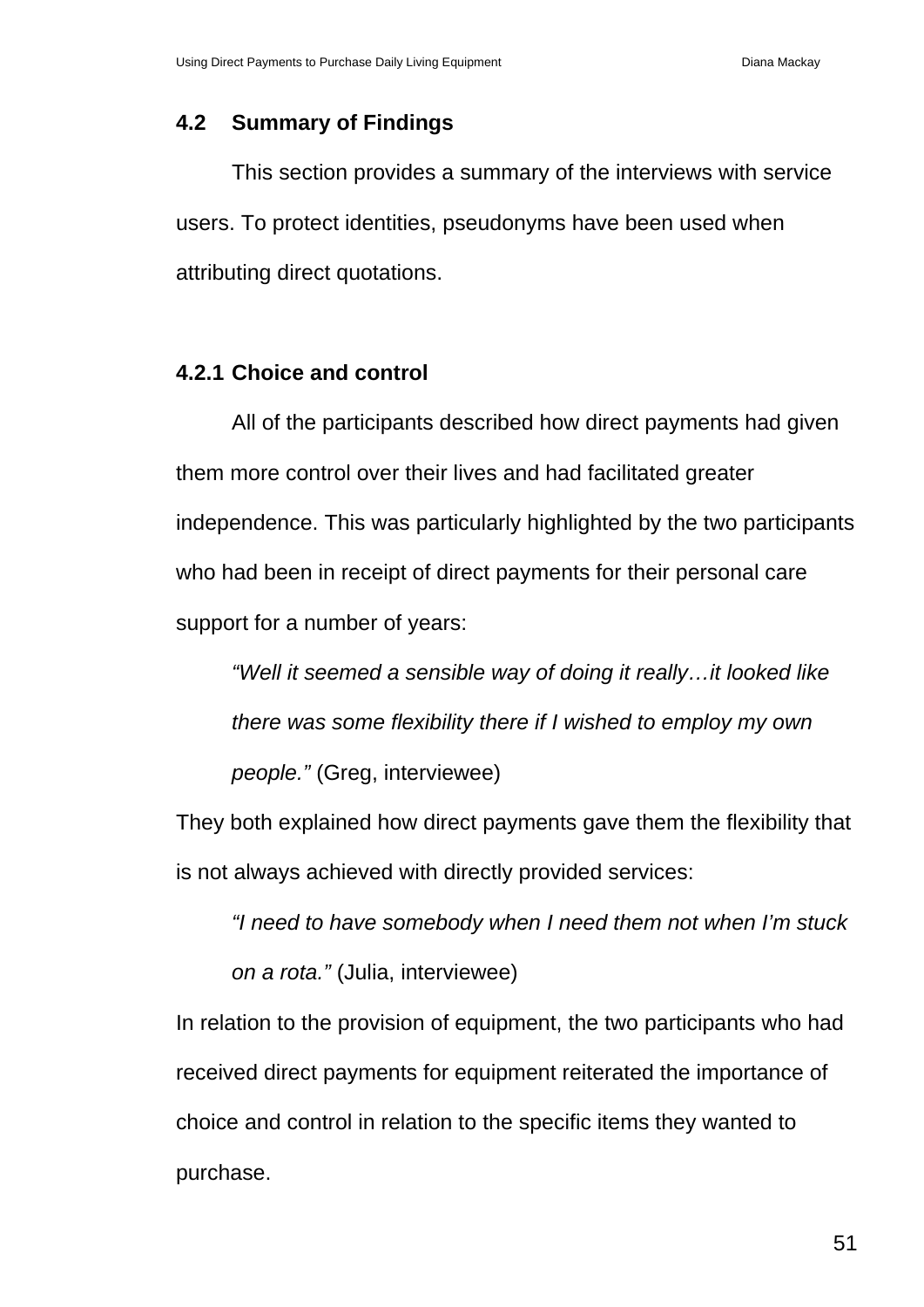## 4.2 Summary of Findings

This section provides a summary of the interviews with service users. To protect identities, pseudonyms have been used when attributing direct quotations.

### 4.2.1 Choice and control

All of the participants described how direct payments had given them more control over their lives and had facilitated greater independence. This was particularly highlighted by the two participants who had been in receipt of direct payments for their personal care support for a number of years:

> *"Well it seemed a sensible way of doing it really…it looked like there was some flexibility there if I wished to employ my own people."* (Greg, interviewee)

They both explained how direct payments gave them the flexibility that is not always achieved with directly provided services:

> *"I need to have somebody when I need them not when I'm stuck on a rota."* (Julia, interviewee)

In relation to the provision of equipment, the two participants who had received direct payments for equipment reiterated the importance of choice and control in relation to the specific items they wanted to purchase.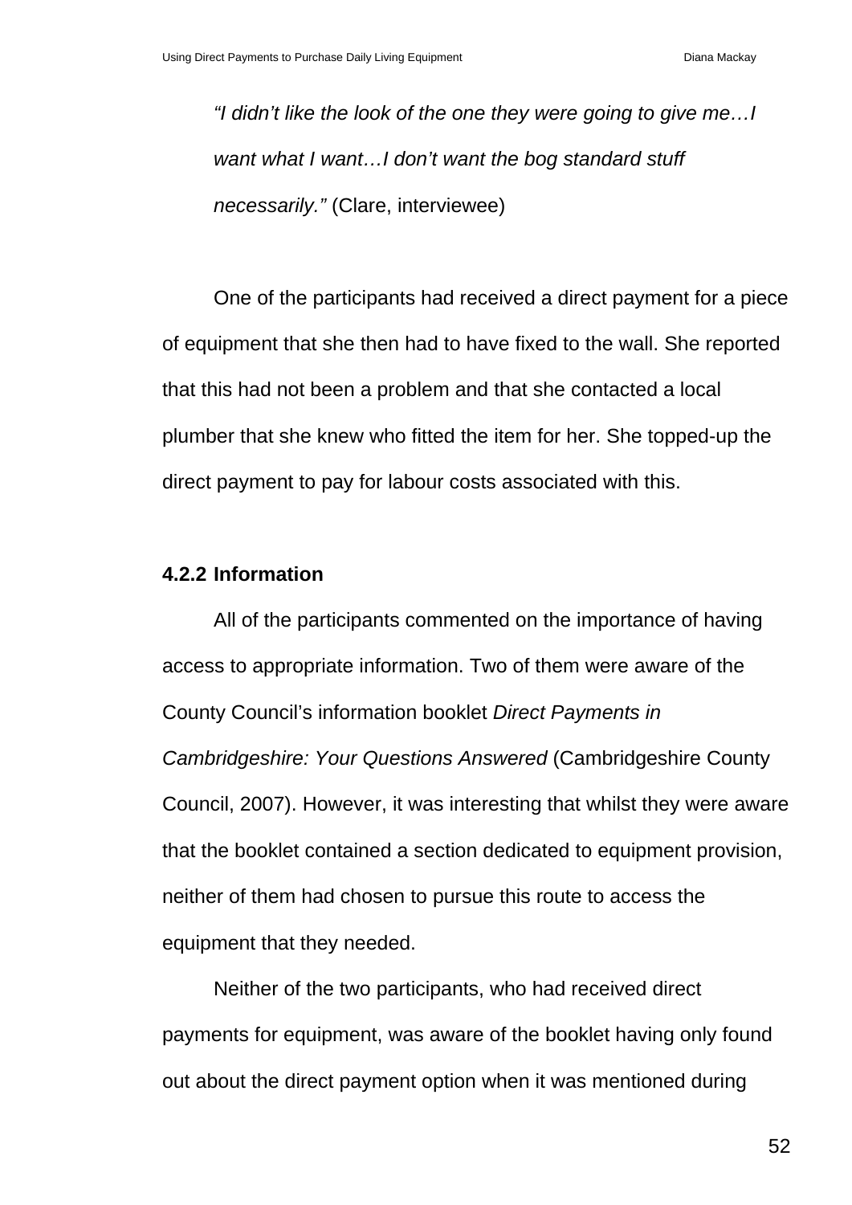*"I didn't like the look of the one they were going to give me…I want what I want…I don't want the bog standard stuff necessarily."* (Clare, interviewee)

One of the participants had received a direct payment for a piece of equipment that she then had to have fixed to the wall. She reported that this had not been a problem and that she contacted a local plumber that she knew who fitted the item for her. She topped-up the direct payment to pay for labour costs associated with this.

### 4.2.2 Information

All of the participants commented on the importance of having access to appropriate information. Two of them were aware of the County Council's information booklet *Direct Payments in Cambridgeshire: Your Questions Answered* (Cambridgeshire County Council, 2007). However, it was interesting that whilst they were aware that the booklet contained a section dedicated to equipment provision, neither of them had chosen to pursue this route to access the equipment that they needed.

Neither of the two participants, who had received direct payments for equipment, was aware of the booklet having only found out about the direct payment option when it was mentioned during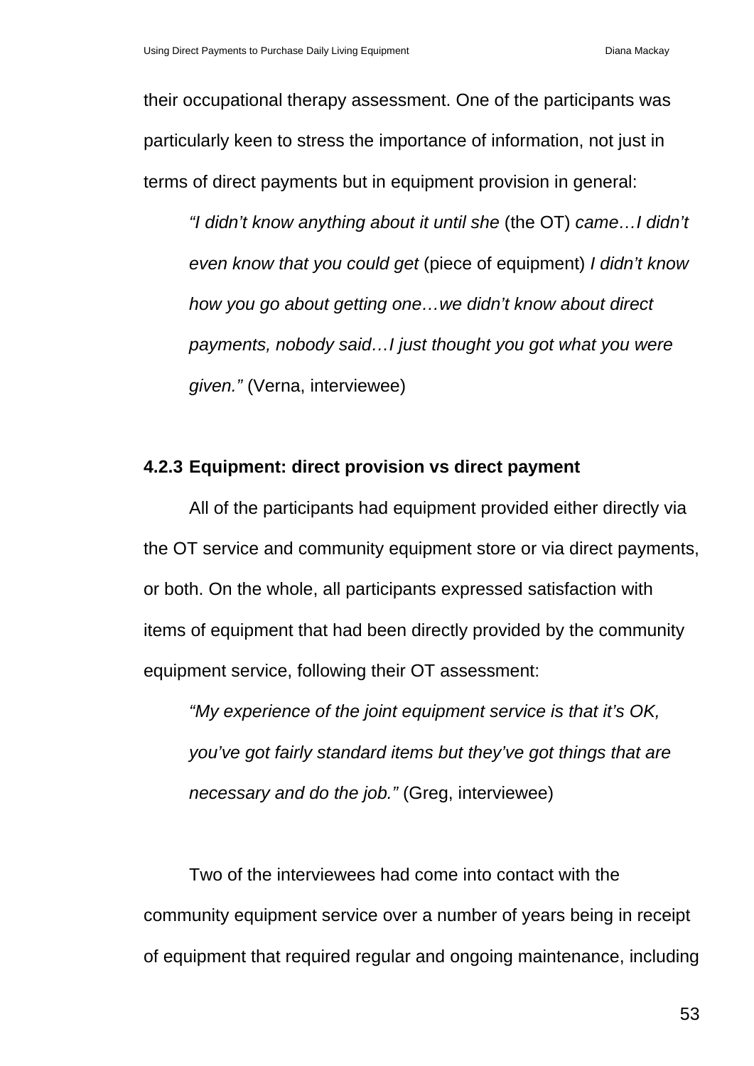their occupational therapy assessment. One of the participants was particularly keen to stress the importance of information, not just in terms of direct payments but in equipment provision in general:

> *"I didn't know anything about it until she* (the OT) *came…I didn't even know that you could get* (piece of equipment) *I didn't know how you go about getting one…we didn't know about direct payments, nobody said…I just thought you got what you were given."* (Verna, interviewee)

### 4.2.3 Equipment: direct provision vs direct payment

All of the participants had equipment provided either directly via the OT service and community equipment store or via direct payments, or both. On the whole, all participants expressed satisfaction with items of equipment that had been directly provided by the community equipment service, following their OT assessment:

> *"My experience of the joint equipment service is that it's OK, you've got fairly standard items but they've got things that are necessary and do the job."* (Greg, interviewee)

Two of the interviewees had come into contact with the community equipment service over a number of years being in receipt of equipment that required regular and ongoing maintenance, including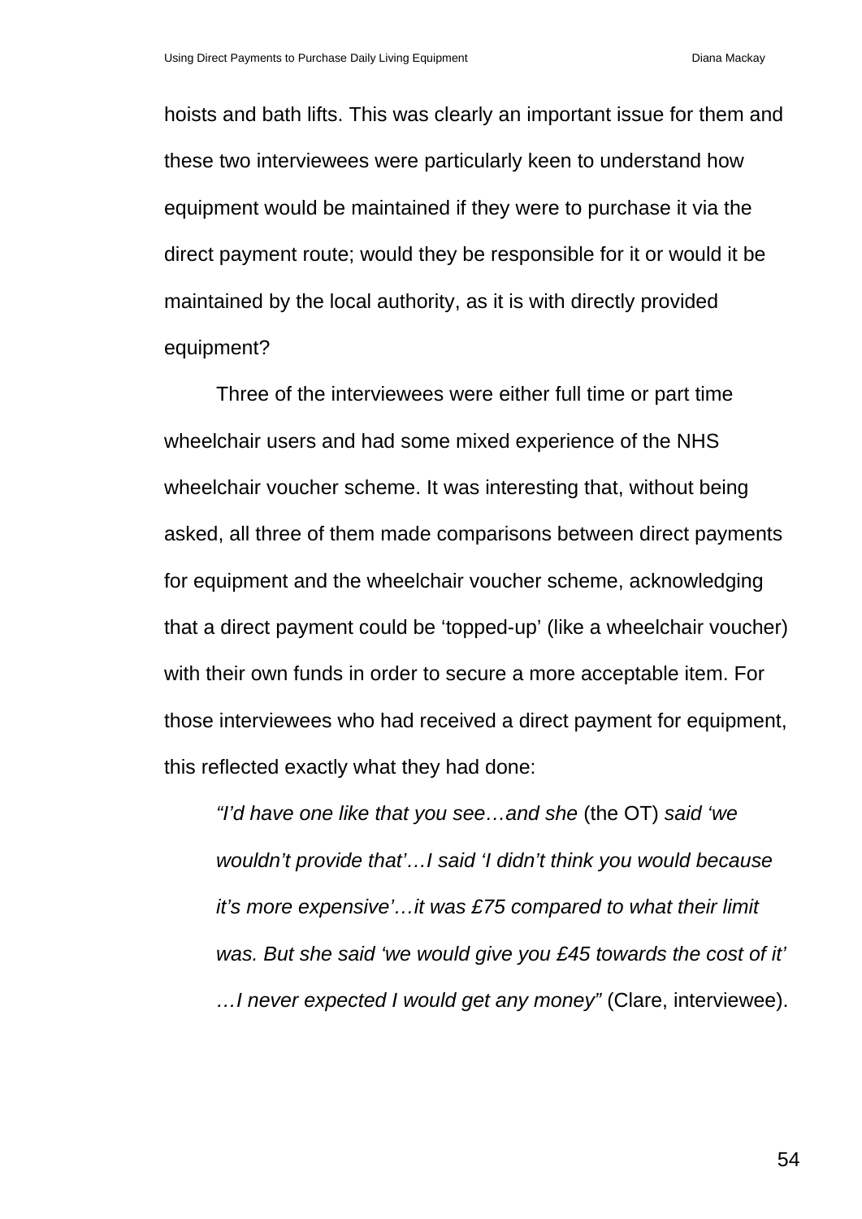hoists and bath lifts. This was clearly an important issue for them and these two interviewees were particularly keen to understand how equipment would be maintained if they were to purchase it via the direct payment route; would they be responsible for it or would it be maintained by the local authority, as it is with directly provided equipment?

Three of the interviewees were either full time or part time wheelchair users and had some mixed experience of the NHS wheelchair voucher scheme. It was interesting that, without being asked, all three of them made comparisons between direct payments for equipment and the wheelchair voucher scheme, acknowledging that a direct payment could be 'topped-up' (like a wheelchair voucher) with their own funds in order to secure a more acceptable item. For those interviewees who had received a direct payment for equipment, this reflected exactly what they had done:

> *"I'd have one like that you see…and she* (the OT) *said 'we wouldn't provide that'…I said 'I didn't think you would because it's more expensive'…it was £75 compared to what their limit was. But she said 'we would give you £45 towards the cost of it' …I never expected I would get any money"* (Clare, interviewee).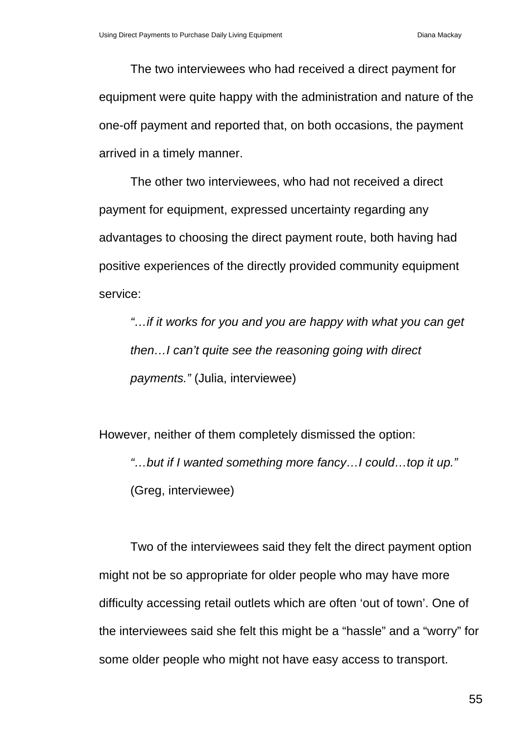The two interviewees who had received a direct payment for equipment were quite happy with the administration and nature of the one-off payment and reported that, on both occasions, the payment arrived in a timely manner.

The other two interviewees, who had not received a direct payment for equipment, expressed uncertainty regarding any advantages to choosing the direct payment route, both having had positive experiences of the directly provided community equipment service:

> *"…if it works for you and you are happy with what you can get then…I can't quite see the reasoning going with direct payments."* (Julia, interviewee)

However, neither of them completely dismissed the option:

> *"…but if I wanted something more fancy…I could…top it up."* (Greg, interviewee)

Two of the interviewees said they felt the direct payment option might not be so appropriate for older people who may have more difficulty accessing retail outlets which are often 'out of town'. One of the interviewees said she felt this might be a "hassle" and a "worry" for some older people who might not have easy access to transport.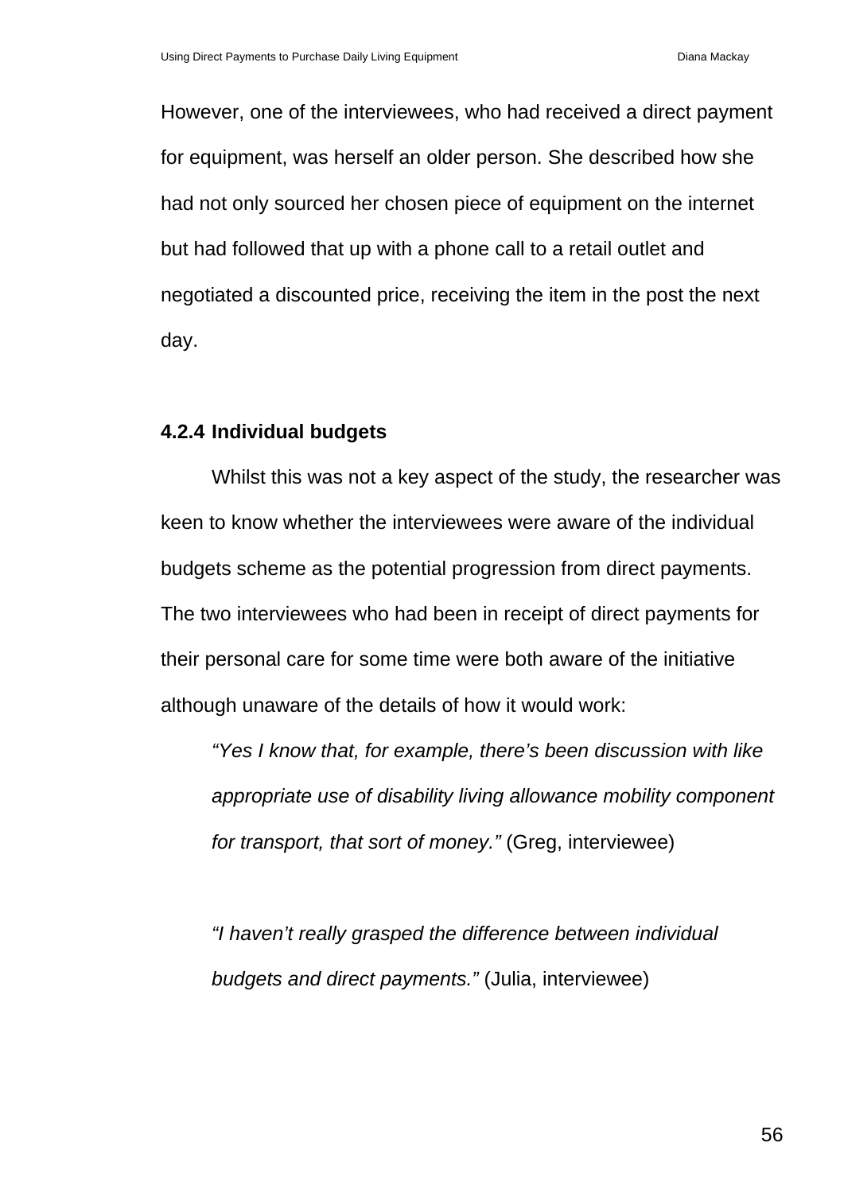However, one of the interviewees, who had received a direct payment for equipment, was herself an older person. She described how she had not only sourced her chosen piece of equipment on the internet but had followed that up with a phone call to a retail outlet and negotiated a discounted price, receiving the item in the post the next day.

#### 4.2.4 Individual budgets

Whilst this was not a key aspect of the study, the researcher was keen to know whether the interviewees were aware of the individual budgets scheme as the potential progression from direct payments. The two interviewees who had been in receipt of direct payments for their personal care for some time were both aware of the initiative although unaware of the details of how it would work:

> *"Yes I know that, for example, there's been discussion with like appropriate use of disability living allowance mobility component for transport, that sort of money."* (Greg, interviewee)
>
> *"I haven't really grasped the difference between individual budgets and direct payments."* (Julia, interviewee)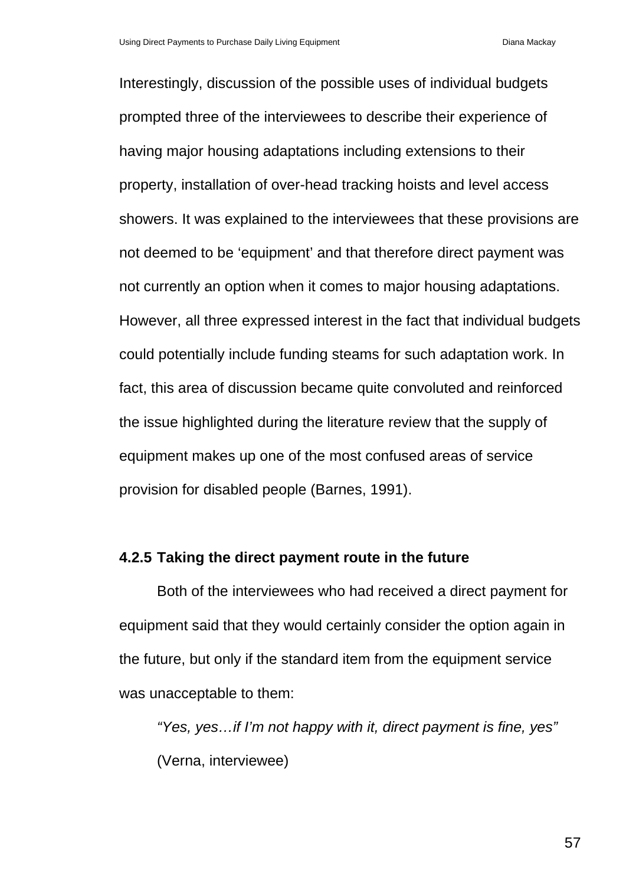Interestingly, discussion of the possible uses of individual budgets prompted three of the interviewees to describe their experience of having major housing adaptations including extensions to their property, installation of over-head tracking hoists and level access showers. It was explained to the interviewees that these provisions are not deemed to be 'equipment' and that therefore direct payment was not currently an option when it comes to major housing adaptations. However, all three expressed interest in the fact that individual budgets could potentially include funding steams for such adaptation work. In fact, this area of discussion became quite convoluted and reinforced the issue highlighted during the literature review that the supply of equipment makes up one of the most confused areas of service provision for disabled people (Barnes, 1991).

#### 4.2.5 Taking the direct payment route in the future

Both of the interviewees who had received a direct payment for equipment said that they would certainly consider the option again in the future, but only if the standard item from the equipment service was unacceptable to them:

> *"Yes, yes…if I'm not happy with it, direct payment is fine, yes"* (Verna, interviewee)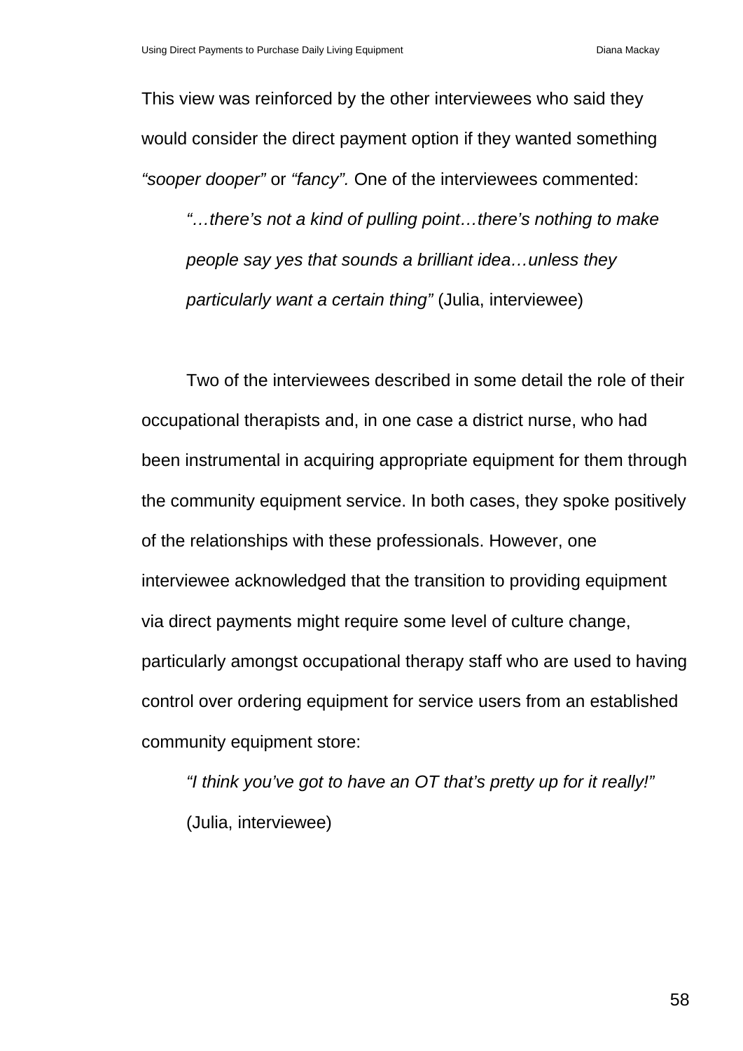This view was reinforced by the other interviewees who said they would consider the direct payment option if they wanted something *"sooper dooper"* or *"fancy".* One of the interviewees commented:

> *"…there's not a kind of pulling point…there's nothing to make people say yes that sounds a brilliant idea…unless they particularly want a certain thing"* (Julia, interviewee)

Two of the interviewees described in some detail the role of their occupational therapists and, in one case a district nurse, who had been instrumental in acquiring appropriate equipment for them through the community equipment service. In both cases, they spoke positively of the relationships with these professionals. However, one interviewee acknowledged that the transition to providing equipment via direct payments might require some level of culture change, particularly amongst occupational therapy staff who are used to having control over ordering equipment for service users from an established community equipment store:

> *"I think you've got to have an OT that's pretty up for it really!"* (Julia, interviewee)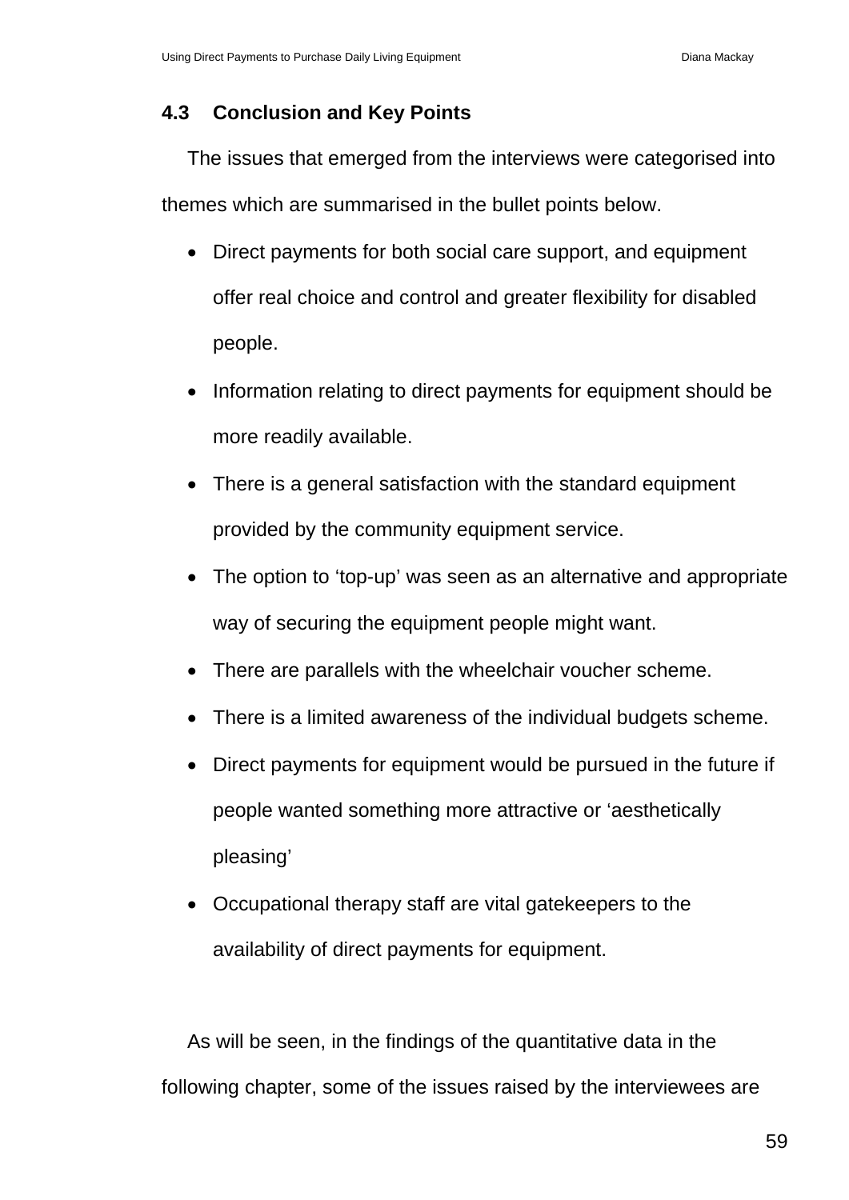### 4.3 Conclusion and Key Points

The issues that emerged from the interviews were categorised into themes which are summarised in the bullet points below.

- Direct payments for both social care support, and equipment offer real choice and control and greater flexibility for disabled people.
- Information relating to direct payments for equipment should be more readily available.
- There is a general satisfaction with the standard equipment provided by the community equipment service.
- The option to ‘top-up’ was seen as an alternative and appropriate way of securing the equipment people might want.
- There are parallels with the wheelchair voucher scheme.
- There is a limited awareness of the individual budgets scheme.
- Direct payments for equipment would be pursued in the future if people wanted something more attractive or ‘aesthetically pleasing’
- Occupational therapy staff are vital gatekeepers to the availability of direct payments for equipment.

As will be seen, in the findings of the quantitative data in the following chapter, some of the issues raised by the interviewees are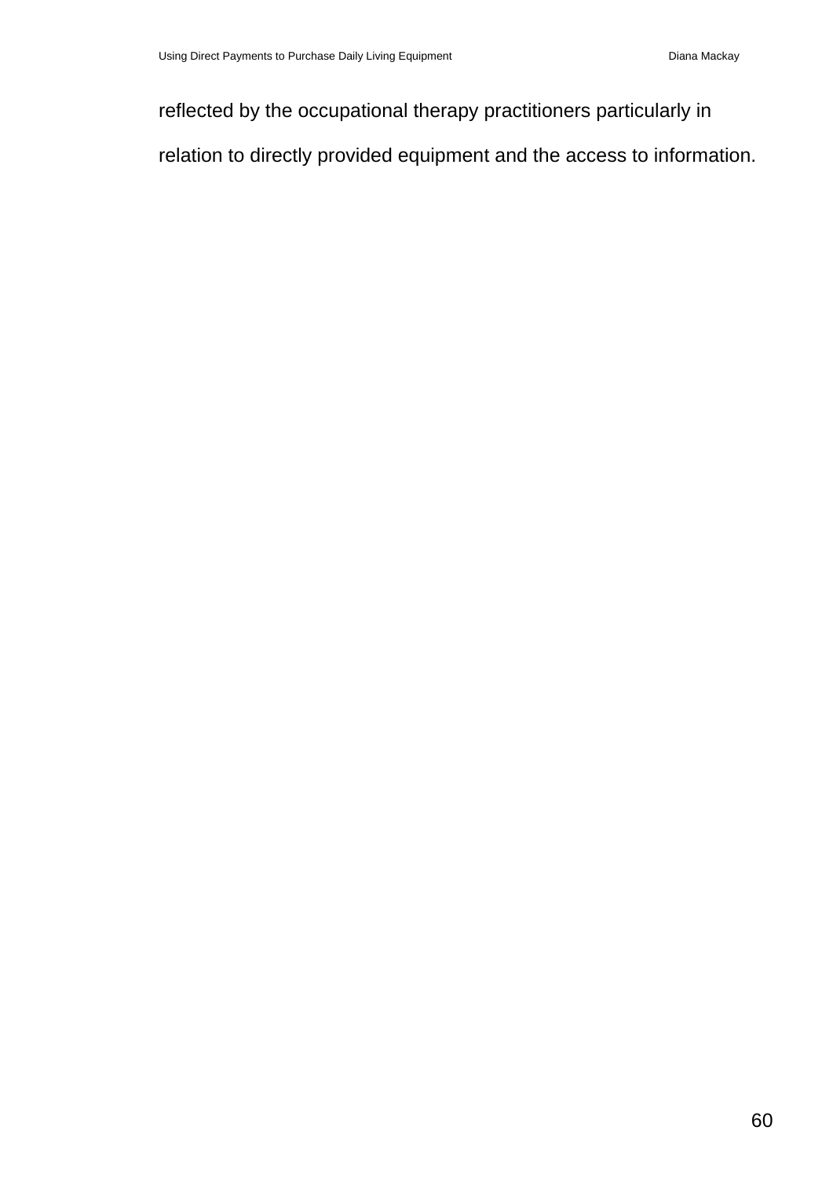reflected by the occupational therapy practitioners particularly in relation to directly provided equipment and the access to information.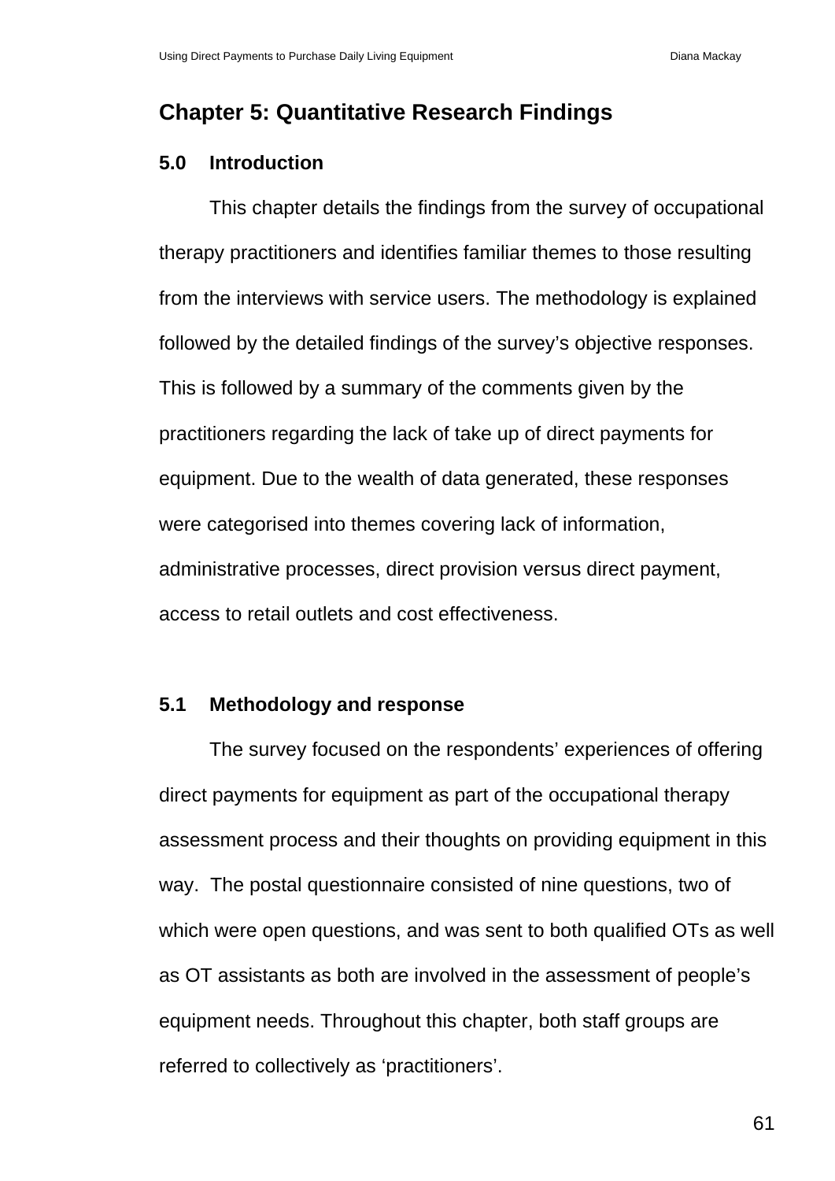# Chapter 5: Quantitative Research Findings

## 5.0 Introduction

This chapter details the findings from the survey of occupational therapy practitioners and identifies familiar themes to those resulting from the interviews with service users. The methodology is explained followed by the detailed findings of the survey's objective responses. This is followed by a summary of the comments given by the practitioners regarding the lack of take up of direct payments for equipment. Due to the wealth of data generated, these responses were categorised into themes covering lack of information, administrative processes, direct provision versus direct payment, access to retail outlets and cost effectiveness.

## 5.1 Methodology and response

The survey focused on the respondents' experiences of offering direct payments for equipment as part of the occupational therapy assessment process and their thoughts on providing equipment in this way. The postal questionnaire consisted of nine questions, two of which were open questions, and was sent to both qualified OTs as well as OT assistants as both are involved in the assessment of people's equipment needs. Throughout this chapter, both staff groups are referred to collectively as 'practitioners'.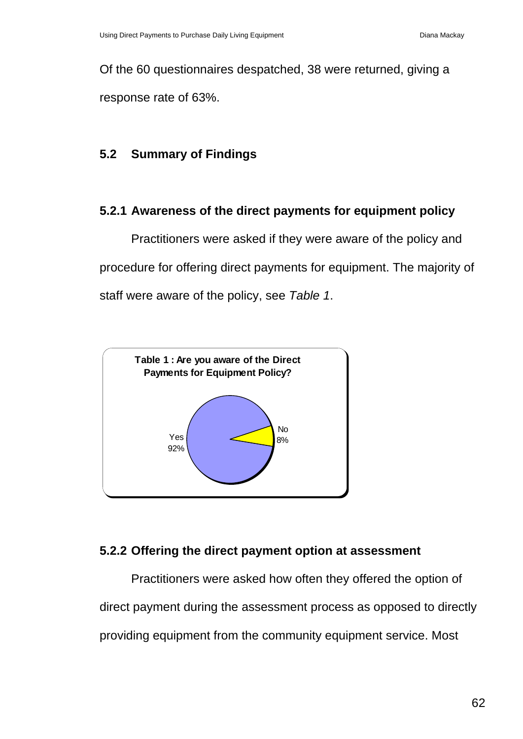Of the 60 questionnaires despatched, 38 were returned, giving a response rate of 63%.

## 5.2 Summary of Findings

### 5.2.1 Awareness of the direct payments for equipment policy

Practitioners were asked if they were aware of the policy and procedure for offering direct payments for equipment. The majority of staff were aware of the policy, see *Table 1*.

**Table 1 : Are you aware of the Direct Payments for Equipment Policy?**

| Response | Percentage |
|---|---|
| Yes | 92% |
| No | 8% |

### 5.2.2 Offering the direct payment option at assessment

Practitioners were asked how often they offered the option of direct payment during the assessment process as opposed to directly providing equipment from the community equipment service. Most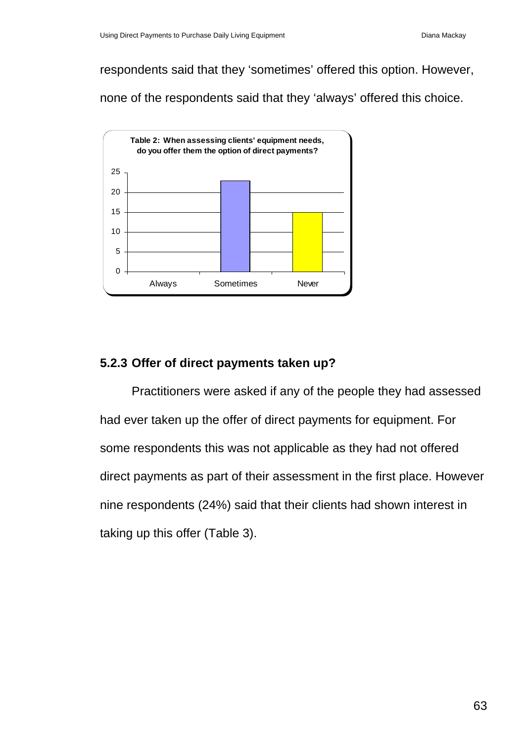respondents said that they ‘sometimes’ offered this option. However, none of the respondents said that they ‘always’ offered this choice.

**Table 2: When assessing clients' equipment needs, do you offer them the option of direct payments?**

| Response | Count |
|---|---|
| Always | 0 |
| Sometimes | 23 |
| Never | 15 |

### 5.2.3 Offer of direct payments taken up?

Practitioners were asked if any of the people they had assessed had ever taken up the offer of direct payments for equipment. For some respondents this was not applicable as they had not offered direct payments as part of their assessment in the first place. However nine respondents (24%) said that their clients had shown interest in taking up this offer (Table 3).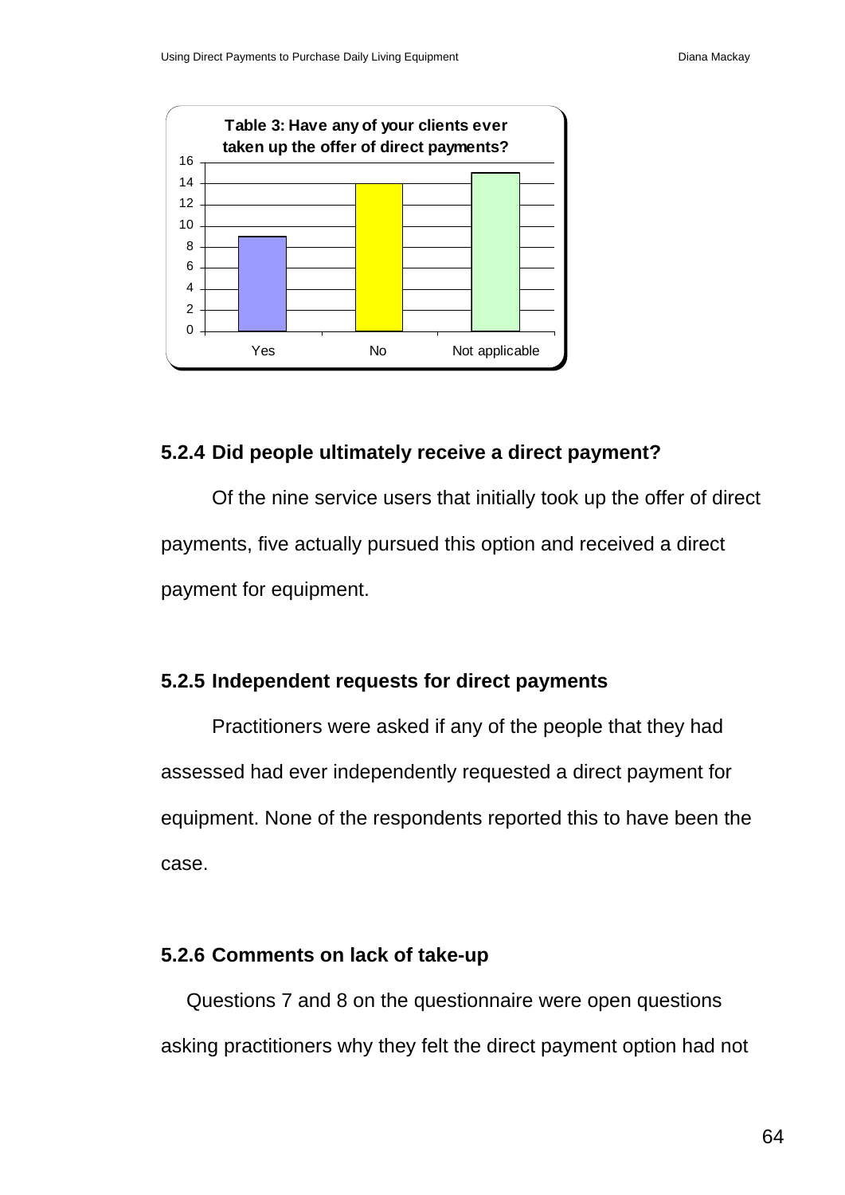**Table 3: Have any of your clients ever taken up the offer of direct payments?**

| Response | Count |
|---|---|
| Yes | 9 |
| No | 14 |
| Not applicable | 15 |

### 5.2.4 Did people ultimately receive a direct payment?

Of the nine service users that initially took up the offer of direct payments, five actually pursued this option and received a direct payment for equipment.

### 5.2.5 Independent requests for direct payments

Practitioners were asked if any of the people that they had assessed had ever independently requested a direct payment for equipment. None of the respondents reported this to have been the case.

### 5.2.6 Comments on lack of take-up

Questions 7 and 8 on the questionnaire were open questions asking practitioners why they felt the direct payment option had not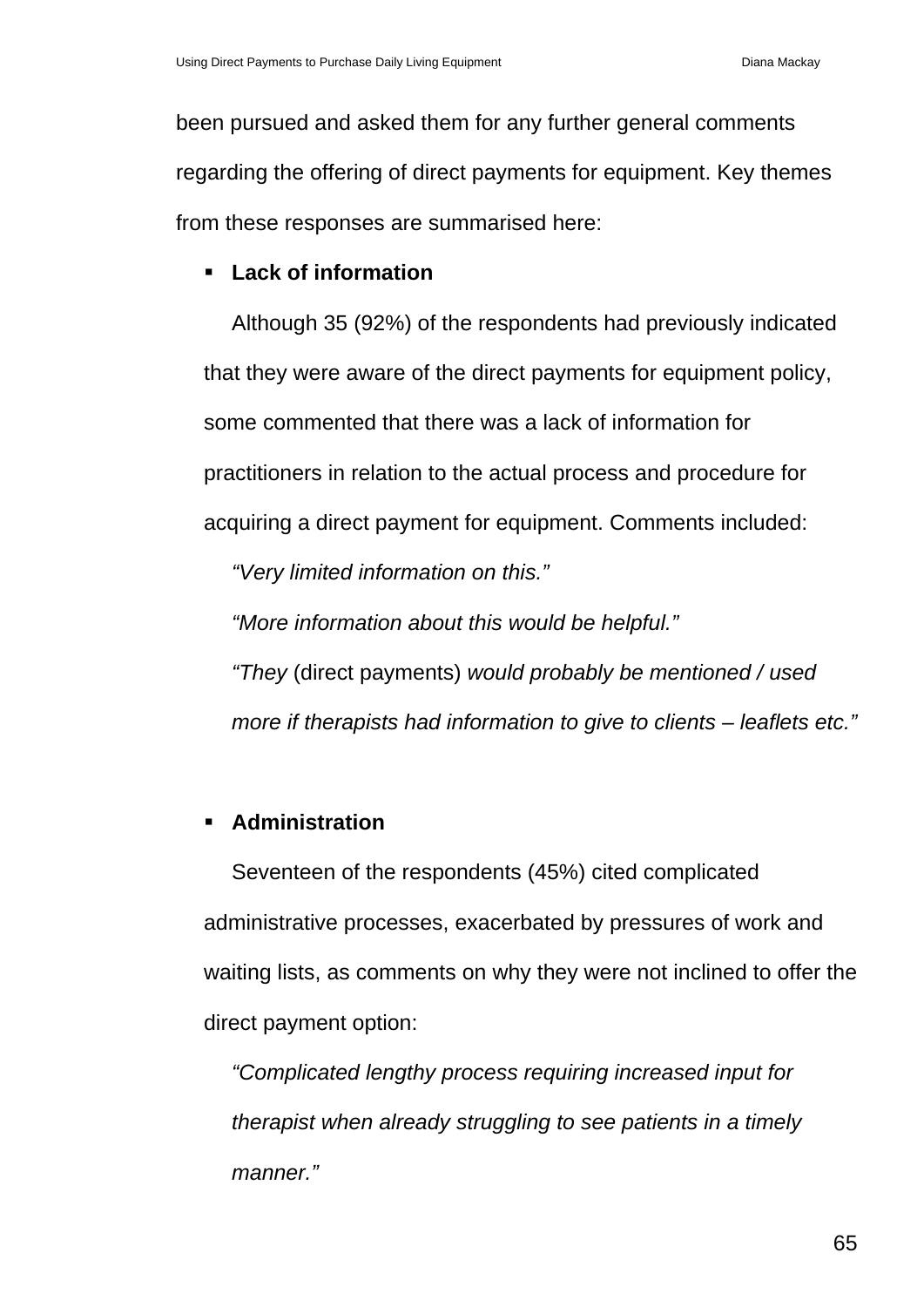been pursued and asked them for any further general comments regarding the offering of direct payments for equipment. Key themes from these responses are summarised here:

- **Lack of information**

  Although 35 (92%) of the respondents had previously indicated that they were aware of the direct payments for equipment policy, some commented that there was a lack of information for practitioners in relation to the actual process and procedure for acquiring a direct payment for equipment. Comments included:

  *“Very limited information on this.”*

  *“More information about this would be helpful.”*

  *“They* (direct payments) *would probably be mentioned / used more if therapists had information to give to clients – leaflets etc.”*

- **Administration**

  Seventeen of the respondents (45%) cited complicated administrative processes, exacerbated by pressures of work and waiting lists, as comments on why they were not inclined to offer the direct payment option:

  *“Complicated lengthy process requiring increased input for therapist when already struggling to see patients in a timely manner.”*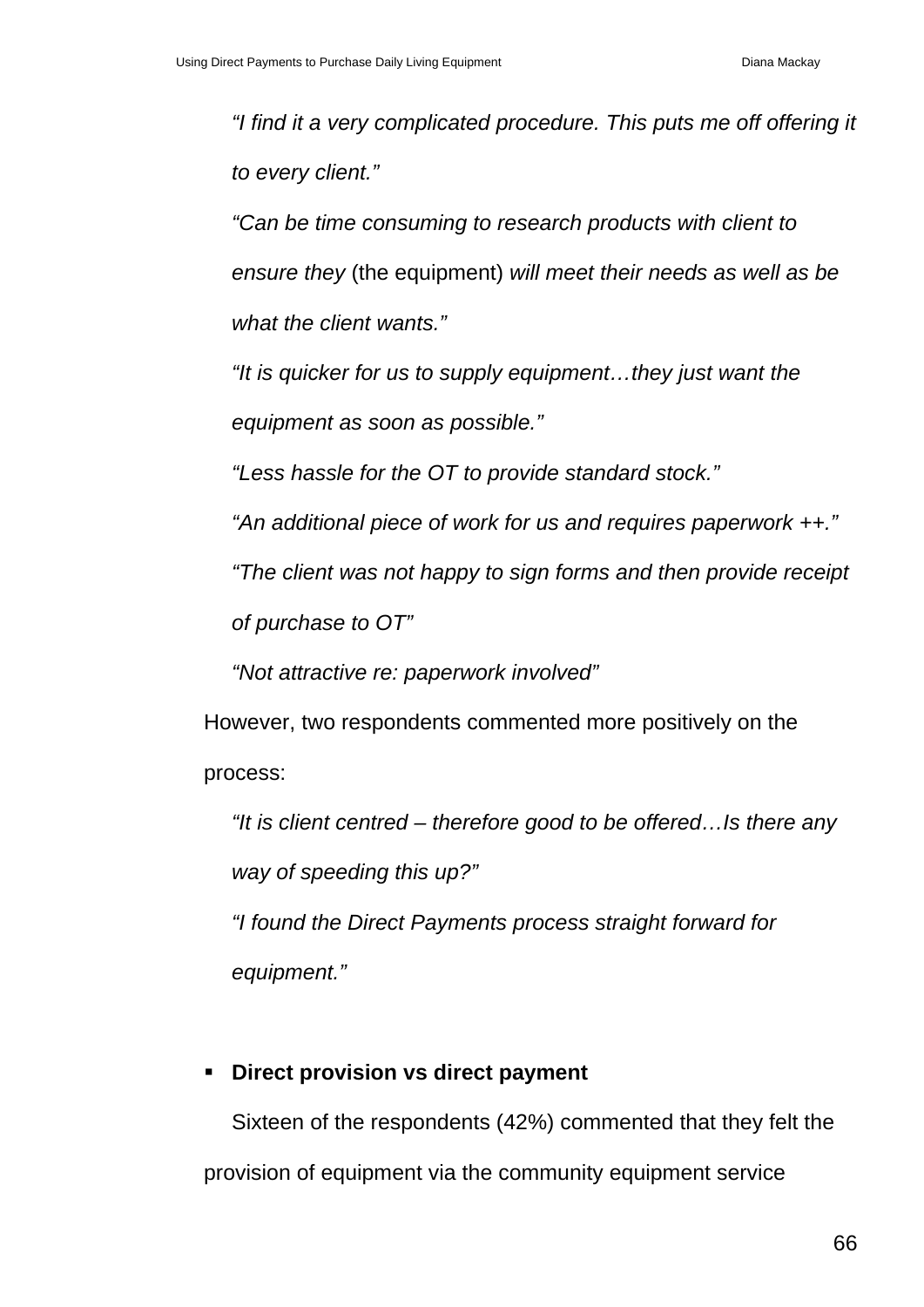*“I find it a very complicated procedure. This puts me off offering it to every client.”*

*“Can be time consuming to research products with client to ensure they* (the equipment) *will meet their needs as well as be what the client wants.”*

*“It is quicker for us to supply equipment…they just want the equipment as soon as possible.”*

*“Less hassle for the OT to provide standard stock.”*

*“An additional piece of work for us and requires paperwork ++.”*

*“The client was not happy to sign forms and then provide receipt of purchase to OT”*

*“Not attractive re: paperwork involved”*

However, two respondents commented more positively on the process:

*“It is client centred – therefore good to be offered…Is there any way of speeding this up?”*

*“I found the Direct Payments process straight forward for equipment.”*

- **Direct provision vs direct payment**

Sixteen of the respondents (42%) commented that they felt the provision of equipment via the community equipment service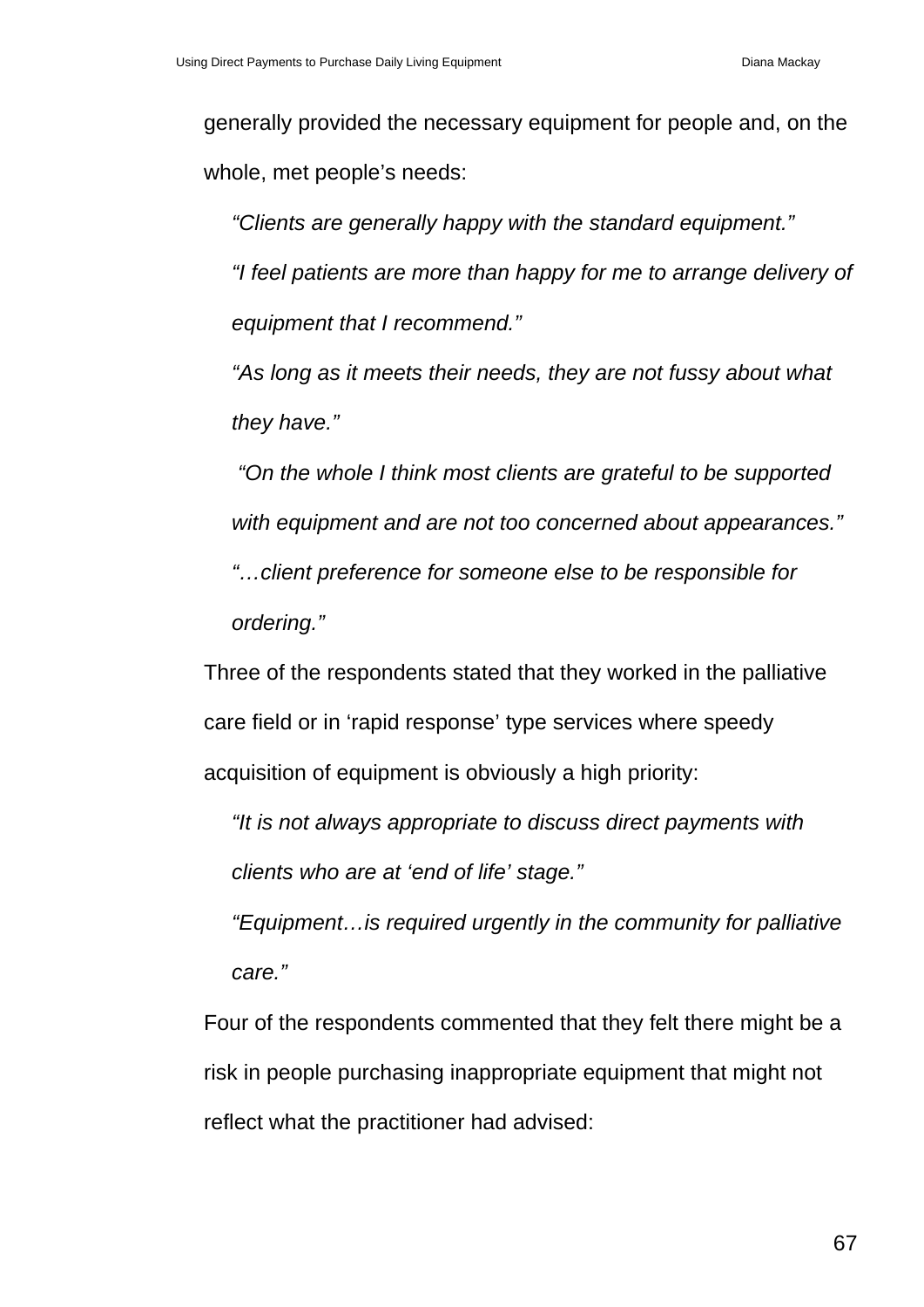generally provided the necessary equipment for people and, on the whole, met people's needs:

> *"Clients are generally happy with the standard equipment."*
>
> *"I feel patients are more than happy for me to arrange delivery of equipment that I recommend."*
>
> *"As long as it meets their needs, they are not fussy about what they have."*
>
> *"On the whole I think most clients are grateful to be supported with equipment and are not too concerned about appearances."*
>
> *"…client preference for someone else to be responsible for ordering."*

Three of the respondents stated that they worked in the palliative care field or in 'rapid response' type services where speedy acquisition of equipment is obviously a high priority:

> *"It is not always appropriate to discuss direct payments with clients who are at 'end of life' stage."*
>
> *"Equipment…is required urgently in the community for palliative care."*

Four of the respondents commented that they felt there might be a risk in people purchasing inappropriate equipment that might not reflect what the practitioner had advised: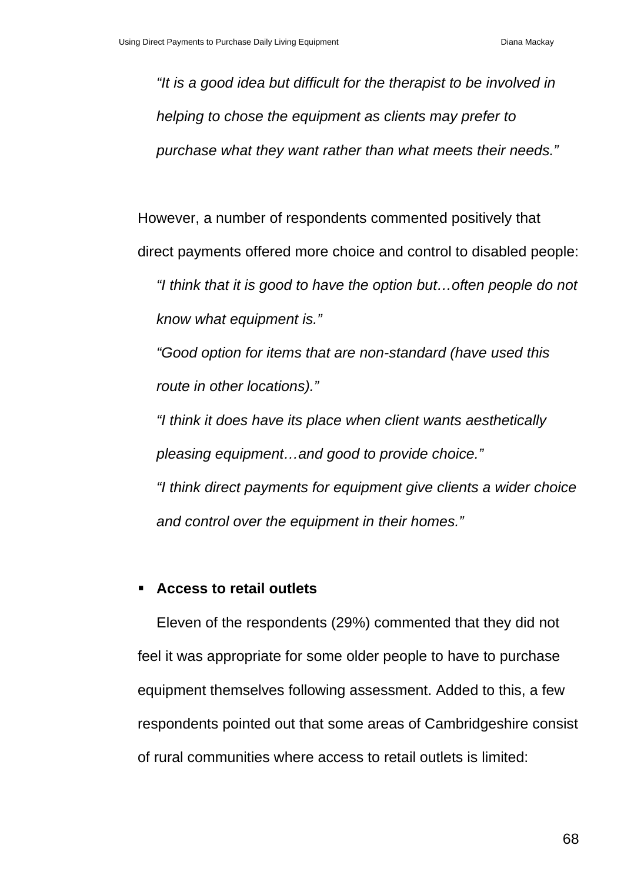*"It is a good idea but difficult for the therapist to be involved in helping to chose the equipment as clients may prefer to purchase what they want rather than what meets their needs."*

However, a number of respondents commented positively that direct payments offered more choice and control to disabled people:

*"I think that it is good to have the option but…often people do not know what equipment is."*

*"Good option for items that are non-standard (have used this route in other locations)."*

*"I think it does have its place when client wants aesthetically pleasing equipment…and good to provide choice."*

*"I think direct payments for equipment give clients a wider choice and control over the equipment in their homes."*

- **Access to retail outlets**

Eleven of the respondents (29%) commented that they did not feel it was appropriate for some older people to have to purchase equipment themselves following assessment. Added to this, a few respondents pointed out that some areas of Cambridgeshire consist of rural communities where access to retail outlets is limited: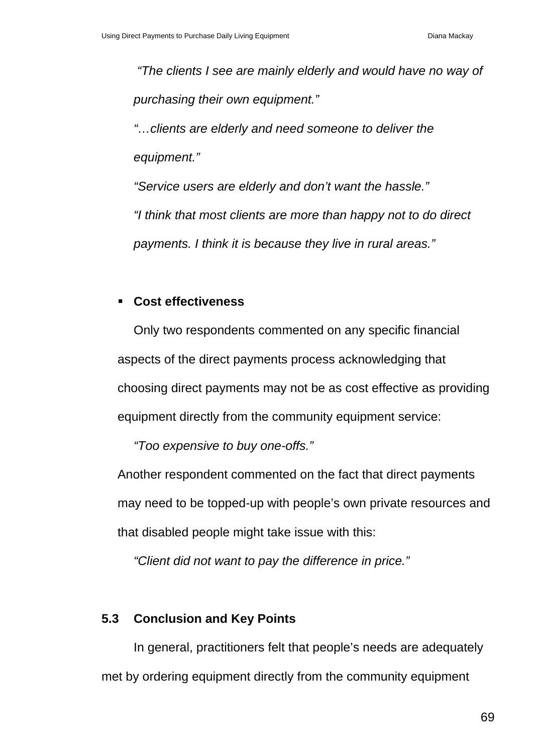*"The clients I see are mainly elderly and would have no way of purchasing their own equipment."*

*"…clients are elderly and need someone to deliver the equipment."*

*"Service users are elderly and don't want the hassle."*

*"I think that most clients are more than happy not to do direct payments. I think it is because they live in rural areas."*

- **Cost effectiveness**

Only two respondents commented on any specific financial aspects of the direct payments process acknowledging that choosing direct payments may not be as cost effective as providing equipment directly from the community equipment service:

*"Too expensive to buy one-offs."*

Another respondent commented on the fact that direct payments may need to be topped-up with people's own private resources and that disabled people might take issue with this:

*"Client did not want to pay the difference in price."*

## 5.3 Conclusion and Key Points

In general, practitioners felt that people's needs are adequately met by ordering equipment directly from the community equipment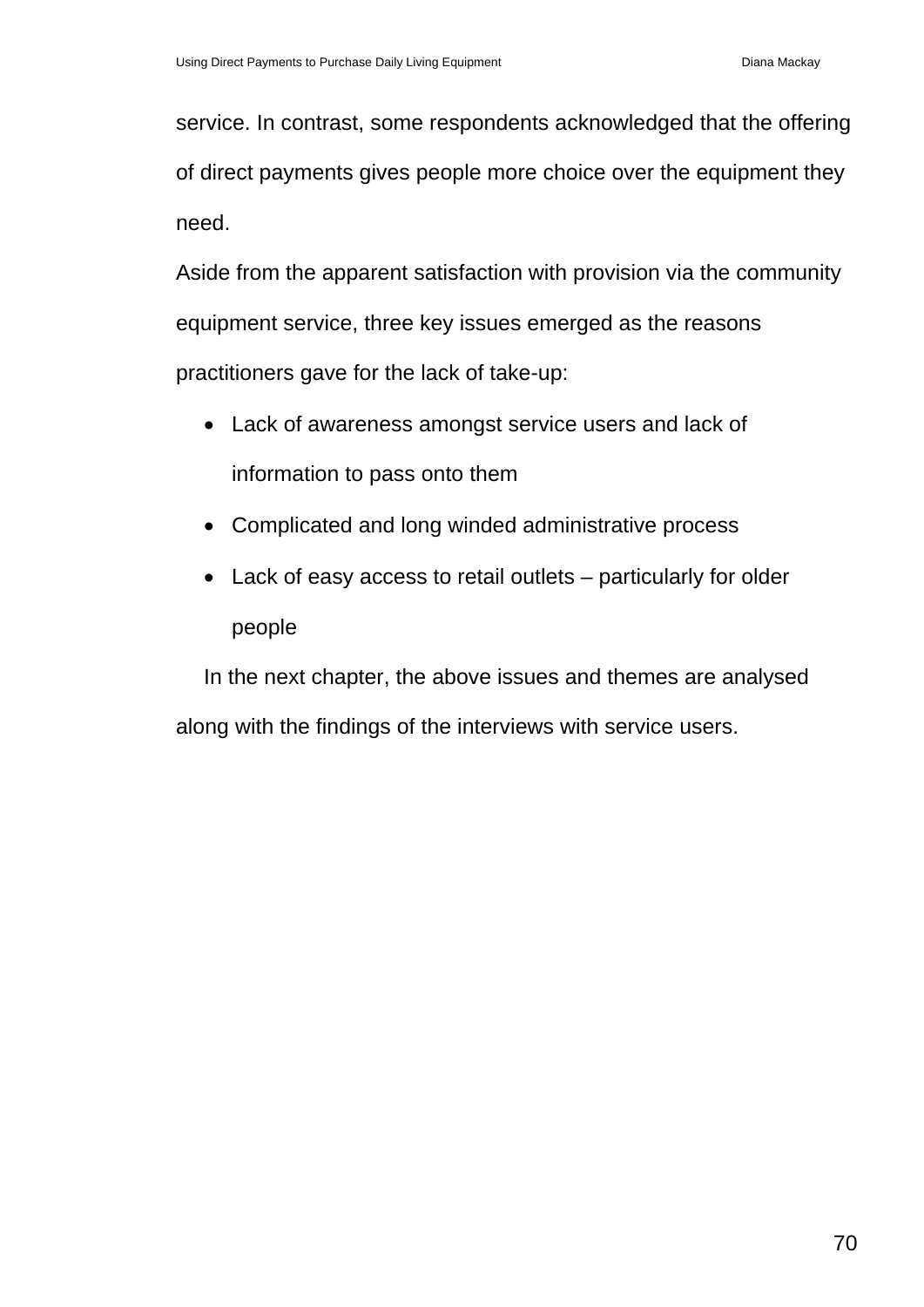service. In contrast, some respondents acknowledged that the offering of direct payments gives people more choice over the equipment they need.

Aside from the apparent satisfaction with provision via the community equipment service, three key issues emerged as the reasons practitioners gave for the lack of take-up:

- Lack of awareness amongst service users and lack of information to pass onto them
- Complicated and long winded administrative process
- Lack of easy access to retail outlets – particularly for older people

In the next chapter, the above issues and themes are analysed along with the findings of the interviews with service users.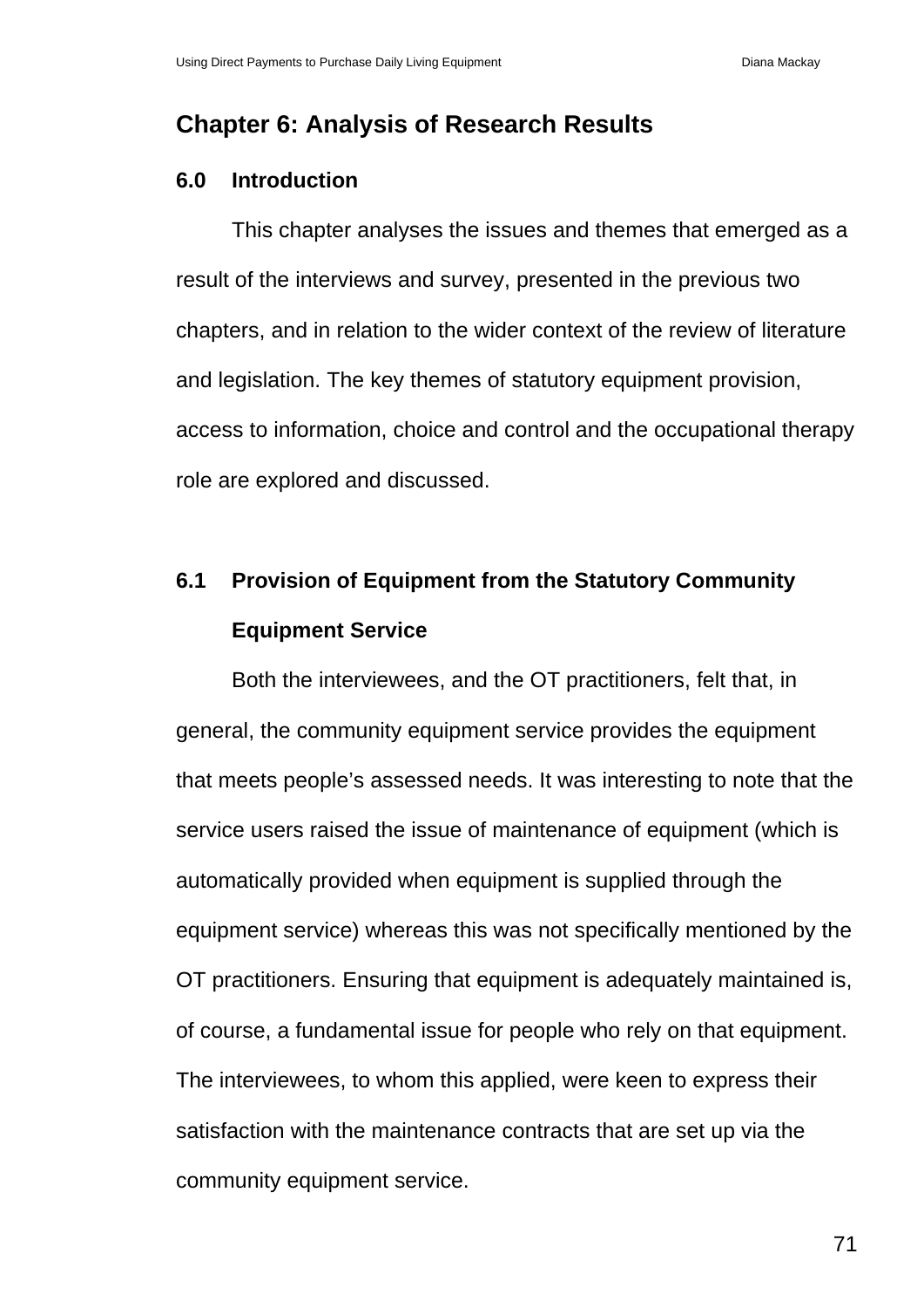# Chapter 6: Analysis of Research Results

## 6.0 Introduction

This chapter analyses the issues and themes that emerged as a result of the interviews and survey, presented in the previous two chapters, and in relation to the wider context of the review of literature and legislation. The key themes of statutory equipment provision, access to information, choice and control and the occupational therapy role are explored and discussed.

## 6.1 Provision of Equipment from the Statutory Community Equipment Service

Both the interviewees, and the OT practitioners, felt that, in general, the community equipment service provides the equipment that meets people's assessed needs. It was interesting to note that the service users raised the issue of maintenance of equipment (which is automatically provided when equipment is supplied through the equipment service) whereas this was not specifically mentioned by the OT practitioners. Ensuring that equipment is adequately maintained is, of course, a fundamental issue for people who rely on that equipment. The interviewees, to whom this applied, were keen to express their satisfaction with the maintenance contracts that are set up via the community equipment service.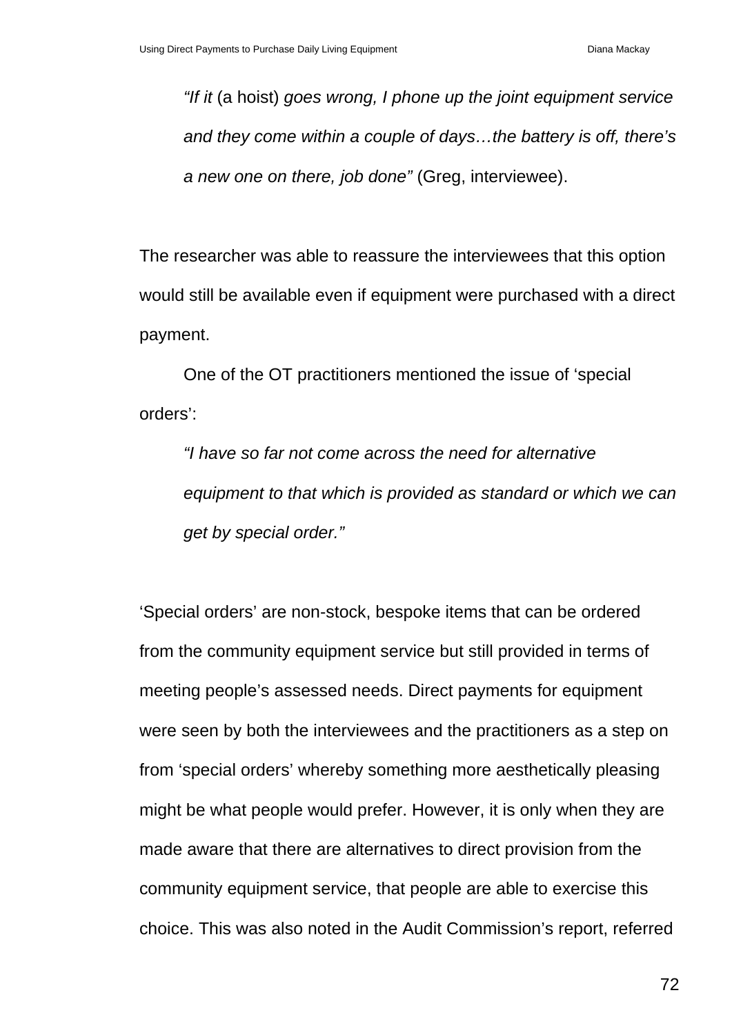> *"If it* (a hoist) *goes wrong, I phone up the joint equipment service and they come within a couple of days…the battery is off, there's a new one on there, job done"* (Greg, interviewee).

The researcher was able to reassure the interviewees that this option would still be available even if equipment were purchased with a direct payment.

One of the OT practitioners mentioned the issue of 'special orders':

> *"I have so far not come across the need for alternative equipment to that which is provided as standard or which we can get by special order."*

'Special orders' are non-stock, bespoke items that can be ordered from the community equipment service but still provided in terms of meeting people's assessed needs. Direct payments for equipment were seen by both the interviewees and the practitioners as a step on from 'special orders' whereby something more aesthetically pleasing might be what people would prefer. However, it is only when they are made aware that there are alternatives to direct provision from the community equipment service, that people are able to exercise this choice. This was also noted in the Audit Commission's report, referred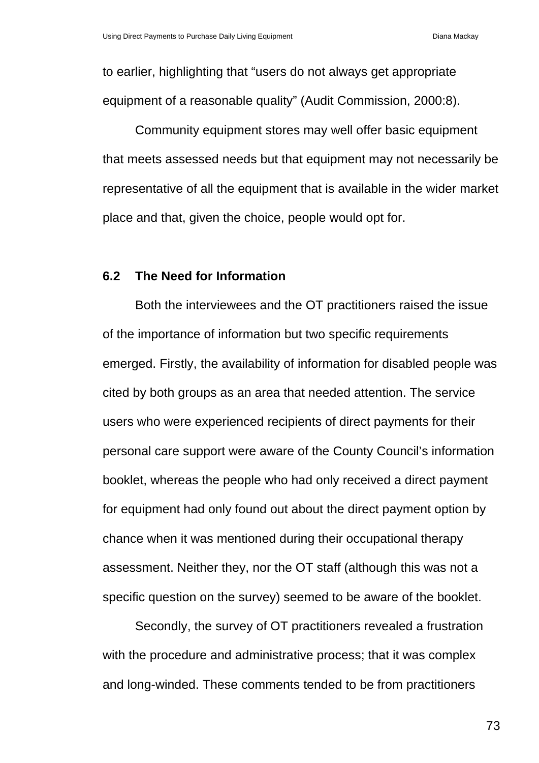to earlier, highlighting that “users do not always get appropriate equipment of a reasonable quality” (Audit Commission, 2000:8).

Community equipment stores may well offer basic equipment that meets assessed needs but that equipment may not necessarily be representative of all the equipment that is available in the wider market place and that, given the choice, people would opt for.

## 6.2 The Need for Information

Both the interviewees and the OT practitioners raised the issue of the importance of information but two specific requirements emerged. Firstly, the availability of information for disabled people was cited by both groups as an area that needed attention. The service users who were experienced recipients of direct payments for their personal care support were aware of the County Council’s information booklet, whereas the people who had only received a direct payment for equipment had only found out about the direct payment option by chance when it was mentioned during their occupational therapy assessment. Neither they, nor the OT staff (although this was not a specific question on the survey) seemed to be aware of the booklet.

Secondly, the survey of OT practitioners revealed a frustration with the procedure and administrative process; that it was complex and long-winded. These comments tended to be from practitioners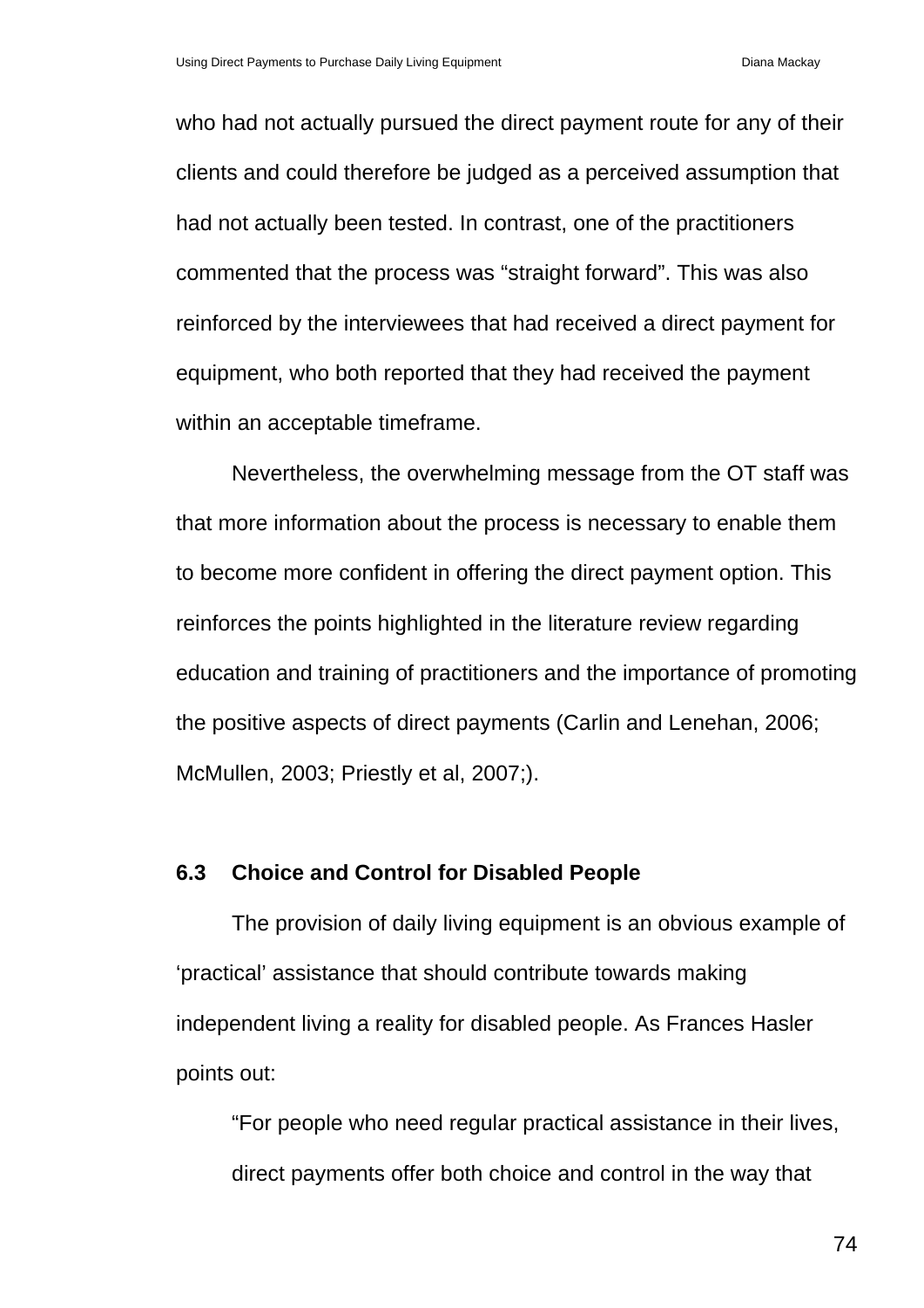who had not actually pursued the direct payment route for any of their clients and could therefore be judged as a perceived assumption that had not actually been tested. In contrast, one of the practitioners commented that the process was “straight forward”. This was also reinforced by the interviewees that had received a direct payment for equipment, who both reported that they had received the payment within an acceptable timeframe.

Nevertheless, the overwhelming message from the OT staff was that more information about the process is necessary to enable them to become more confident in offering the direct payment option. This reinforces the points highlighted in the literature review regarding education and training of practitioners and the importance of promoting the positive aspects of direct payments (Carlin and Lenehan, 2006; McMullen, 2003; Priestly et al, 2007;).

## 6.3 Choice and Control for Disabled People

The provision of daily living equipment is an obvious example of ‘practical’ assistance that should contribute towards making independent living a reality for disabled people. As Frances Hasler points out:

> “For people who need regular practical assistance in their lives, direct payments offer both choice and control in the way that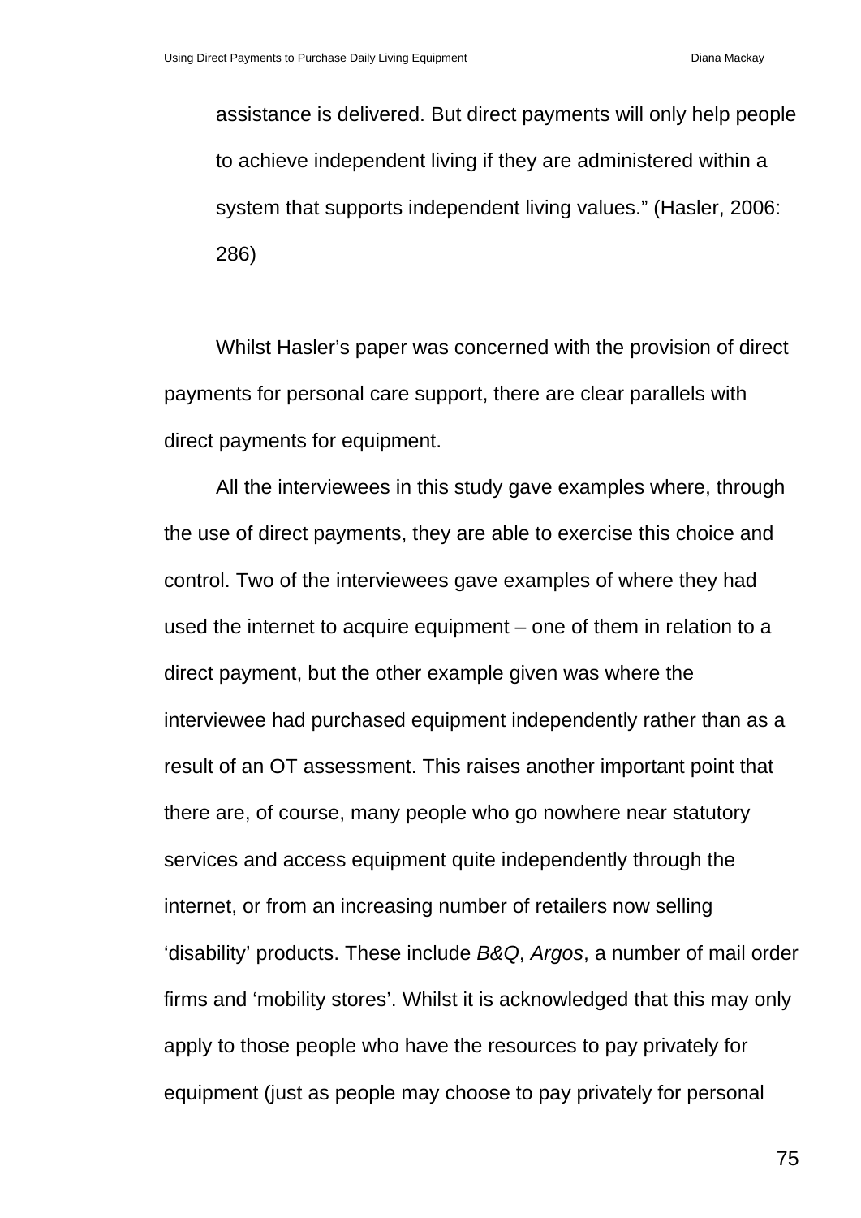assistance is delivered. But direct payments will only help people to achieve independent living if they are administered within a system that supports independent living values." (Hasler, 2006: 286)

Whilst Hasler's paper was concerned with the provision of direct payments for personal care support, there are clear parallels with direct payments for equipment.

All the interviewees in this study gave examples where, through the use of direct payments, they are able to exercise this choice and control. Two of the interviewees gave examples of where they had used the internet to acquire equipment – one of them in relation to a direct payment, but the other example given was where the interviewee had purchased equipment independently rather than as a result of an OT assessment. This raises another important point that there are, of course, many people who go nowhere near statutory services and access equipment quite independently through the internet, or from an increasing number of retailers now selling 'disability' products. These include *B&Q*, *Argos*, a number of mail order firms and 'mobility stores'. Whilst it is acknowledged that this may only apply to those people who have the resources to pay privately for equipment (just as people may choose to pay privately for personal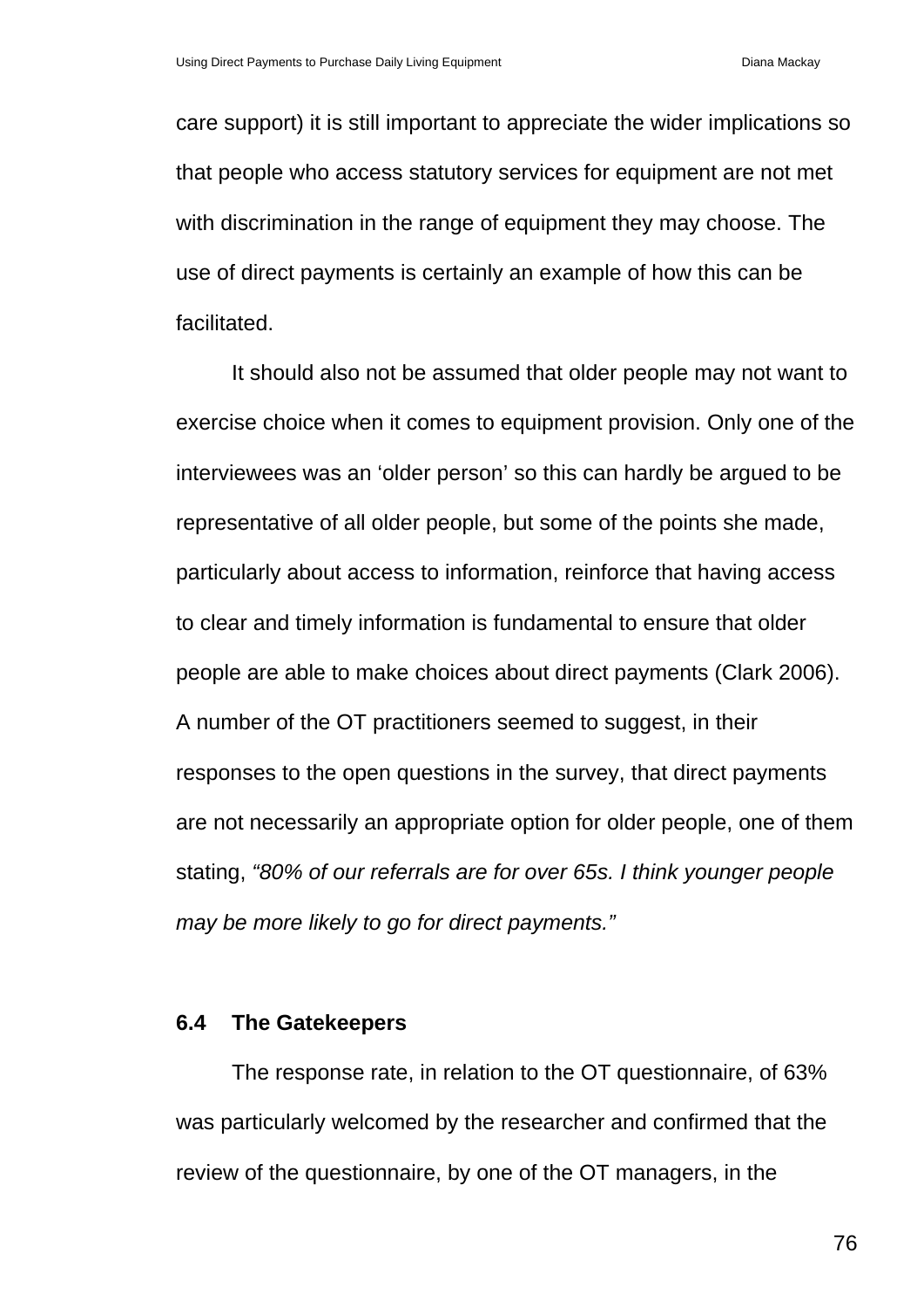care support) it is still important to appreciate the wider implications so that people who access statutory services for equipment are not met with discrimination in the range of equipment they may choose. The use of direct payments is certainly an example of how this can be facilitated.

It should also not be assumed that older people may not want to exercise choice when it comes to equipment provision. Only one of the interviewees was an 'older person' so this can hardly be argued to be representative of all older people, but some of the points she made, particularly about access to information, reinforce that having access to clear and timely information is fundamental to ensure that older people are able to make choices about direct payments (Clark 2006). A number of the OT practitioners seemed to suggest, in their responses to the open questions in the survey, that direct payments are not necessarily an appropriate option for older people, one of them stating, *"80% of our referrals are for over 65s. I think younger people may be more likely to go for direct payments."*

### 6.4 The Gatekeepers

The response rate, in relation to the OT questionnaire, of 63% was particularly welcomed by the researcher and confirmed that the review of the questionnaire, by one of the OT managers, in the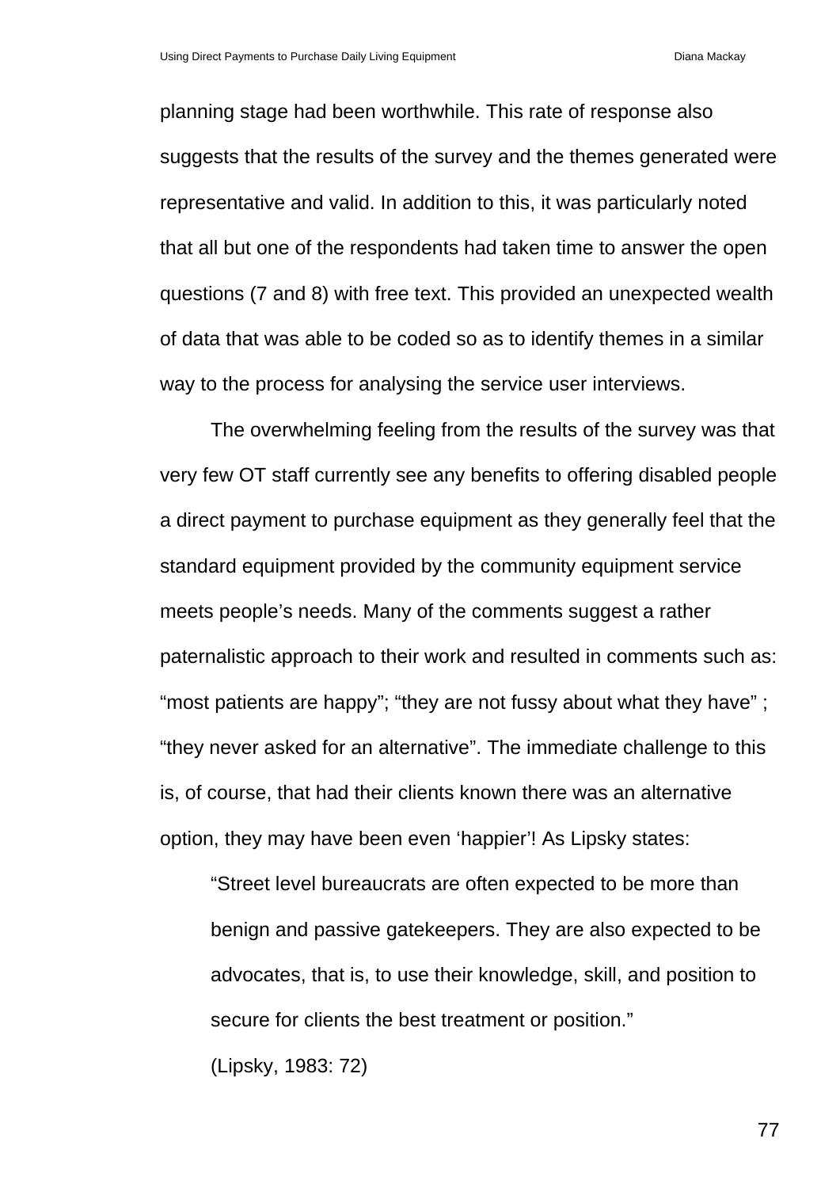planning stage had been worthwhile. This rate of response also suggests that the results of the survey and the themes generated were representative and valid. In addition to this, it was particularly noted that all but one of the respondents had taken time to answer the open questions (7 and 8) with free text. This provided an unexpected wealth of data that was able to be coded so as to identify themes in a similar way to the process for analysing the service user interviews.

The overwhelming feeling from the results of the survey was that very few OT staff currently see any benefits to offering disabled people a direct payment to purchase equipment as they generally feel that the standard equipment provided by the community equipment service meets people's needs. Many of the comments suggest a rather paternalistic approach to their work and resulted in comments such as: "most patients are happy"; "they are not fussy about what they have" ; "they never asked for an alternative". The immediate challenge to this is, of course, that had their clients known there was an alternative option, they may have been even 'happier'! As Lipsky states:

> "Street level bureaucrats are often expected to be more than benign and passive gatekeepers. They are also expected to be advocates, that is, to use their knowledge, skill, and position to secure for clients the best treatment or position."
>
> (Lipsky, 1983: 72)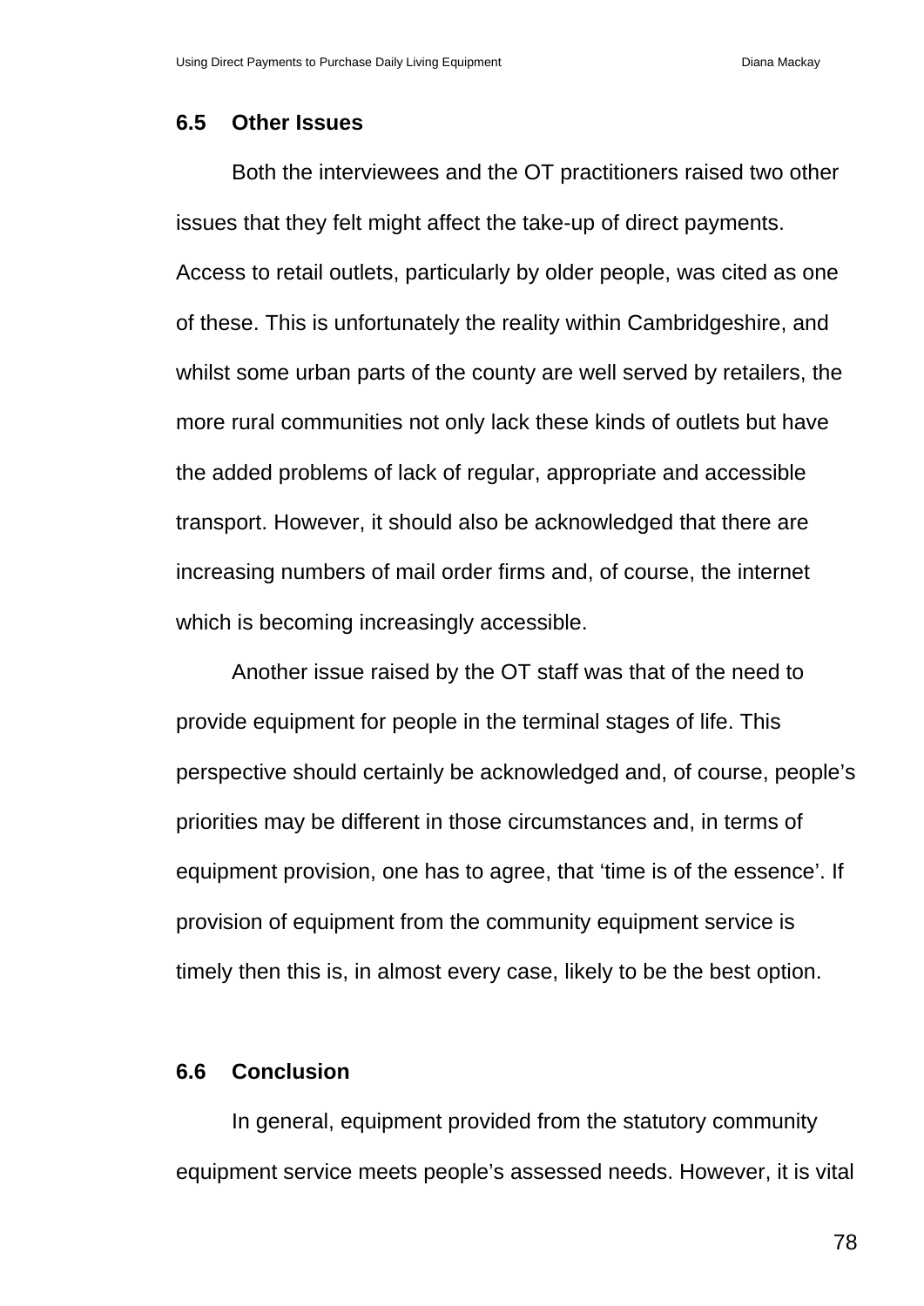## 6.5 Other Issues

Both the interviewees and the OT practitioners raised two other issues that they felt might affect the take-up of direct payments. Access to retail outlets, particularly by older people, was cited as one of these. This is unfortunately the reality within Cambridgeshire, and whilst some urban parts of the county are well served by retailers, the more rural communities not only lack these kinds of outlets but have the added problems of lack of regular, appropriate and accessible transport. However, it should also be acknowledged that there are increasing numbers of mail order firms and, of course, the internet which is becoming increasingly accessible.

Another issue raised by the OT staff was that of the need to provide equipment for people in the terminal stages of life. This perspective should certainly be acknowledged and, of course, people's priorities may be different in those circumstances and, in terms of equipment provision, one has to agree, that 'time is of the essence'. If provision of equipment from the community equipment service is timely then this is, in almost every case, likely to be the best option.

## 6.6 Conclusion

In general, equipment provided from the statutory community equipment service meets people's assessed needs. However, it is vital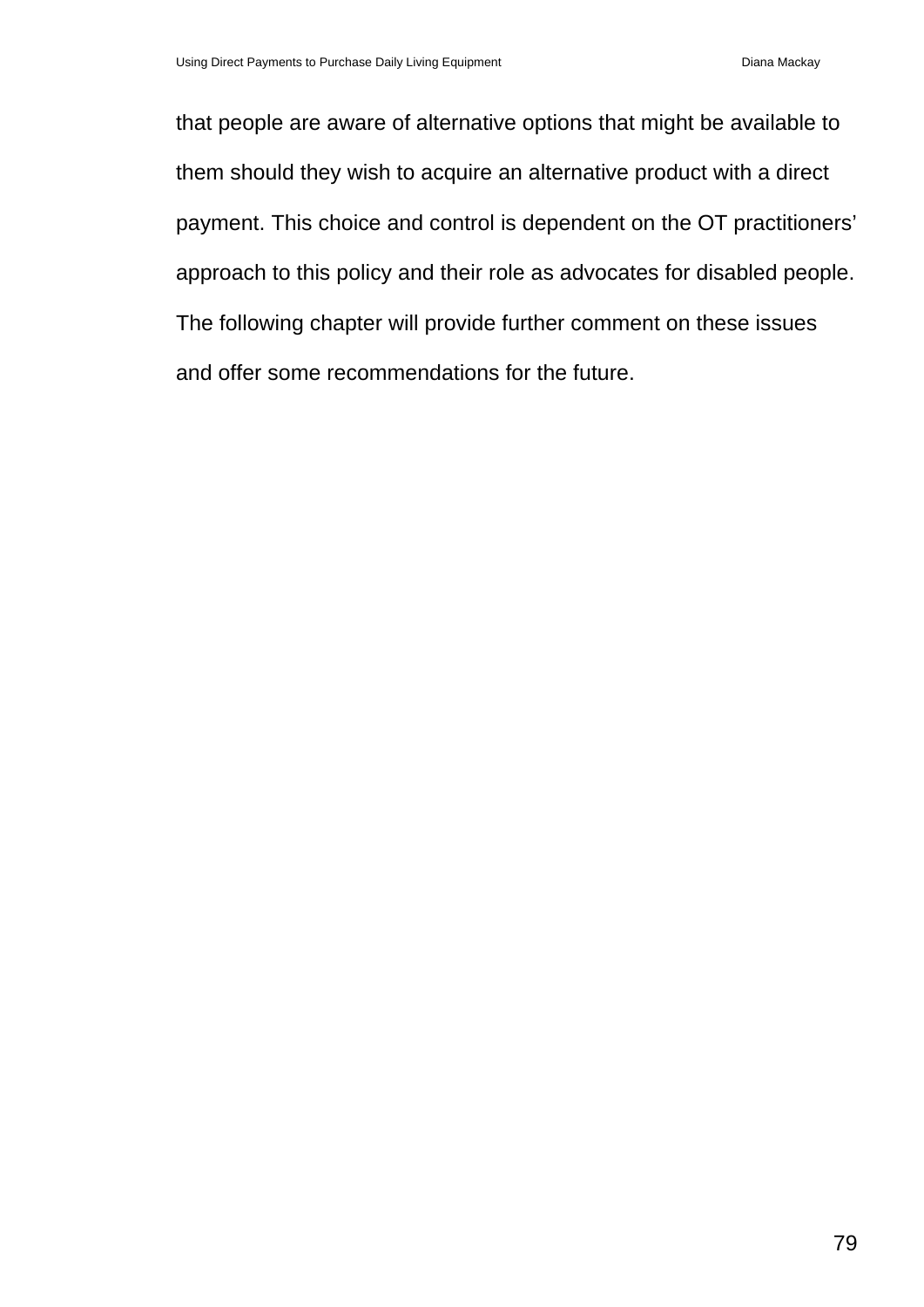that people are aware of alternative options that might be available to them should they wish to acquire an alternative product with a direct payment. This choice and control is dependent on the OT practitioners' approach to this policy and their role as advocates for disabled people. The following chapter will provide further comment on these issues and offer some recommendations for the future.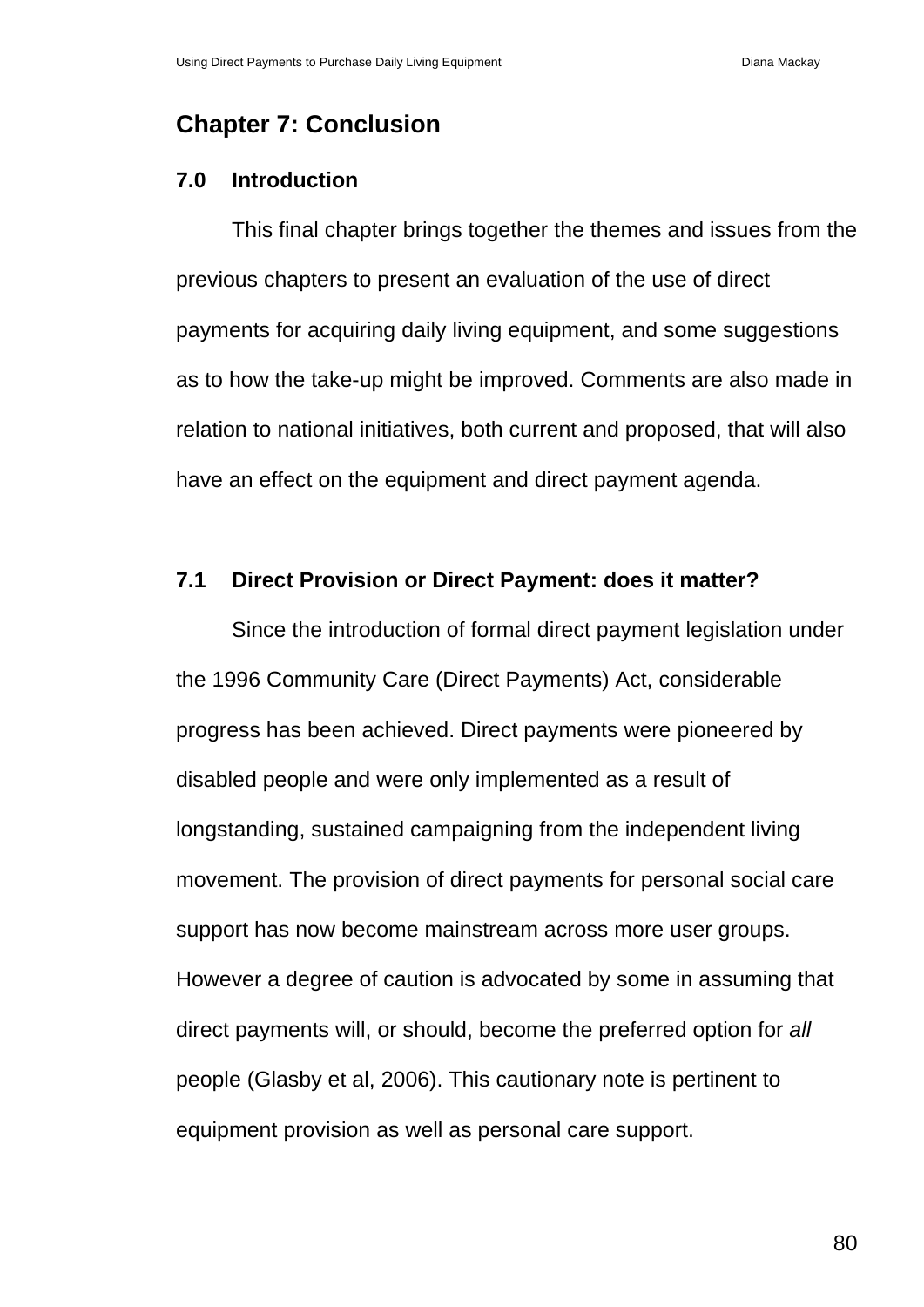# Chapter 7: Conclusion

## 7.0 Introduction

This final chapter brings together the themes and issues from the previous chapters to present an evaluation of the use of direct payments for acquiring daily living equipment, and some suggestions as to how the take-up might be improved. Comments are also made in relation to national initiatives, both current and proposed, that will also have an effect on the equipment and direct payment agenda.

## 7.1 Direct Provision or Direct Payment: does it matter?

Since the introduction of formal direct payment legislation under the 1996 Community Care (Direct Payments) Act, considerable progress has been achieved. Direct payments were pioneered by disabled people and were only implemented as a result of longstanding, sustained campaigning from the independent living movement. The provision of direct payments for personal social care support has now become mainstream across more user groups. However a degree of caution is advocated by some in assuming that direct payments will, or should, become the preferred option for *all* people (Glasby et al, 2006). This cautionary note is pertinent to equipment provision as well as personal care support.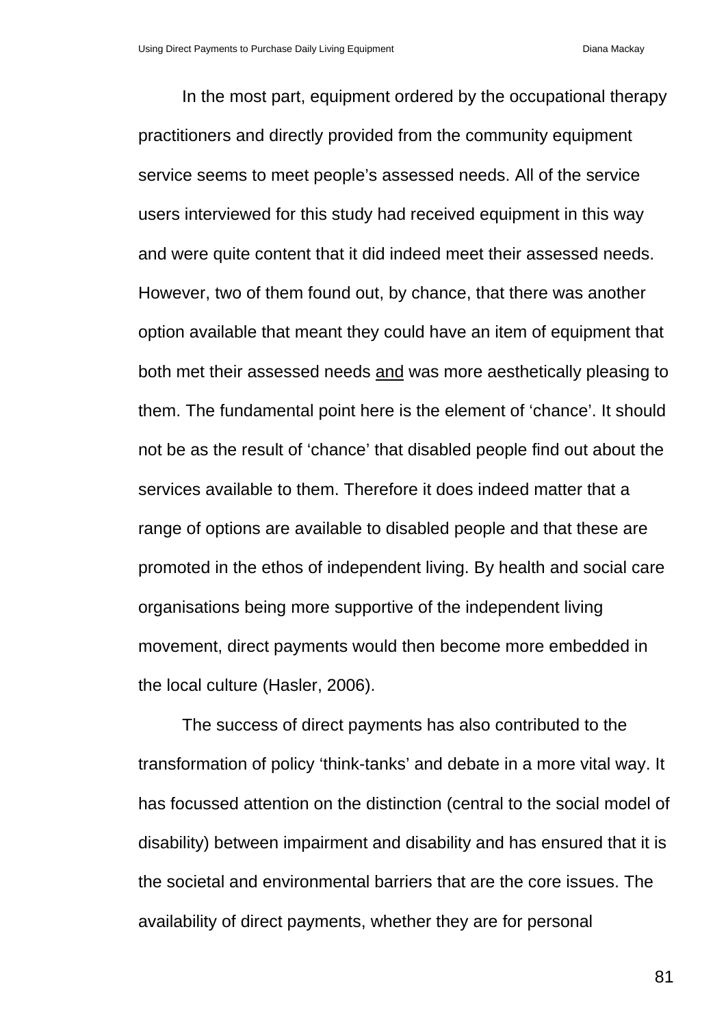In the most part, equipment ordered by the occupational therapy practitioners and directly provided from the community equipment service seems to meet people's assessed needs. All of the service users interviewed for this study had received equipment in this way and were quite content that it did indeed meet their assessed needs. However, two of them found out, by chance, that there was another option available that meant they could have an item of equipment that both met their assessed needs <u>and</u> was more aesthetically pleasing to them. The fundamental point here is the element of 'chance'. It should not be as the result of 'chance' that disabled people find out about the services available to them. Therefore it does indeed matter that a range of options are available to disabled people and that these are promoted in the ethos of independent living. By health and social care organisations being more supportive of the independent living movement, direct payments would then become more embedded in the local culture (Hasler, 2006).

The success of direct payments has also contributed to the transformation of policy 'think-tanks' and debate in a more vital way. It has focussed attention on the distinction (central to the social model of disability) between impairment and disability and has ensured that it is the societal and environmental barriers that are the core issues. The availability of direct payments, whether they are for personal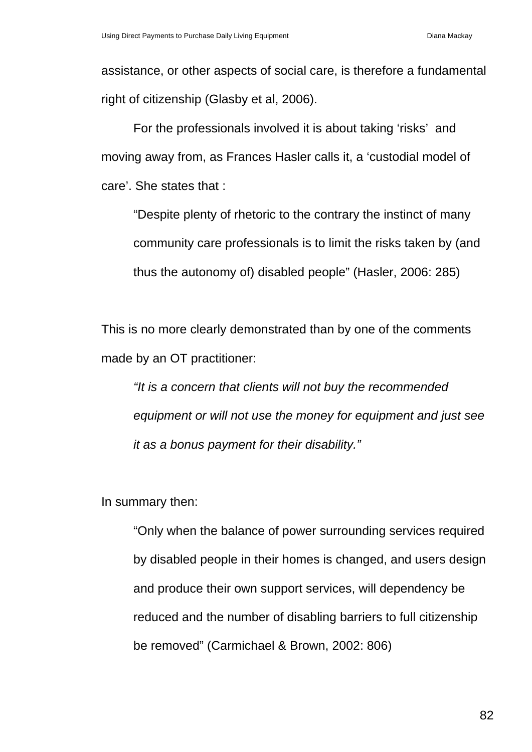assistance, or other aspects of social care, is therefore a fundamental right of citizenship (Glasby et al, 2006).

For the professionals involved it is about taking ‘risks’ and moving away from, as Frances Hasler calls it, a ‘custodial model of care’. She states that :

> “Despite plenty of rhetoric to the contrary the instinct of many community care professionals is to limit the risks taken by (and thus the autonomy of) disabled people” (Hasler, 2006: 285)

This is no more clearly demonstrated than by one of the comments made by an OT practitioner:

> *“It is a concern that clients will not buy the recommended equipment or will not use the money for equipment and just see it as a bonus payment for their disability.”*

In summary then:

> “Only when the balance of power surrounding services required by disabled people in their homes is changed, and users design and produce their own support services, will dependency be reduced and the number of disabling barriers to full citizenship be removed” (Carmichael & Brown, 2002: 806)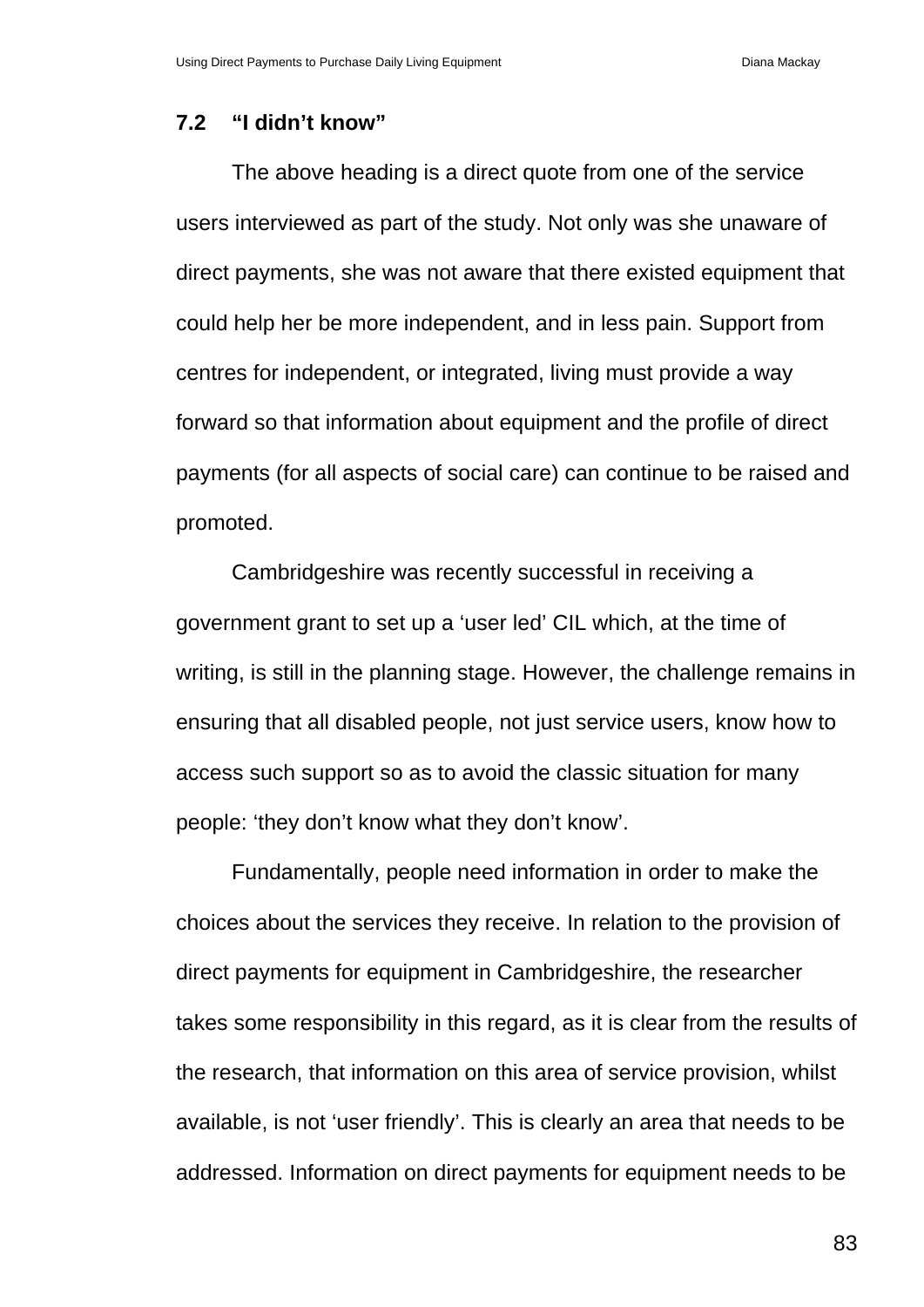## 7.2 "I didn't know"

The above heading is a direct quote from one of the service users interviewed as part of the study. Not only was she unaware of direct payments, she was not aware that there existed equipment that could help her be more independent, and in less pain. Support from centres for independent, or integrated, living must provide a way forward so that information about equipment and the profile of direct payments (for all aspects of social care) can continue to be raised and promoted.

Cambridgeshire was recently successful in receiving a government grant to set up a 'user led' CIL which, at the time of writing, is still in the planning stage. However, the challenge remains in ensuring that all disabled people, not just service users, know how to access such support so as to avoid the classic situation for many people: 'they don't know what they don't know'.

Fundamentally, people need information in order to make the choices about the services they receive. In relation to the provision of direct payments for equipment in Cambridgeshire, the researcher takes some responsibility in this regard, as it is clear from the results of the research, that information on this area of service provision, whilst available, is not 'user friendly'. This is clearly an area that needs to be addressed. Information on direct payments for equipment needs to be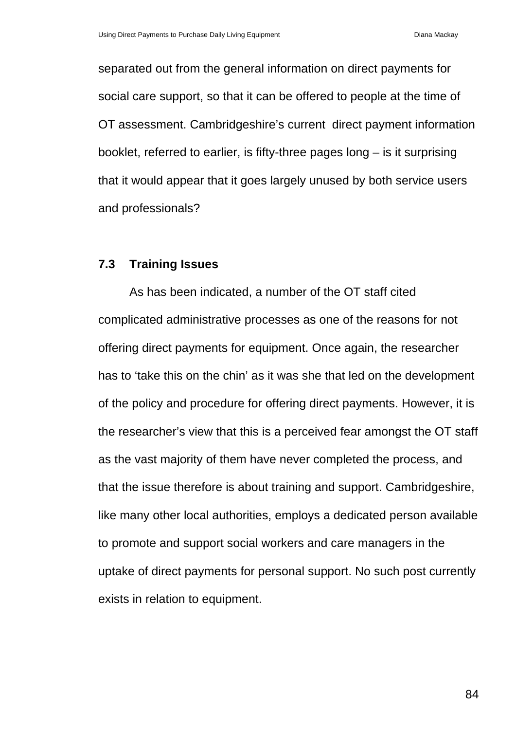separated out from the general information on direct payments for social care support, so that it can be offered to people at the time of OT assessment. Cambridgeshire's current direct payment information booklet, referred to earlier, is fifty-three pages long – is it surprising that it would appear that it goes largely unused by both service users and professionals?

### 7.3 Training Issues

As has been indicated, a number of the OT staff cited complicated administrative processes as one of the reasons for not offering direct payments for equipment. Once again, the researcher has to 'take this on the chin' as it was she that led on the development of the policy and procedure for offering direct payments. However, it is the researcher's view that this is a perceived fear amongst the OT staff as the vast majority of them have never completed the process, and that the issue therefore is about training and support. Cambridgeshire, like many other local authorities, employs a dedicated person available to promote and support social workers and care managers in the uptake of direct payments for personal support. No such post currently exists in relation to equipment.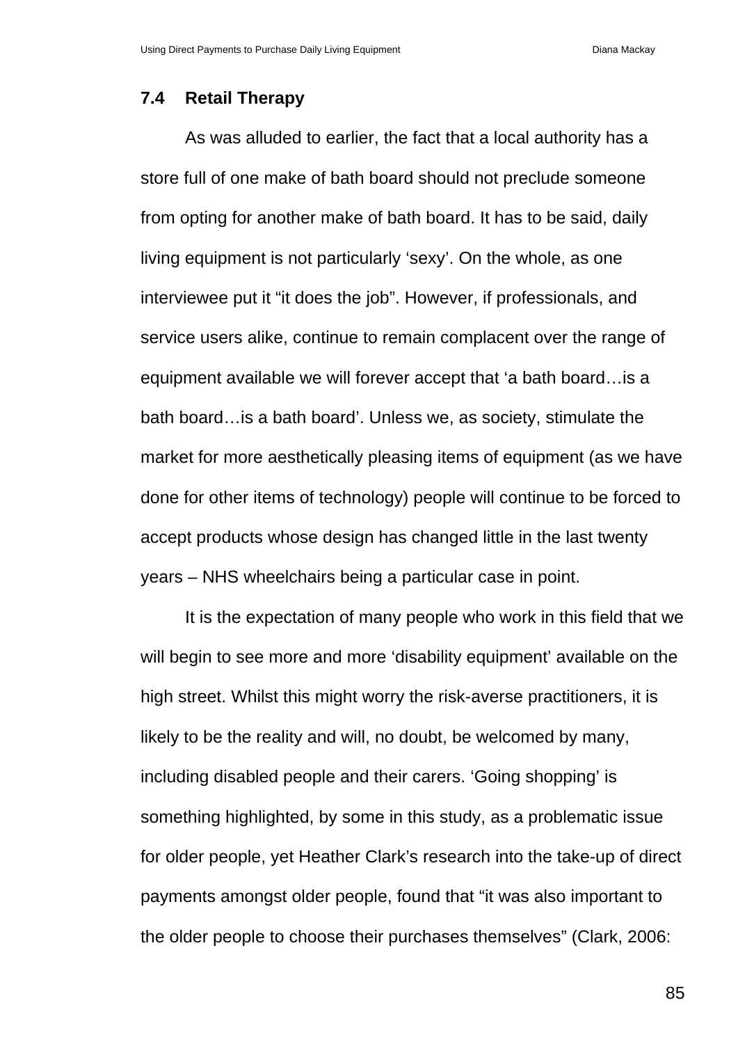## 7.4 Retail Therapy

As was alluded to earlier, the fact that a local authority has a store full of one make of bath board should not preclude someone from opting for another make of bath board. It has to be said, daily living equipment is not particularly 'sexy'. On the whole, as one interviewee put it "it does the job". However, if professionals, and service users alike, continue to remain complacent over the range of equipment available we will forever accept that 'a bath board…is a bath board…is a bath board'. Unless we, as society, stimulate the market for more aesthetically pleasing items of equipment (as we have done for other items of technology) people will continue to be forced to accept products whose design has changed little in the last twenty years – NHS wheelchairs being a particular case in point.

It is the expectation of many people who work in this field that we will begin to see more and more 'disability equipment' available on the high street. Whilst this might worry the risk-averse practitioners, it is likely to be the reality and will, no doubt, be welcomed by many, including disabled people and their carers. 'Going shopping' is something highlighted, by some in this study, as a problematic issue for older people, yet Heather Clark's research into the take-up of direct payments amongst older people, found that "it was also important to the older people to choose their purchases themselves" (Clark, 2006: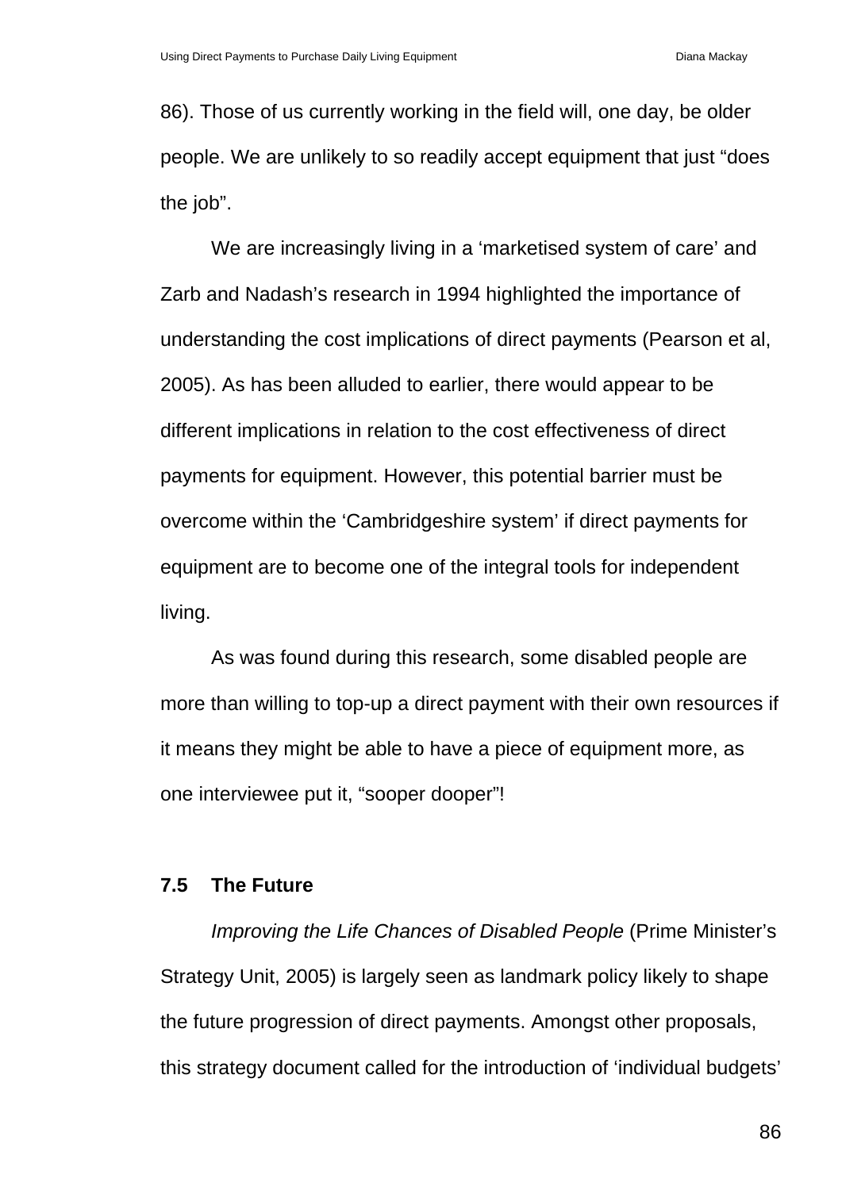86). Those of us currently working in the field will, one day, be older people. We are unlikely to so readily accept equipment that just “does the job”.

We are increasingly living in a ‘marketised system of care’ and Zarb and Nadash’s research in 1994 highlighted the importance of understanding the cost implications of direct payments (Pearson et al, 2005). As has been alluded to earlier, there would appear to be different implications in relation to the cost effectiveness of direct payments for equipment. However, this potential barrier must be overcome within the ‘Cambridgeshire system’ if direct payments for equipment are to become one of the integral tools for independent living.

As was found during this research, some disabled people are more than willing to top-up a direct payment with their own resources if it means they might be able to have a piece of equipment more, as one interviewee put it, “sooper dooper”!

### 7.5 The Future

*Improving the Life Chances of Disabled People* (Prime Minister’s Strategy Unit, 2005) is largely seen as landmark policy likely to shape the future progression of direct payments. Amongst other proposals, this strategy document called for the introduction of ‘individual budgets’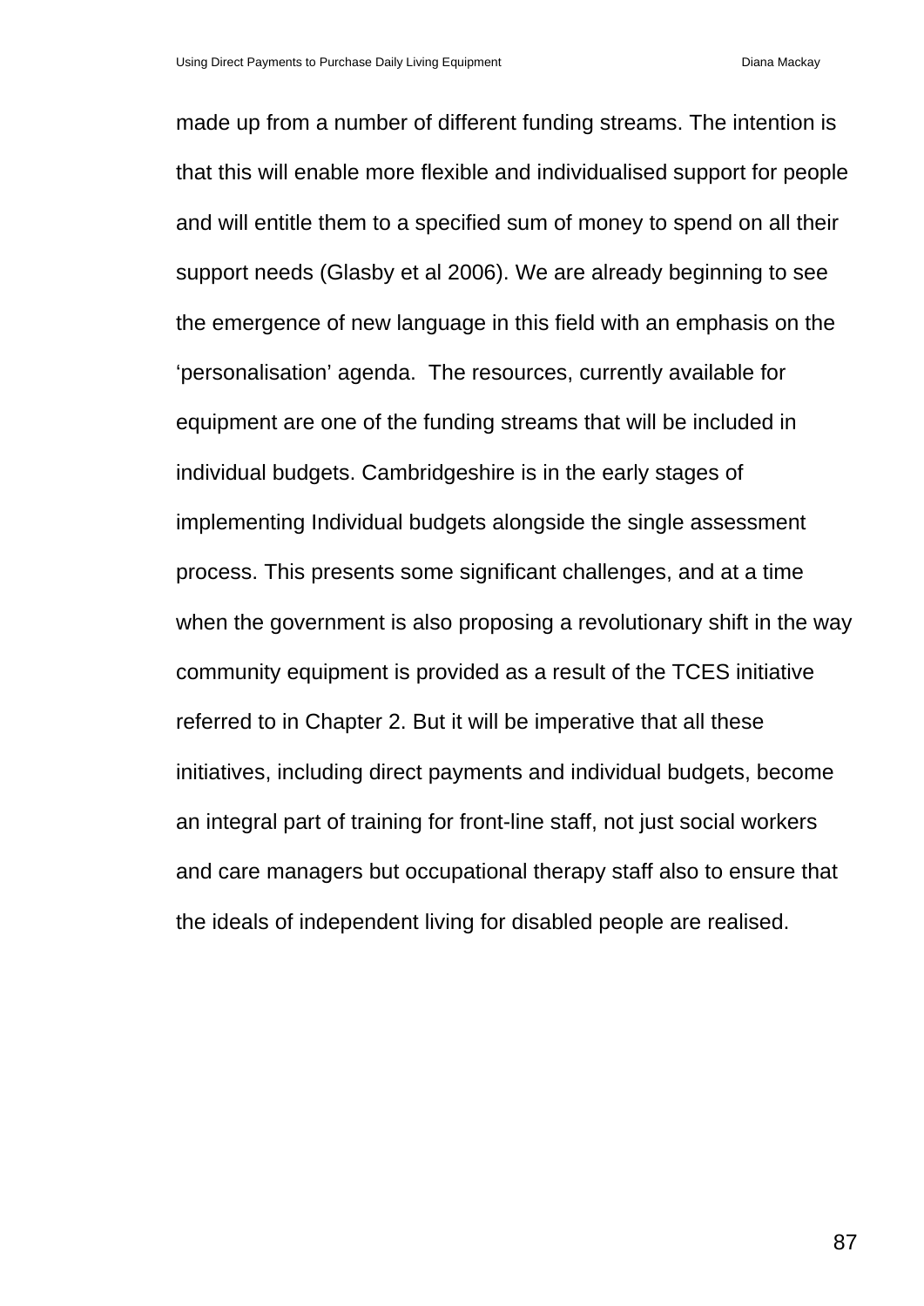made up from a number of different funding streams. The intention is that this will enable more flexible and individualised support for people and will entitle them to a specified sum of money to spend on all their support needs (Glasby et al 2006). We are already beginning to see the emergence of new language in this field with an emphasis on the 'personalisation' agenda.  The resources, currently available for equipment are one of the funding streams that will be included in individual budgets. Cambridgeshire is in the early stages of implementing Individual budgets alongside the single assessment process. This presents some significant challenges, and at a time when the government is also proposing a revolutionary shift in the way community equipment is provided as a result of the TCES initiative referred to in Chapter 2. But it will be imperative that all these initiatives, including direct payments and individual budgets, become an integral part of training for front-line staff, not just social workers and care managers but occupational therapy staff also to ensure that the ideals of independent living for disabled people are realised.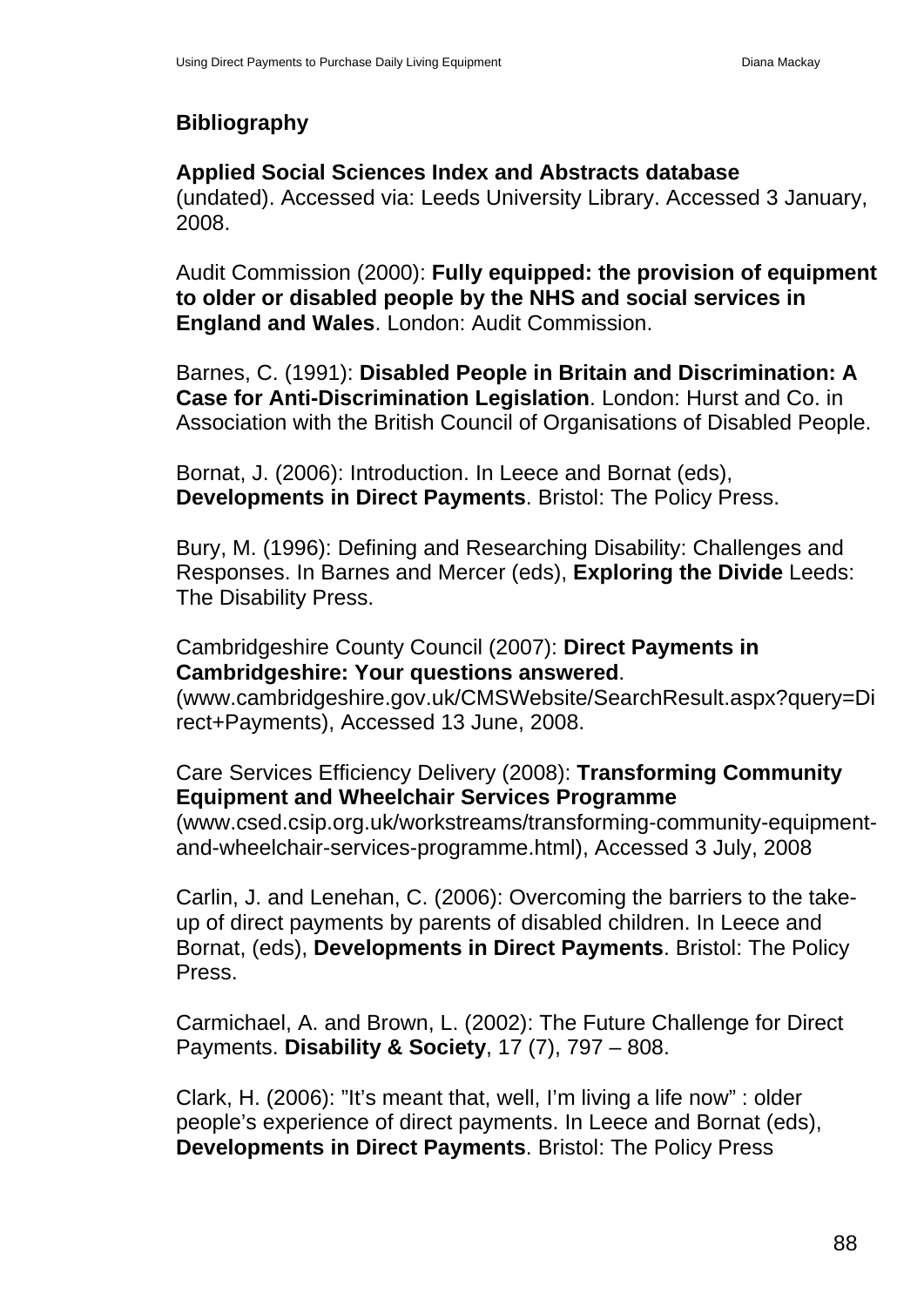## Bibliography

**Applied Social Sciences Index and Abstracts database** (undated). Accessed via: Leeds University Library. Accessed 3 January, 2008.

Audit Commission (2000): **Fully equipped: the provision of equipment to older or disabled people by the NHS and social services in England and Wales**. London: Audit Commission.

Barnes, C. (1991): **Disabled People in Britain and Discrimination: A Case for Anti-Discrimination Legislation**. London: Hurst and Co. in Association with the British Council of Organisations of Disabled People.

Bornat, J. (2006): Introduction. In Leece and Bornat (eds), **Developments in Direct Payments**. Bristol: The Policy Press.

Bury, M. (1996): Defining and Researching Disability: Challenges and Responses. In Barnes and Mercer (eds), **Exploring the Divide** Leeds: The Disability Press.

Cambridgeshire County Council (2007): **Direct Payments in Cambridgeshire: Your questions answered**. (www.cambridgeshire.gov.uk/CMSWebsite/SearchResult.aspx?query=Direct+Payments), Accessed 13 June, 2008.

Care Services Efficiency Delivery (2008): **Transforming Community Equipment and Wheelchair Services Programme** (www.csed.csip.org.uk/workstreams/transforming-community-equipment-and-wheelchair-services-programme.html), Accessed 3 July, 2008

Carlin, J. and Lenehan, C. (2006): Overcoming the barriers to the take-up of direct payments by parents of disabled children. In Leece and Bornat, (eds), **Developments in Direct Payments**. Bristol: The Policy Press.

Carmichael, A. and Brown, L. (2002): The Future Challenge for Direct Payments. **Disability & Society**, 17 (7), 797 – 808.

Clark, H. (2006): "It's meant that, well, I'm living a life now" : older people's experience of direct payments. In Leece and Bornat (eds), **Developments in Direct Payments**. Bristol: The Policy Press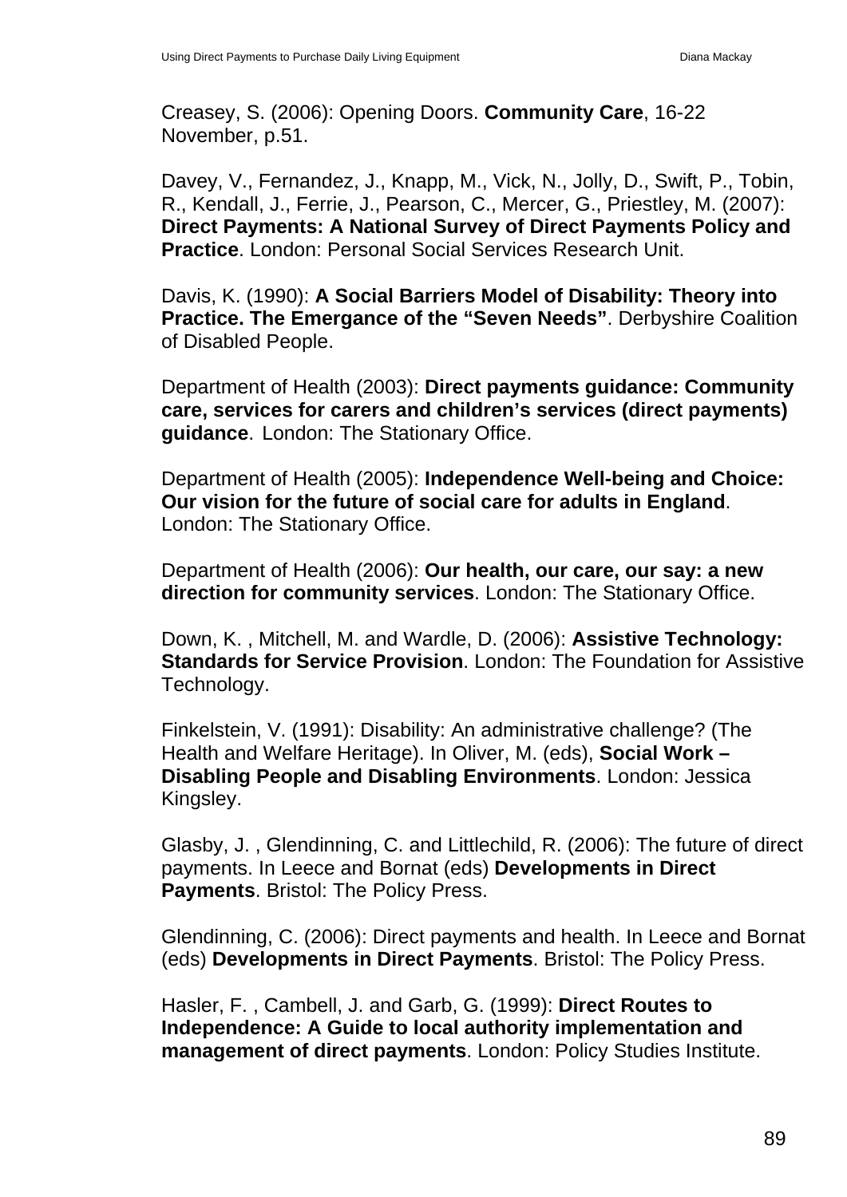Creasey, S. (2006): Opening Doors. **Community Care**, 16-22 November, p.51.

Davey, V., Fernandez, J., Knapp, M., Vick, N., Jolly, D., Swift, P., Tobin, R., Kendall, J., Ferrie, J., Pearson, C., Mercer, G., Priestley, M. (2007): **Direct Payments: A National Survey of Direct Payments Policy and Practice**. London: Personal Social Services Research Unit.

Davis, K. (1990): **A Social Barriers Model of Disability: Theory into Practice. The Emergance of the "Seven Needs"**. Derbyshire Coalition of Disabled People.

Department of Health (2003): **Direct payments guidance: Community care, services for carers and children's services (direct payments) guidance**. London: The Stationary Office.

Department of Health (2005): **Independence Well-being and Choice: Our vision for the future of social care for adults in England**. London: The Stationary Office.

Department of Health (2006): **Our health, our care, our say: a new direction for community services**. London: The Stationary Office.

Down, K. , Mitchell, M. and Wardle, D. (2006): **Assistive Technology: Standards for Service Provision**. London: The Foundation for Assistive Technology.

Finkelstein, V. (1991): Disability: An administrative challenge? (The Health and Welfare Heritage). In Oliver, M. (eds), **Social Work – Disabling People and Disabling Environments**. London: Jessica Kingsley.

Glasby, J. , Glendinning, C. and Littlechild, R. (2006): The future of direct payments. In Leece and Bornat (eds) **Developments in Direct Payments**. Bristol: The Policy Press.

Glendinning, C. (2006): Direct payments and health. In Leece and Bornat (eds) **Developments in Direct Payments**. Bristol: The Policy Press.

Hasler, F. , Cambell, J. and Garb, G. (1999): **Direct Routes to Independence: A Guide to local authority implementation and management of direct payments**. London: Policy Studies Institute.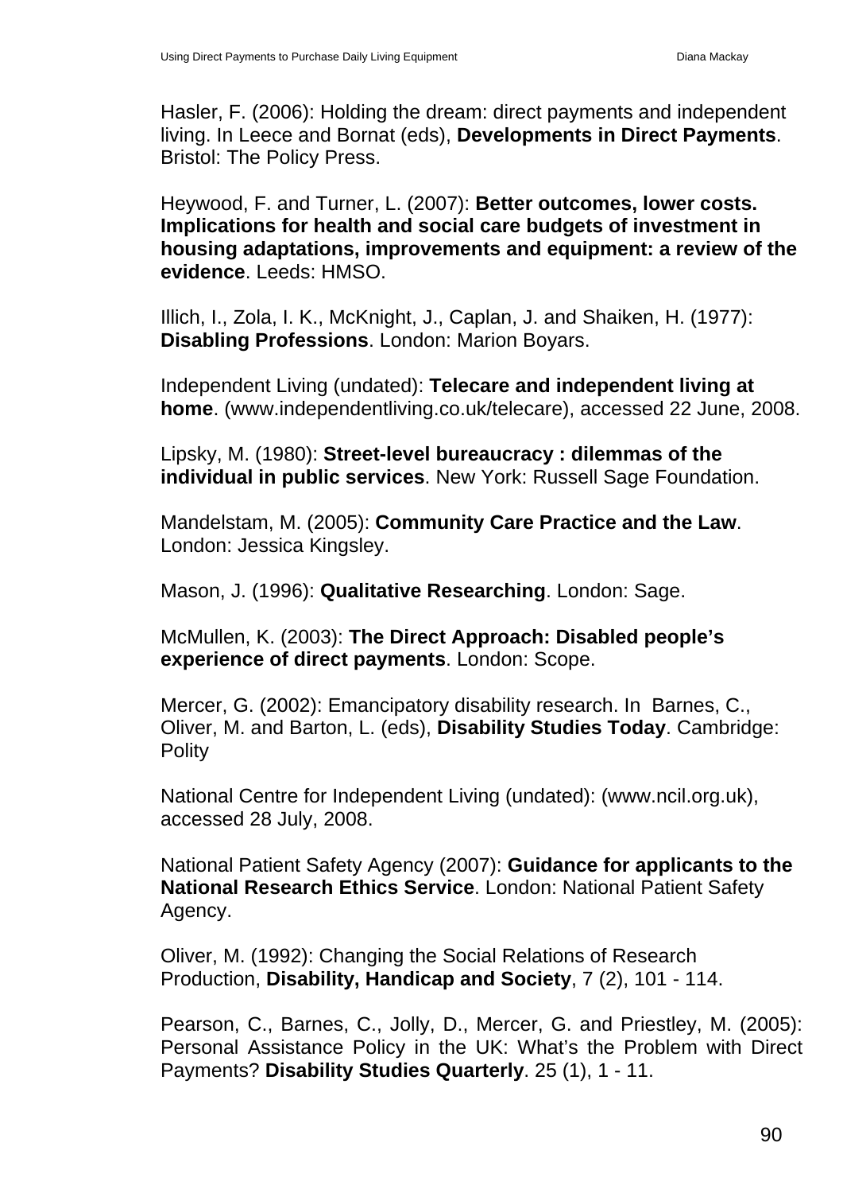Hasler, F. (2006): Holding the dream: direct payments and independent living. In Leece and Bornat (eds), **Developments in Direct Payments**. Bristol: The Policy Press.

Heywood, F. and Turner, L. (2007): **Better outcomes, lower costs. Implications for health and social care budgets of investment in housing adaptations, improvements and equipment: a review of the evidence**. Leeds: HMSO.

Illich, I., Zola, I. K., McKnight, J., Caplan, J. and Shaiken, H. (1977): **Disabling Professions**. London: Marion Boyars.

Independent Living (undated): **Telecare and independent living at home**. (www.independentliving.co.uk/telecare), accessed 22 June, 2008.

Lipsky, M. (1980): **Street-level bureaucracy : dilemmas of the individual in public services**. New York: Russell Sage Foundation.

Mandelstam, M. (2005): **Community Care Practice and the Law**. London: Jessica Kingsley.

Mason, J. (1996): **Qualitative Researching**. London: Sage.

McMullen, K. (2003): **The Direct Approach: Disabled people's experience of direct payments**. London: Scope.

Mercer, G. (2002): Emancipatory disability research. In Barnes, C., Oliver, M. and Barton, L. (eds), **Disability Studies Today**. Cambridge: Polity

National Centre for Independent Living (undated): (www.ncil.org.uk), accessed 28 July, 2008.

National Patient Safety Agency (2007): **Guidance for applicants to the National Research Ethics Service**. London: National Patient Safety Agency.

Oliver, M. (1992): Changing the Social Relations of Research Production, **Disability, Handicap and Society**, 7 (2), 101 - 114.

Pearson, C., Barnes, C., Jolly, D., Mercer, G. and Priestley, M. (2005): Personal Assistance Policy in the UK: What's the Problem with Direct Payments? **Disability Studies Quarterly**. 25 (1), 1 - 11.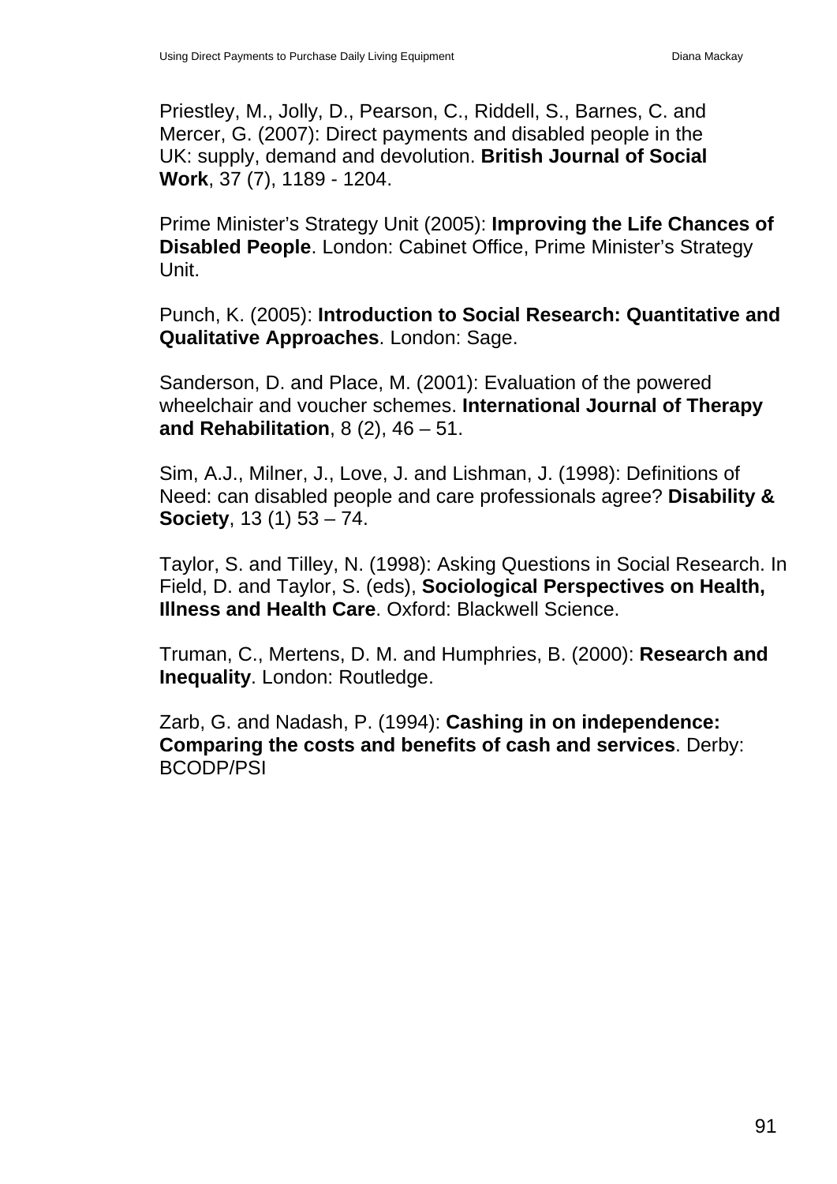Priestley, M., Jolly, D., Pearson, C., Riddell, S., Barnes, C. and Mercer, G. (2007): Direct payments and disabled people in the UK: supply, demand and devolution. **British Journal of Social Work**, 37 (7), 1189 - 1204.

Prime Minister's Strategy Unit (2005): **Improving the Life Chances of Disabled People**. London: Cabinet Office, Prime Minister's Strategy Unit.

Punch, K. (2005): **Introduction to Social Research: Quantitative and Qualitative Approaches**. London: Sage.

Sanderson, D. and Place, M. (2001): Evaluation of the powered wheelchair and voucher schemes. **International Journal of Therapy and Rehabilitation**, 8 (2), 46 – 51.

Sim, A.J., Milner, J., Love, J. and Lishman, J. (1998): Definitions of Need: can disabled people and care professionals agree? **Disability & Society**, 13 (1) 53 – 74.

Taylor, S. and Tilley, N. (1998): Asking Questions in Social Research. In Field, D. and Taylor, S. (eds), **Sociological Perspectives on Health, Illness and Health Care**. Oxford: Blackwell Science.

Truman, C., Mertens, D. M. and Humphries, B. (2000): **Research and Inequality**. London: Routledge.

Zarb, G. and Nadash, P. (1994): **Cashing in on independence: Comparing the costs and benefits of cash and services**. Derby: BCODP/PSI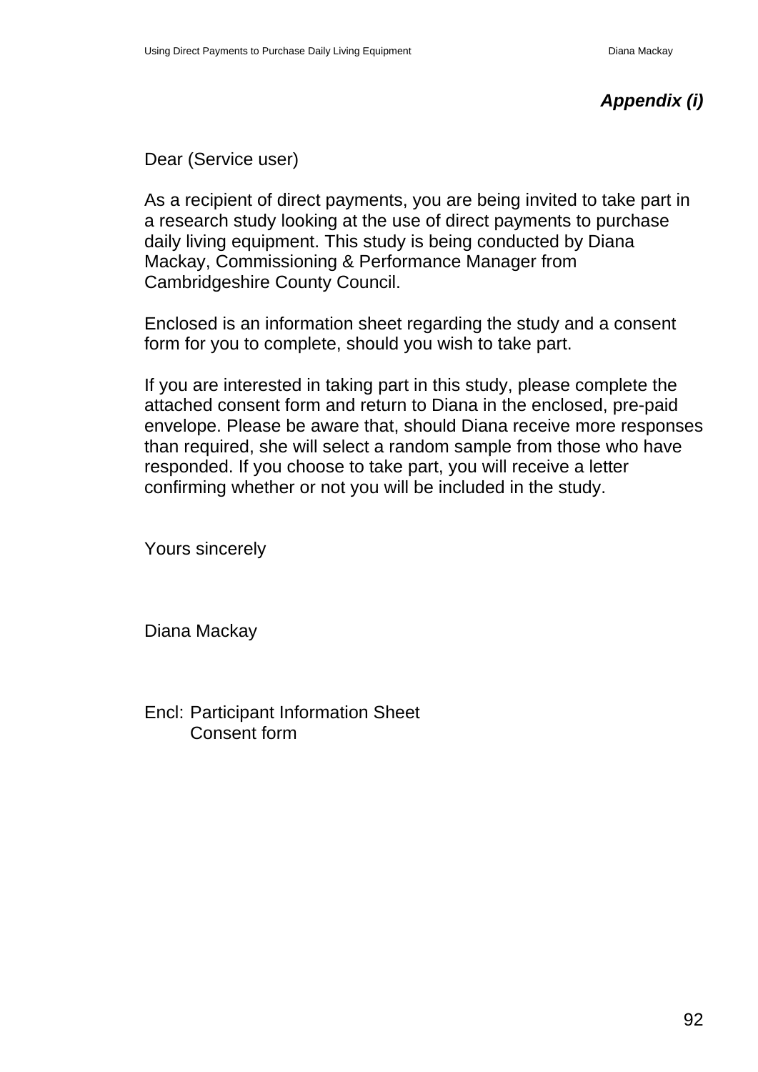***Appendix (i)***

Dear (Service user)

As a recipient of direct payments, you are being invited to take part in a research study looking at the use of direct payments to purchase daily living equipment. This study is being conducted by Diana Mackay, Commissioning & Performance Manager from Cambridgeshire County Council.

Enclosed is an information sheet regarding the study and a consent form for you to complete, should you wish to take part.

If you are interested in taking part in this study, please complete the attached consent form and return to Diana in the enclosed, pre-paid envelope. Please be aware that, should Diana receive more responses than required, she will select a random sample from those who have responded. If you choose to take part, you will receive a letter confirming whether or not you will be included in the study.

Yours sincerely

Diana Mackay

Encl: Participant Information Sheet
Consent form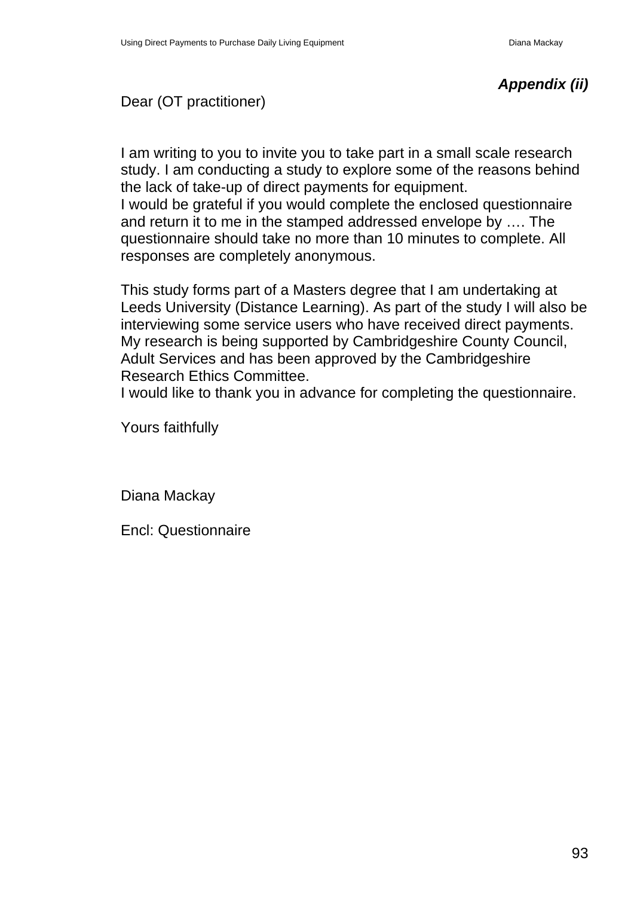***Appendix (ii)***

Dear (OT practitioner)

I am writing to you to invite you to take part in a small scale research study. I am conducting a study to explore some of the reasons behind the lack of take-up of direct payments for equipment.
I would be grateful if you would complete the enclosed questionnaire and return it to me in the stamped addressed envelope by …. The questionnaire should take no more than 10 minutes to complete. All responses are completely anonymous.

This study forms part of a Masters degree that I am undertaking at Leeds University (Distance Learning). As part of the study I will also be interviewing some service users who have received direct payments. My research is being supported by Cambridgeshire County Council, Adult Services and has been approved by the Cambridgeshire Research Ethics Committee.
I would like to thank you in advance for completing the questionnaire.

Yours faithfully

Diana Mackay

Encl: Questionnaire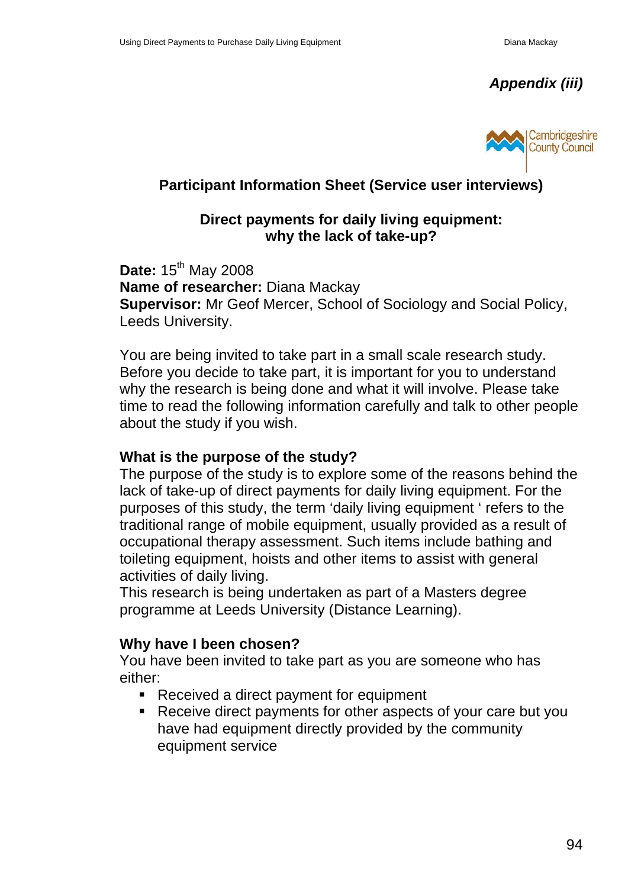*Appendix (iii)*

Cambridgeshire County Council

## Participant Information Sheet (Service user interviews)

### Direct payments for daily living equipment: why the lack of take-up?

**Date:** 15th May 2008
**Name of researcher:** Diana Mackay
**Supervisor:** Mr Geof Mercer, School of Sociology and Social Policy, Leeds University.

You are being invited to take part in a small scale research study. Before you decide to take part, it is important for you to understand why the research is being done and what it will involve. Please take time to read the following information carefully and talk to other people about the study if you wish.

**What is the purpose of the study?**
The purpose of the study is to explore some of the reasons behind the lack of take-up of direct payments for daily living equipment. For the purposes of this study, the term 'daily living equipment ' refers to the traditional range of mobile equipment, usually provided as a result of occupational therapy assessment. Such items include bathing and toileting equipment, hoists and other items to assist with general activities of daily living.
This research is being undertaken as part of a Masters degree programme at Leeds University (Distance Learning).

**Why have I been chosen?**
You have been invited to take part as you are someone who has either:

- Received a direct payment for equipment
- Receive direct payments for other aspects of your care but you have had equipment directly provided by the community equipment service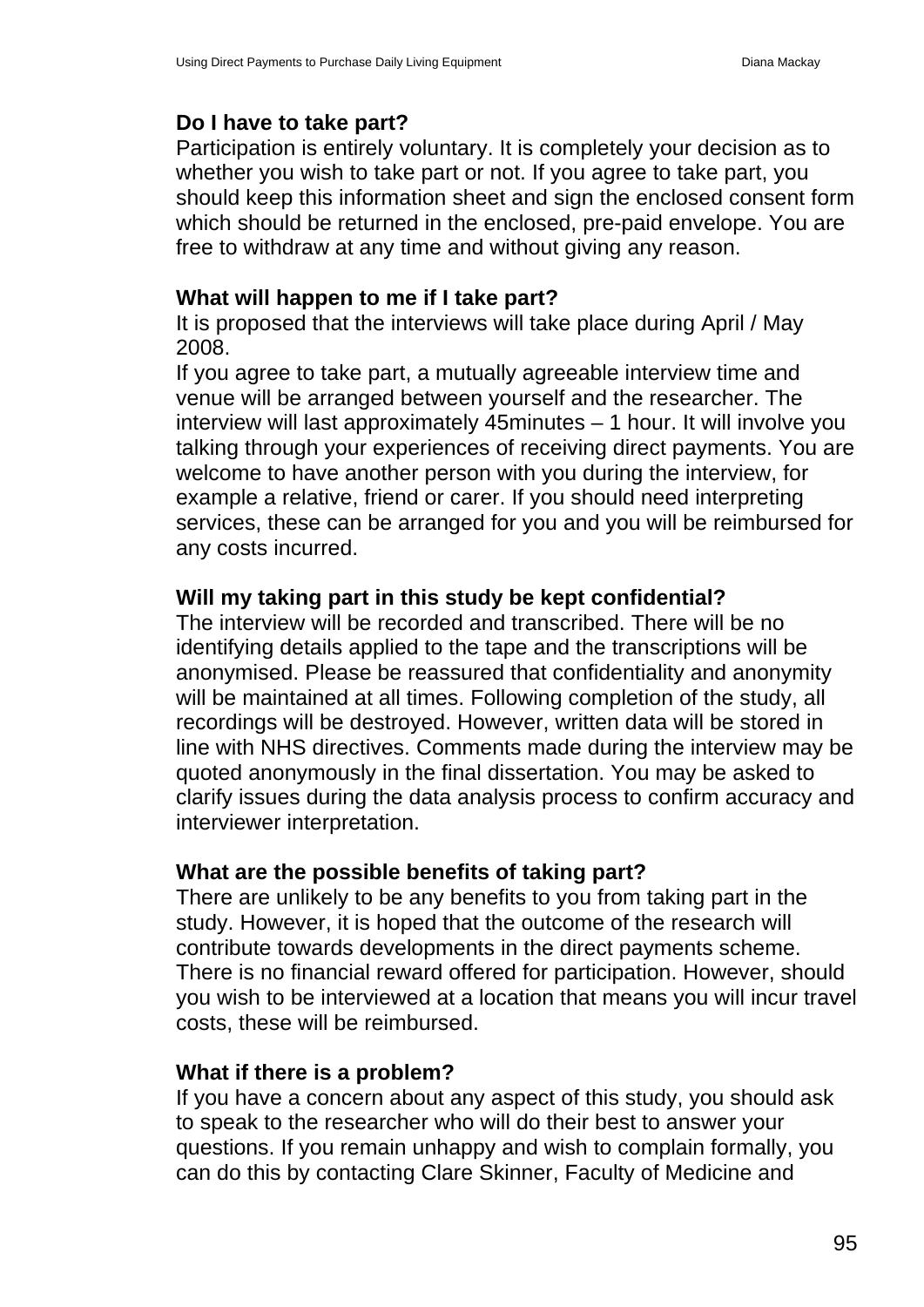**Do I have to take part?**

Participation is entirely voluntary. It is completely your decision as to whether you wish to take part or not. If you agree to take part, you should keep this information sheet and sign the enclosed consent form which should be returned in the enclosed, pre-paid envelope. You are free to withdraw at any time and without giving any reason.

**What will happen to me if I take part?**

It is proposed that the interviews will take place during April / May 2008.

If you agree to take part, a mutually agreeable interview time and venue will be arranged between yourself and the researcher. The interview will last approximately 45minutes – 1 hour. It will involve you talking through your experiences of receiving direct payments. You are welcome to have another person with you during the interview, for example a relative, friend or carer. If you should need interpreting services, these can be arranged for you and you will be reimbursed for any costs incurred.

**Will my taking part in this study be kept confidential?**

The interview will be recorded and transcribed. There will be no identifying details applied to the tape and the transcriptions will be anonymised. Please be reassured that confidentiality and anonymity will be maintained at all times. Following completion of the study, all recordings will be destroyed. However, written data will be stored in line with NHS directives. Comments made during the interview may be quoted anonymously in the final dissertation. You may be asked to clarify issues during the data analysis process to confirm accuracy and interviewer interpretation.

**What are the possible benefits of taking part?**

There are unlikely to be any benefits to you from taking part in the study. However, it is hoped that the outcome of the research will contribute towards developments in the direct payments scheme. There is no financial reward offered for participation. However, should you wish to be interviewed at a location that means you will incur travel costs, these will be reimbursed.

**What if there is a problem?**

If you have a concern about any aspect of this study, you should ask to speak to the researcher who will do their best to answer your questions. If you remain unhappy and wish to complain formally, you can do this by contacting Clare Skinner, Faculty of Medicine and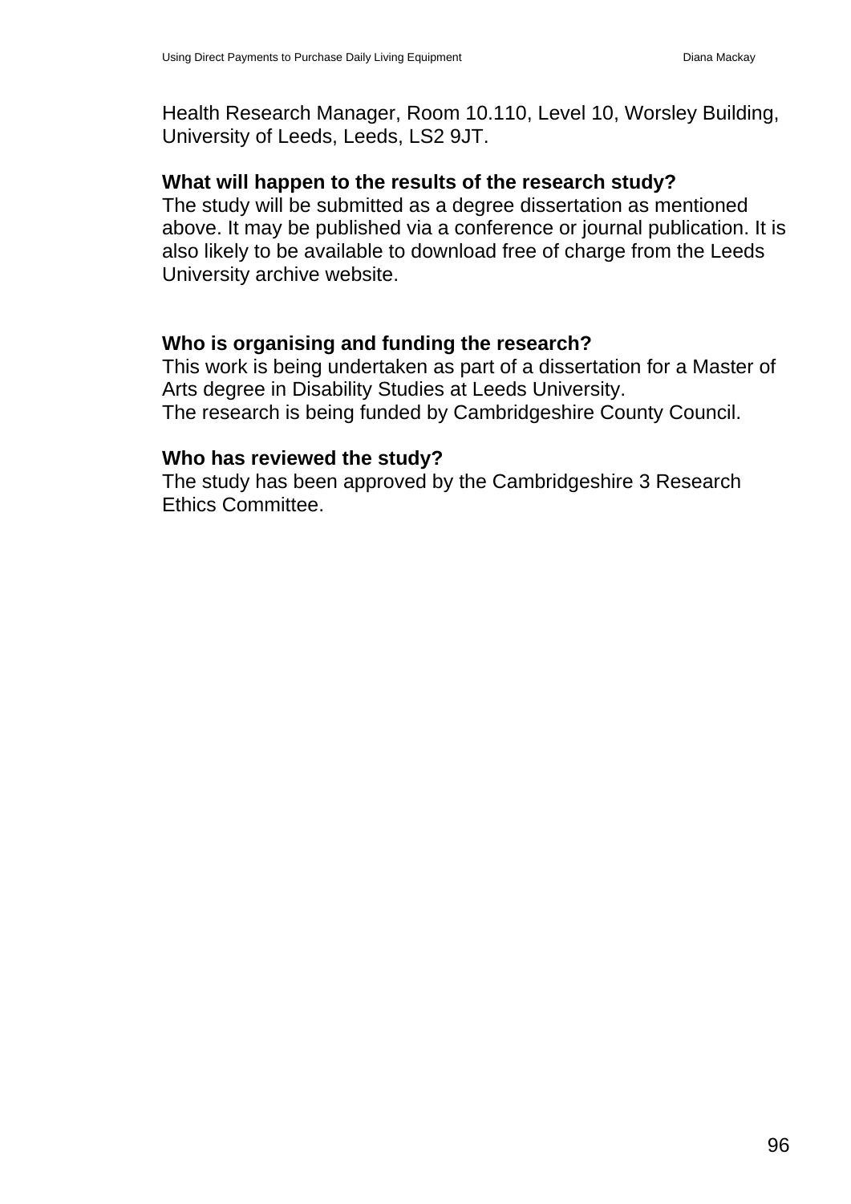Health Research Manager, Room 10.110, Level 10, Worsley Building, University of Leeds, Leeds, LS2 9JT.

**What will happen to the results of the research study?**
The study will be submitted as a degree dissertation as mentioned above. It may be published via a conference or journal publication. It is also likely to be available to download free of charge from the Leeds University archive website.

**Who is organising and funding the research?**
This work is being undertaken as part of a dissertation for a Master of Arts degree in Disability Studies at Leeds University.
The research is being funded by Cambridgeshire County Council.

**Who has reviewed the study?**
The study has been approved by the Cambridgeshire 3 Research Ethics Committee.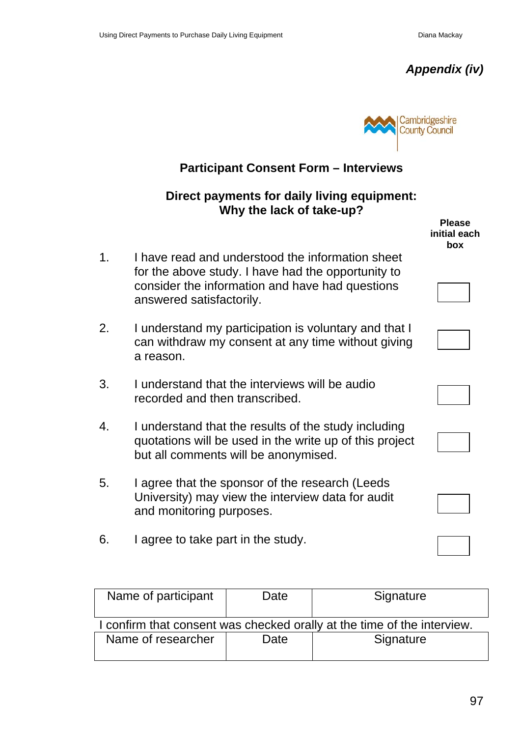*Appendix (iv)*

Cambridgeshire County Council

## Participant Consent Form – Interviews

## Direct payments for daily living equipment: Why the lack of take-up?

| | | Please initial each box |
|---|---|---|
| 1. | I have read and understood the information sheet for the above study. I have had the opportunity to consider the information and have had questions answered satisfactorily. | |
| 2. | I understand my participation is voluntary and that I can withdraw my consent at any time without giving a reason. | |
| 3. | I understand that the interviews will be audio recorded and then transcribed. | |
| 4. | I understand that the results of the study including quotations will be used in the write up of this project but all comments will be anonymised. | |
| 5. | I agree that the sponsor of the research (Leeds University) may view the interview data for audit and monitoring purposes. | |
| 6. | I agree to take part in the study. | |

| Name of participant | Date | Signature |
|---|---|---|
| | | |

I confirm that consent was checked orally at the time of the interview.

| Name of researcher | Date | Signature |
|---|---|---|
| | | |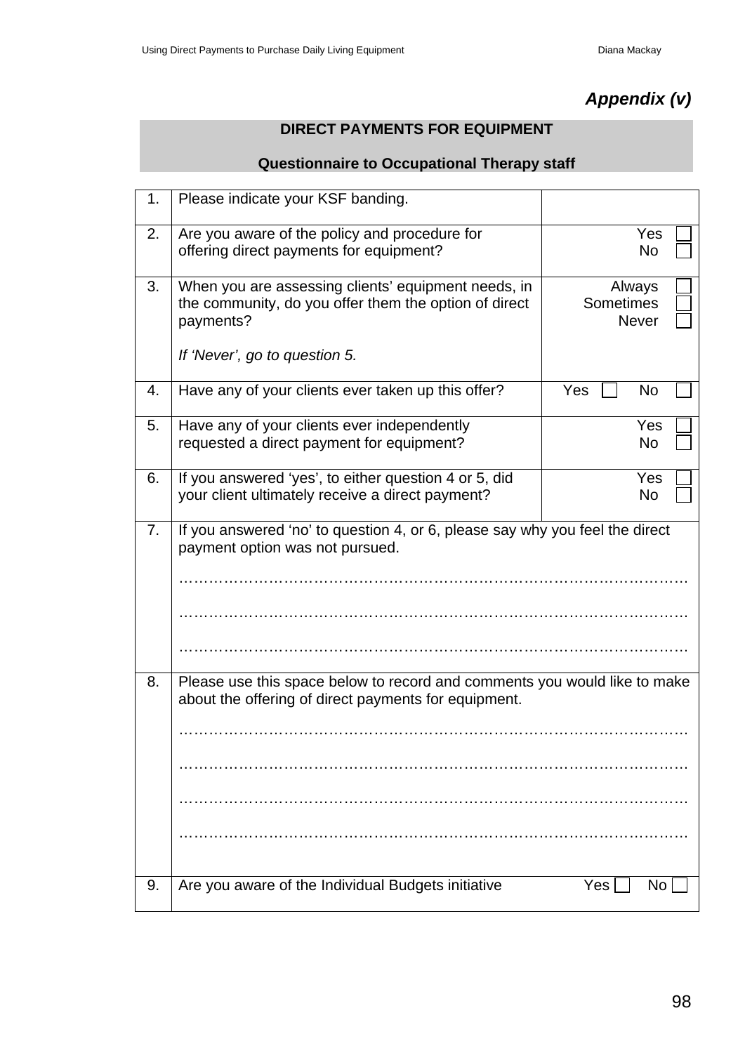*Appendix (v)*

**DIRECT PAYMENTS FOR EQUIPMENT**

**Questionnaire to Occupational Therapy staff**

| | | |
|---|---|---|
| 1. | Please indicate your KSF banding. | |
| 2. | Are you aware of the policy and procedure for offering direct payments for equipment? | Yes ☐<br>No ☐ |
| 3. | When you are assessing clients' equipment needs, in the community, do you offer them the option of direct payments?<br><br>*If 'Never', go to question 5.* | Always ☐<br>Sometimes ☐<br>Never ☐ |
| 4. | Have any of your clients ever taken up this offer? | Yes ☐ No ☐ |
| 5. | Have any of your clients ever independently requested a direct payment for equipment? | Yes ☐<br>No ☐ |
| 6. | If you answered 'yes', to either question 4 or 5, did your client ultimately receive a direct payment? | Yes ☐<br>No ☐ |
| 7. | If you answered 'no' to question 4, or 6, please say why you feel the direct payment option was not pursued.<br><br>………………………………………………………………………………<br><br>………………………………………………………………………………<br><br>……………………………………………………………………………… | |
| 8. | Please use this space below to record and comments you would like to make about the offering of direct payments for equipment.<br><br>………………………………………………………………………………<br><br>………………………………………………………………………………<br><br>………………………………………………………………………………<br><br>……………………………………………………………………………… | |
| 9. | Are you aware of the Individual Budgets initiative | Yes ☐ No ☐ |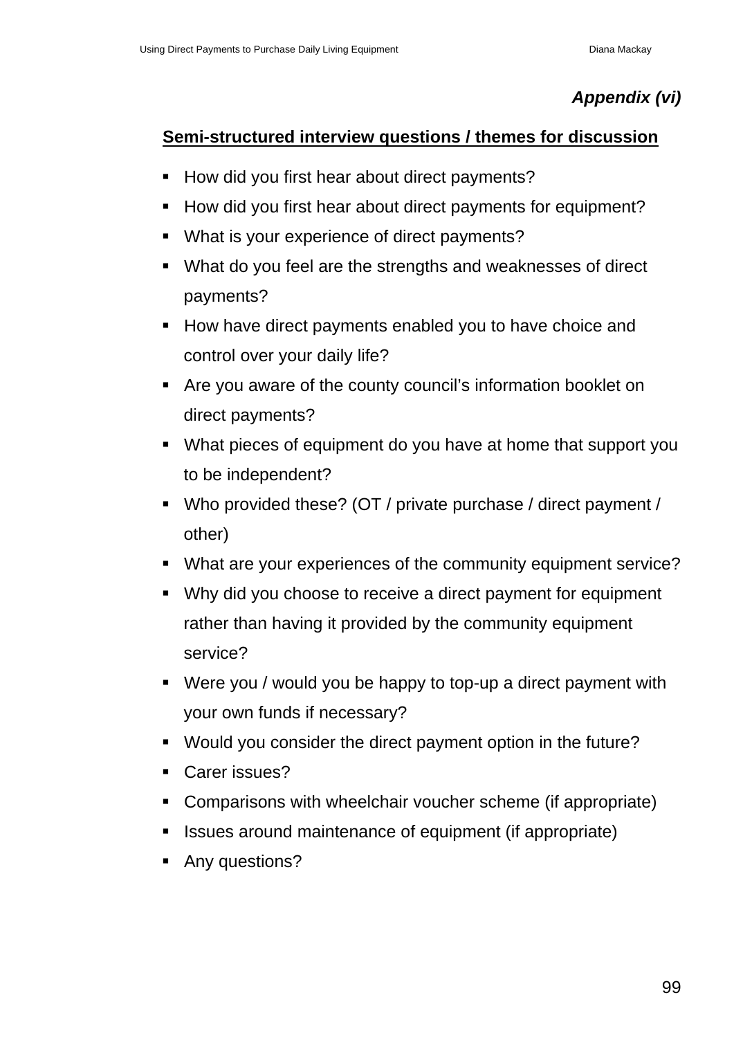***Appendix (vi)***

**Semi-structured interview questions / themes for discussion**

- How did you first hear about direct payments?
- How did you first hear about direct payments for equipment?
- What is your experience of direct payments?
- What do you feel are the strengths and weaknesses of direct payments?
- How have direct payments enabled you to have choice and control over your daily life?
- Are you aware of the county council's information booklet on direct payments?
- What pieces of equipment do you have at home that support you to be independent?
- Who provided these? (OT / private purchase / direct payment / other)
- What are your experiences of the community equipment service?
- Why did you choose to receive a direct payment for equipment rather than having it provided by the community equipment service?
- Were you / would you be happy to top-up a direct payment with your own funds if necessary?
- Would you consider the direct payment option in the future?
- Carer issues?
- Comparisons with wheelchair voucher scheme (if appropriate)
- Issues around maintenance of equipment (if appropriate)
- Any questions?